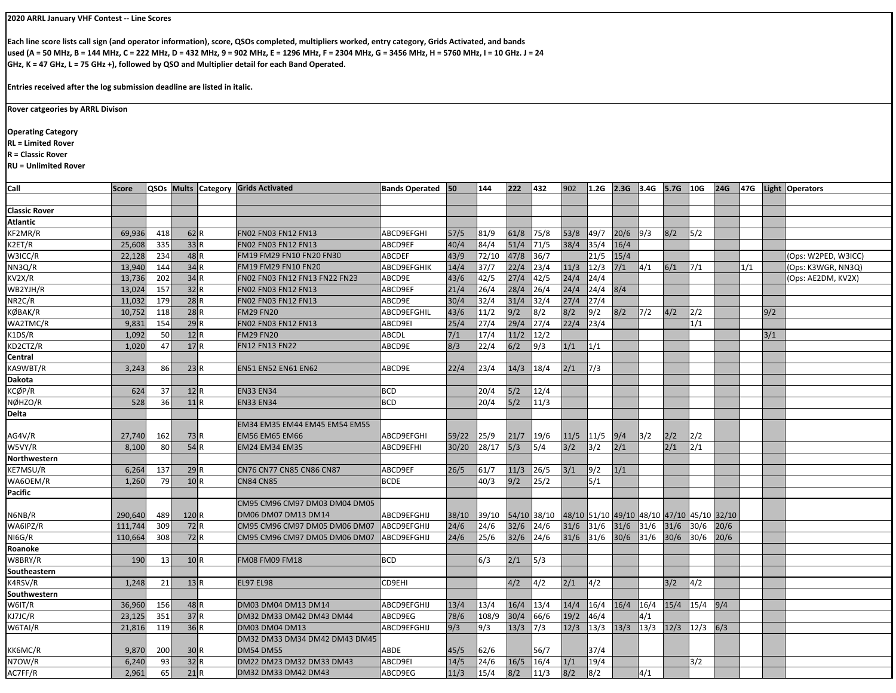**2020 ARRL January VHF Contest -- Line Scores**

**Each line score lists call sign (and operator information), score, QSOs completed, multipliers worked, entry category, Grids Activated, and bands used (A = 50 MHz, B = 144 MHz, C = 222 MHz, D = 432 MHz, 9 = 902 MHz, E = 1296 MHz, F = 2304 MHz, G = 3456 MHz, H = 5760 MHz, I = 10 GHz. J = 24 GHz, K = 47 GHz, L = 75 GHz +), followed by QSO and Multiplier detail for each Band Operated.**

**Entries received after the log submission deadline are listed in italic.**

**Rover catgeories by ARRL Divison**

**Operating Category**
**RL = Limited Rover**
**R = Classic Rover**
**RU = Unlimited Rover**

| Call | Score | QSOs | Mults | Category | Grids Activated | Bands Operated | 50 | 144 | 222 | 432 | 902 | 1.2G | 2.3G | 3.4G | 5.7G | 10G | 24G | 47G | Light | Operators |
|---|---|---|---|---|---|---|---|---|---|---|---|---|---|---|---|---|---|---|---|---|
| **Classic Rover** | | | | | | | | | | | | | | | | | | | | |
| **Atlantic** | | | | | | | | | | | | | | | | | | | | |
| KF2MR/R | 69,936 | 418 | 62 | R | FN02 FN03 FN12 FN13 | ABCD9EFGHI | 57/5 | 81/9 | 61/8 | 75/8 | 53/8 | 49/7 | 20/6 | 9/3 | 8/2 | 5/2 | | | | |
| K2ET/R | 25,608 | 335 | 33 | R | FN02 FN03 FN12 FN13 | ABCD9EF | 40/4 | 84/4 | 51/4 | 71/5 | 38/4 | 35/4 | 16/4 | | | | | | | |
| W3ICC/R | 22,128 | 234 | 48 | R | FM19 FM29 FN10 FN20 FN30 | ABCDEF | 43/9 | 72/10 | 47/8 | 36/7 | | 21/5 | 15/4 | | | | | | | (Ops: W2PED, W3ICC) |
| NN3Q/R | 13,940 | 144 | 34 | R | FM19 FM29 FN10 FN20 | ABCD9EFGHIK | 14/4 | 37/7 | 22/4 | 23/4 | 11/3 | 12/3 | 7/1 | 4/1 | 6/1 | 7/1 | | 1/1 | | (Ops: K3WGR, NN3Q) |
| KV2X/R | 13,736 | 202 | 34 | R | FN02 FN03 FN12 FN13 FN22 FN23 | ABCD9E | 43/6 | 42/5 | 27/4 | 42/5 | 24/4 | 24/4 | | | | | | | | (Ops: AE2DM, KV2X) |
| WB2YJH/R | 13,024 | 157 | 32 | R | FN02 FN03 FN12 FN13 | ABCD9EF | 21/4 | 26/4 | 28/4 | 26/4 | 24/4 | 24/4 | 8/4 | | | | | | | |
| NR2C/R | 11,032 | 179 | 28 | R | FN02 FN03 FN12 FN13 | ABCD9E | 30/4 | 32/4 | 31/4 | 32/4 | 27/4 | 27/4 | | | | | | | | |
| KØBAK/R | 10,752 | 118 | 28 | R | FM29 FN20 | ABCD9EFGHIL | 43/6 | 11/2 | 9/2 | 8/2 | 8/2 | 9/2 | 8/2 | 7/2 | 4/2 | 2/2 | | | 9/2 | |
| WA2TMC/R | 9,831 | 154 | 29 | R | FN02 FN03 FN12 FN13 | ABCD9EI | 25/4 | 27/4 | 29/4 | 27/4 | 22/4 | 23/4 | | | | 1/1 | | | | |
| K1DS/R | 1,092 | 50 | 12 | R | FM29 FN20 | ABCDL | 7/1 | 17/4 | 11/2 | 12/2 | | | | | | | | | 3/1 | |
| KD2CTZ/R | 1,020 | 47 | 17 | R | FN12 FN13 FN22 | ABCD9E | 8/3 | 22/4 | 6/2 | 9/3 | 1/1 | 1/1 | | | | | | | | |
| **Central** | | | | | | | | | | | | | | | | | | | | |
| KA9WBT/R | 3,243 | 86 | 23 | R | EN51 EN52 EN61 EN62 | ABCD9E | 22/4 | 23/4 | 14/3 | 18/4 | 2/1 | 7/3 | | | | | | | | |
| **Dakota** | | | | | | | | | | | | | | | | | | | | |
| KCØP/R | 624 | 37 | 12 | R | EN33 EN34 | BCD | | 20/4 | 5/2 | 12/4 | | | | | | | | | | |
| NØHZO/R | 528 | 36 | 11 | R | EN33 EN34 | BCD | | 20/4 | 5/2 | 11/3 | | | | | | | | | | |
| **Delta** | | | | | | | | | | | | | | | | | | | | |
| AG4V/R | 27,740 | 162 | 73 | R | EM34 EM35 EM44 EM45 EM54 EM55 EM56 EM65 EM66 | ABCD9EFGHI | 59/22 | 25/9 | 21/7 | 19/6 | 11/5 | 11/5 | 9/4 | 3/2 | 2/2 | 2/2 | | | | |
| W5VY/R | 8,100 | 80 | 54 | R | EM24 EM34 EM35 | ABCD9EFHI | 30/20 | 28/17 | 5/3 | 5/4 | 3/2 | 3/2 | 2/1 | | 2/1 | 2/1 | | | | |
| **Northwestern** | | | | | | | | | | | | | | | | | | | | |
| KE7MSU/R | 6,264 | 137 | 29 | R | CN76 CN77 CN85 CN86 CN87 | ABCD9EF | 26/5 | 61/7 | 11/3 | 26/5 | 3/1 | 9/2 | 1/1 | | | | | | | |
| WA6OEM/R | 1,260 | 79 | 10 | R | CN84 CN85 | BCDE | | 40/3 | 9/2 | 25/2 | | 5/1 | | | | | | | | |
| **Pacific** | | | | | | | | | | | | | | | | | | | | |
| N6NB/R | 290,640 | 489 | 120 | R | CM95 CM96 CM97 DM03 DM04 DM05 DM06 DM07 DM13 DM14 | ABCD9EFGHIJ | 38/10 | 39/10 | 54/10 | 38/10 | 48/10 | 51/10 | 49/10 | 48/10 | 47/10 | 45/10 | 32/10 | | | |
| WA6IPZ/R | 111,744 | 309 | 72 | R | CM95 CM96 CM97 DM05 DM06 DM07 | ABCD9EFGHIJ | 24/6 | 24/6 | 32/6 | 24/6 | 31/6 | 31/6 | 31/6 | 31/6 | 31/6 | 30/6 | 20/6 | | | |
| NI6G/R | 110,664 | 308 | 72 | R | CM95 CM96 CM97 DM05 DM06 DM07 | ABCD9EFGHIJ | 24/6 | 25/6 | 32/6 | 24/6 | 31/6 | 31/6 | 30/6 | 31/6 | 30/6 | 30/6 | 20/6 | | | |
| **Roanoke** | | | | | | | | | | | | | | | | | | | | |
| W8BRY/R | 190 | 13 | 10 | R | FM08 FM09 FM18 | BCD | | 6/3 | 2/1 | 5/3 | | | | | | | | | | |
| **Southeastern** | | | | | | | | | | | | | | | | | | | | |
| K4RSV/R | 1,248 | 21 | 13 | R | EL97 EL98 | CD9EHI | | | 4/2 | 4/2 | 2/1 | 4/2 | | | 3/2 | 4/2 | | | | |
| **Southwestern** | | | | | | | | | | | | | | | | | | | | |
| W6IT/R | 36,960 | 156 | 48 | R | DM03 DM04 DM13 DM14 | ABCD9EFGHIJ | 13/4 | 13/4 | 16/4 | 13/4 | 14/4 | 16/4 | 16/4 | 16/4 | 15/4 | 15/4 | 9/4 | | | |
| KJ7JC/R | 23,125 | 351 | 37 | R | DM32 DM33 DM42 DM43 DM44 | ABCD9EG | 78/6 | 108/9 | 30/4 | 66/6 | 19/2 | 46/4 | | 4/1 | | | | | | |
| W6TAI/R | 21,816 | 119 | 36 | R | DM03 DM04 DM13 | ABCD9EFGHIJ | 9/3 | 9/3 | 13/3 | 7/3 | 12/3 | 13/3 | 13/3 | 13/3 | 12/3 | 12/3 | 6/3 | | | |
| KK6MC/R | 9,870 | 200 | 30 | R | DM32 DM33 DM34 DM42 DM43 DM45 DM54 DM55 | ABDE | 45/5 | 62/6 | | 56/7 | | 37/4 | | | | | | | | |
| N7OW/R | 6,240 | 93 | 32 | R | DM22 DM23 DM32 DM33 DM43 | ABCD9EI | 14/5 | 24/6 | 16/5 | 16/4 | 1/1 | 19/4 | | | | 3/2 | | | | |
| AC7FF/R | 2,961 | 65 | 21 | R | DM32 DM33 DM42 DM43 | ABCD9EG | 11/3 | 15/4 | 8/2 | 11/3 | 8/2 | 8/2 | | 4/1 | | | | | | |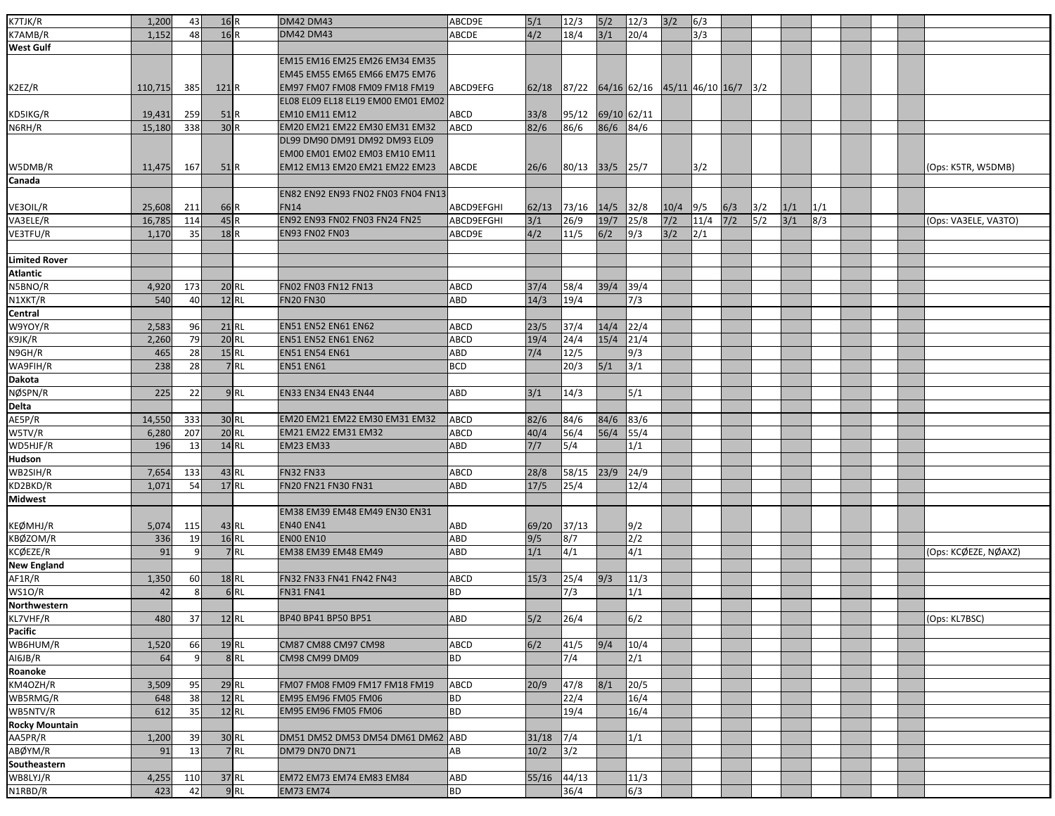| | | | | | | | | | | | | | | | | | | | | |
|---|---|---|---|---|---|---|---|---|---|---|---|---|---|---|---|---|---|---|---|---|
| K7TJK/R | 1,200 | 43 | 16 | R | DM42 DM43 | ABCD9E | 5/1 | 12/3 | 5/2 | 12/3 | 3/2 | 6/3 | | | | | | | | |
| K7AMB/R | 1,152 | 48 | 16 | R | DM42 DM43 | ABCDE | 4/2 | 18/4 | 3/1 | 20/4 | | 3/3 | | | | | | | | |
| **West Gulf** | | | | | | | | | | | | | | | | | | | | |
| K2EZ/R | 110,715 | 385 | 121 | R | EM15 EM16 EM25 EM26 EM34 EM35 EM45 EM55 EM65 EM66 EM75 EM76 EM97 FM07 FM08 FM09 FM18 FM19 | ABCD9EFG | 62/18 | 87/22 | 64/16 | 62/16 | 45/11 | 46/10 | 16/7 | 3/2 | | | | | | | |
| KD5IKG/R | 19,431 | 259 | 51 | R | EL08 EL09 EL18 EL19 EM00 EM01 EM02 EM10 EM11 EM12 | ABCD | 33/8 | 95/12 | 69/10 | 62/11 | | | | | | | | | | | |
| N6RH/R | 15,180 | 338 | 30 | R | EM20 EM21 EM22 EM30 EM31 EM32 | ABCD | 82/6 | 86/6 | 86/6 | 84/6 | | | | | | | | | | | |
| W5DMB/R | 11,475 | 167 | 51 | R | DL99 DM90 DM91 DM92 DM93 EL09 EM00 EM01 EM02 EM03 EM10 EM11 EM12 EM13 EM20 EM21 EM22 EM23 | ABCDE | 26/6 | 80/13 | 33/5 | 25/7 | | 3/2 | | | | | | | | | (Ops: K5TR, W5DMB) |
| **Canada** | | | | | | | | | | | | | | | | | | | | |
| VE3OIL/R | 25,608 | 211 | 66 | R | EN82 EN92 EN93 FN02 FN03 FN04 FN13 FN14 | ABCD9EFGHI | 62/13 | 73/16 | 14/5 | 32/8 | 10/4 | 9/5 | 6/3 | 3/2 | 1/1 | 1/1 | | | | | |
| VA3ELE/R | 16,785 | 114 | 45 | R | EN92 EN93 FN02 FN03 FN24 FN25 | ABCD9EFGHI | 3/1 | 26/9 | 19/7 | 25/8 | 7/2 | 11/4 | 7/2 | 5/2 | 3/1 | 8/3 | | | | | (Ops: VA3ELE, VA3TO) |
| VE3TFU/R | 1,170 | 35 | 18 | R | EN93 FN02 FN03 | ABCD9E | 4/2 | 11/5 | 6/2 | 9/3 | 3/2 | 2/1 | | | | | | | | | |
| | | | | | | | | | | | | | | | | | | | | |
| **Limited Rover** | | | | | | | | | | | | | | | | | | | | |
| **Atlantic** | | | | | | | | | | | | | | | | | | | | |
| N5BNO/R | 4,920 | 173 | 20 | RL | FN02 FN03 FN12 FN13 | ABCD | 37/4 | 58/4 | 39/4 | 39/4 | | | | | | | | | | | |
| N1XKT/R | 540 | 40 | 12 | RL | FN20 FN30 | ABD | 14/3 | 19/4 | | 7/3 | | | | | | | | | | | |
| **Central** | | | | | | | | | | | | | | | | | | | | |
| W9YOY/R | 2,583 | 96 | 21 | RL | EN51 EN52 EN61 EN62 | ABCD | 23/5 | 37/4 | 14/4 | 22/4 | | | | | | | | | | | |
| K9JK/R | 2,260 | 79 | 20 | RL | EN51 EN52 EN61 EN62 | ABCD | 19/4 | 24/4 | 15/4 | 21/4 | | | | | | | | | | | |
| N9GH/R | 465 | 28 | 15 | RL | EN51 EN54 EN61 | ABD | 7/4 | 12/5 | | 9/3 | | | | | | | | | | | |
| WA9FIH/R | 238 | 28 | 7 | RL | EN51 EN61 | BCD | | 20/3 | 5/1 | 3/1 | | | | | | | | | | | |
| **Dakota** | | | | | | | | | | | | | | | | | | | | |
| NØSPN/R | 225 | 22 | 9 | RL | EN33 EN34 EN43 EN44 | ABD | 3/1 | 14/3 | | 5/1 | | | | | | | | | | | |
| **Delta** | | | | | | | | | | | | | | | | | | | | |
| AE5P/R | 14,550 | 333 | 30 | RL | EM20 EM21 EM22 EM30 EM31 EM32 | ABCD | 82/6 | 84/6 | 84/6 | 83/6 | | | | | | | | | | | |
| W5TV/R | 6,280 | 207 | 20 | RL | EM21 EM22 EM31 EM32 | ABCD | 40/4 | 56/4 | 56/4 | 55/4 | | | | | | | | | | | |
| WD5HJF/R | 196 | 13 | 14 | RL | EM23 EM33 | ABD | 7/7 | 5/4 | | 1/1 | | | | | | | | | | | |
| **Hudson** | | | | | | | | | | | | | | | | | | | | |
| WB2SIH/R | 7,654 | 133 | 43 | RL | FN32 FN33 | ABCD | 28/8 | 58/15 | 23/9 | 24/9 | | | | | | | | | | | |
| KD2BKD/R | 1,071 | 54 | 17 | RL | FN20 FN21 FN30 FN31 | ABD | 17/5 | 25/4 | | 12/4 | | | | | | | | | | | |
| **Midwest** | | | | | | | | | | | | | | | | | | | | |
| KEØMHJ/R | 5,074 | 115 | 43 | RL | EM38 EM39 EM48 EM49 EN30 EN31 EN40 EN41 | ABD | 69/20 | 37/13 | | 9/2 | | | | | | | | | | | |
| KBØZOM/R | 336 | 19 | 16 | RL | EN00 EN10 | ABD | 9/5 | 8/7 | | 2/2 | | | | | | | | | | | |
| KCØEZE/R | 91 | 9 | 7 | RL | EM38 EM39 EM48 EM49 | ABD | 1/1 | 4/1 | | 4/1 | | | | | | | | | | | (Ops: KCØEZE, NØAXZ) |
| **New England** | | | | | | | | | | | | | | | | | | | | |
| AF1R/R | 1,350 | 60 | 18 | RL | FN32 FN33 FN41 FN42 FN43 | ABCD | 15/3 | 25/4 | 9/3 | 11/3 | | | | | | | | | | | |
| WS1O/R | 42 | 8 | 6 | RL | FN31 FN41 | BD | | 7/3 | | 1/1 | | | | | | | | | | | |
| **Northwestern** | | | | | | | | | | | | | | | | | | | | |
| KL7VHF/R | 480 | 37 | 12 | RL | BP40 BP41 BP50 BP51 | ABD | 5/2 | 26/4 | | 6/2 | | | | | | | | | | | (Ops: KL7BSC) |
| **Pacific** | | | | | | | | | | | | | | | | | | | | |
| WB6HUM/R | 1,520 | 66 | 19 | RL | CM87 CM88 CM97 CM98 | ABCD | 6/2 | 41/5 | 9/4 | 10/4 | | | | | | | | | | | |
| AI6JB/R | 64 | 9 | 8 | RL | CM98 CM99 DM09 | BD | | 7/4 | | 2/1 | | | | | | | | | | | |
| **Roanoke** | | | | | | | | | | | | | | | | | | | | |
| KM4OZH/R | 3,509 | 95 | 29 | RL | FM07 FM08 FM09 FM17 FM18 FM19 | ABCD | 20/9 | 47/8 | 8/1 | 20/5 | | | | | | | | | | | |
| WB5RMG/R | 648 | 38 | 12 | RL | EM95 EM96 FM05 FM06 | BD | | 22/4 | | 16/4 | | | | | | | | | | | |
| WB5NTV/R | 612 | 35 | 12 | RL | EM95 EM96 FM05 FM06 | BD | | 19/4 | | 16/4 | | | | | | | | | | | |
| **Rocky Mountain** | | | | | | | | | | | | | | | | | | | | |
| AA5PR/R | 1,200 | 39 | 30 | RL | DM51 DM52 DM53 DM54 DM61 DM62 | ABD | 31/18 | 7/4 | | 1/1 | | | | | | | | | | | |
| ABØYM/R | 91 | 13 | 7 | RL | DM79 DN70 DN71 | AB | 10/2 | 3/2 | | | | | | | | | | | | | |
| **Southeastern** | | | | | | | | | | | | | | | | | | | | |
| WB8LYJ/R | 4,255 | 110 | 37 | RL | EM72 EM73 EM74 EM83 EM84 | ABD | 55/16 | 44/13 | | 11/3 | | | | | | | | | | | |
| N1RBD/R | 423 | 42 | 9 | RL | EM73 EM74 | BD | | 36/4 | | 6/3 | | | | | | | | | | | |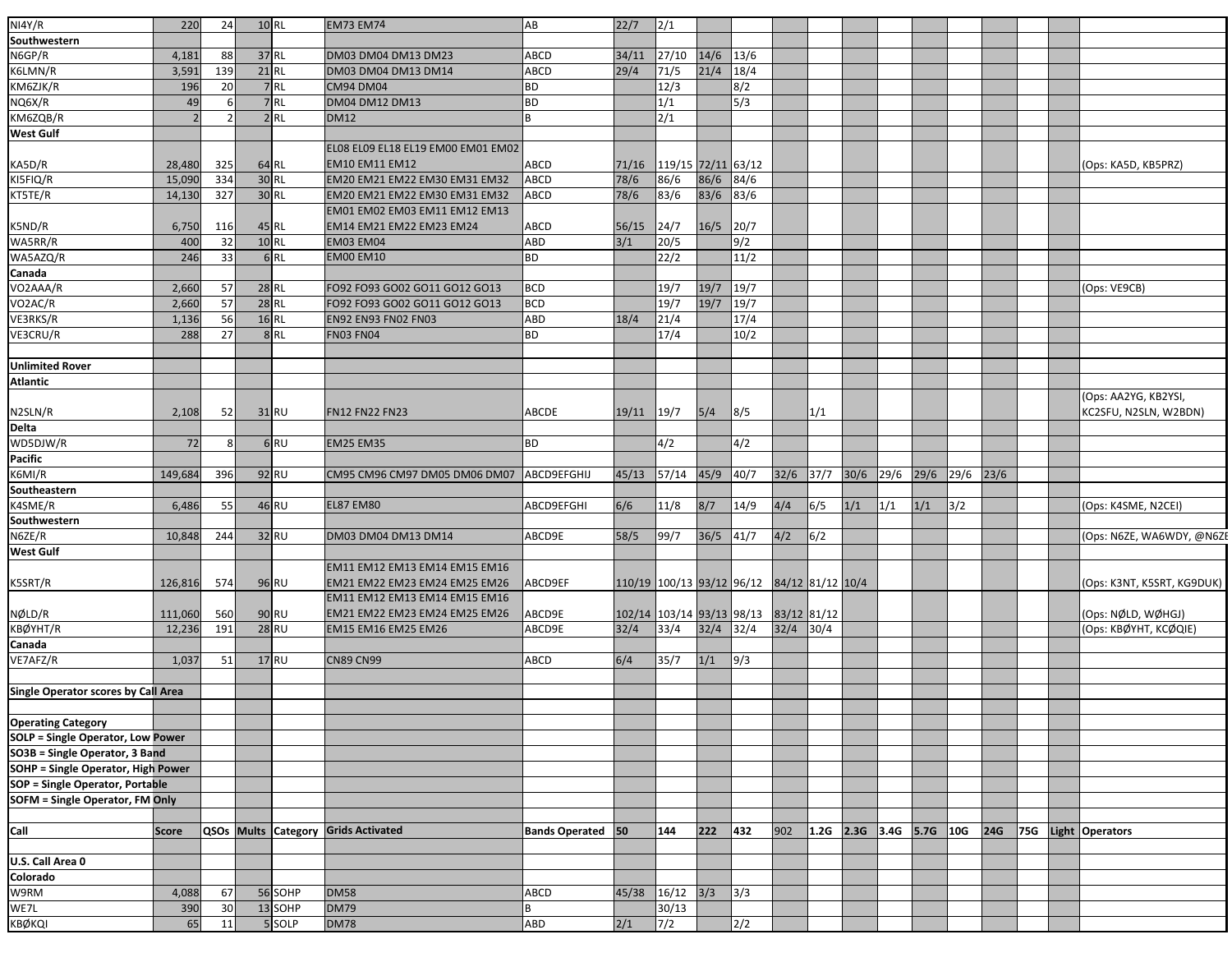| Call | Score | QSOs | Mults | Category | Grids Activated | Bands Operated | 50 | 144 | 222 | 432 | 902 | 1.2G | 2.3G | 3.4G | 5.7G | 10G | 24G | 75G | Light | Operators |
|---|---|---|---|---|---|---|---|---|---|---|---|---|---|---|---|---|---|---|---|---|
| NI4Y/R | 220 | 24 | 10 | RL | EM73 EM74 | AB | 22/7 | 2/1 | | | | | | | | | | | | |
| **Southwestern** | | | | | | | | | | | | | | | | | | | | |
| N6GP/R | 4,181 | 88 | 37 | RL | DM03 DM04 DM13 DM23 | ABCD | 34/11 | 27/10 | 14/6 | 13/6 | | | | | | | | | | |
| K6LMN/R | 3,591 | 139 | 21 | RL | DM03 DM04 DM13 DM14 | ABCD | 29/4 | 71/5 | 21/4 | 18/4 | | | | | | | | | | |
| KM6ZJK/R | 196 | 20 | 7 | RL | CM94 DM04 | BD | | 12/3 | | 8/2 | | | | | | | | | | |
| NQ6X/R | 49 | 6 | 7 | RL | DM04 DM12 DM13 | BD | | 1/1 | | 5/3 | | | | | | | | | | |
| KM6ZQB/R | 2 | 2 | 2 | RL | DM12 | B | | 2/1 | | | | | | | | | | | | |
| **West Gulf** | | | | | | | | | | | | | | | | | | | | |
| KA5D/R | 28,480 | 325 | 64 | RL | EL08 EL09 EL18 EL19 EM00 EM01 EM02 EM10 EM11 EM12 | ABCD | 71/16 | 119/15 | 72/11 | 63/12 | | | | | | | | | | (Ops: KA5D, KB5PRZ) |
| KI5FIQ/R | 15,090 | 334 | 30 | RL | EM20 EM21 EM22 EM30 EM31 EM32 | ABCD | 78/6 | 86/6 | 86/6 | 84/6 | | | | | | | | | | |
| KT5TE/R | 14,130 | 327 | 30 | RL | EM20 EM21 EM22 EM30 EM31 EM32 | ABCD | 78/6 | 83/6 | 83/6 | 83/6 | | | | | | | | | | |
| K5ND/R | 6,750 | 116 | 45 | RL | EM01 EM02 EM03 EM11 EM12 EM13 EM14 EM21 EM22 EM23 EM24 | ABCD | 56/15 | 24/7 | 16/5 | 20/7 | | | | | | | | | | |
| WA5RR/R | 400 | 32 | 10 | RL | EM03 EM04 | ABD | 3/1 | 20/5 | | 9/2 | | | | | | | | | | |
| WA5AZQ/R | 246 | 33 | 6 | RL | EM00 EM10 | BD | | 22/2 | | 11/2 | | | | | | | | | | |
| **Canada** | | | | | | | | | | | | | | | | | | | | |
| VO2AAA/R | 2,660 | 57 | 28 | RL | FO92 FO93 GO02 GO11 GO12 GO13 | BCD | | 19/7 | 19/7 | 19/7 | | | | | | | | | | (Ops: VE9CB) |
| VO2AC/R | 2,660 | 57 | 28 | RL | FO92 FO93 GO02 GO11 GO12 GO13 | BCD | | 19/7 | 19/7 | 19/7 | | | | | | | | | | |
| VE3RKS/R | 1,136 | 56 | 16 | RL | EN92 EN93 FN02 FN03 | ABD | 18/4 | 21/4 | | 17/4 | | | | | | | | | | |
| VE3CRU/R | 288 | 27 | 8 | RL | FN03 FN04 | BD | | 17/4 | | 10/2 | | | | | | | | | | |
| | | | | | | | | | | | | | | | | | | | | |
| **Unlimited Rover** | | | | | | | | | | | | | | | | | | | | |
| **Atlantic** | | | | | | | | | | | | | | | | | | | | |
| N2SLN/R | 2,108 | 52 | 31 | RU | FN12 FN22 FN23 | ABCDE | 19/11 | 19/7 | 5/4 | 8/5 | | 1/1 | | | | | | | | (Ops: AA2YG, KB2YSI, KC2SFU, N2SLN, W2BDN) |
| **Delta** | | | | | | | | | | | | | | | | | | | | |
| WD5DJW/R | 72 | 8 | 6 | RU | EM25 EM35 | BD | | 4/2 | | 4/2 | | | | | | | | | | |
| **Pacific** | | | | | | | | | | | | | | | | | | | | |
| K6MI/R | 149,684 | 396 | 92 | RU | CM95 CM96 CM97 DM05 DM06 DM07 | ABCD9EFGHIJ | 45/13 | 57/14 | 45/9 | 40/7 | 32/6 | 37/7 | 30/6 | 29/6 | 29/6 | 29/6 | 23/6 | | | |
| **Southeastern** | | | | | | | | | | | | | | | | | | | | |
| K4SME/R | 6,486 | 55 | 46 | RU | EL87 EM80 | ABCD9EFGHI | 6/6 | 11/8 | 8/7 | 14/9 | 4/4 | 6/5 | 1/1 | 1/1 | 1/1 | 3/2 | | | | (Ops: K4SME, N2CEI) |
| **Southwestern** | | | | | | | | | | | | | | | | | | | | |
| N6ZE/R | 10,848 | 244 | 32 | RU | DM03 DM04 DM13 DM14 | ABCD9E | 58/5 | 99/7 | 36/5 | 41/7 | 4/2 | 6/2 | | | | | | | | (Ops: N6ZE, WA6WDY, @N6ZE |
| **West Gulf** | | | | | | | | | | | | | | | | | | | | |
| K5SRT/R | 126,816 | 574 | 96 | RU | EM11 EM12 EM13 EM14 EM15 EM16 EM21 EM22 EM23 EM24 EM25 EM26 | ABCD9EF | 110/19 | 100/13 | 93/12 | 96/12 | 84/12 | 81/12 | 10/4 | | | | | | | (Ops: K3NT, K5SRT, KG9DUK) |
| NØLD/R | 111,060 | 560 | 90 | RU | EM11 EM12 EM13 EM14 EM15 EM16 EM21 EM22 EM23 EM24 EM25 EM26 | ABCD9E | 102/14 | 103/14 | 93/13 | 98/13 | 83/12 | 81/12 | | | | | | | | (Ops: NØLD, WØHGJ) |
| KBØYHT/R | 12,236 | 191 | 28 | RU | EM15 EM16 EM25 EM26 | ABCD9E | 32/4 | 33/4 | 32/4 | 32/4 | 32/4 | 30/4 | | | | | | | | (Ops: KBØYHT, KCØQIE) |
| **Canada** | | | | | | | | | | | | | | | | | | | | |
| VE7AFZ/R | 1,037 | 51 | 17 | RU | CN89 CN99 | ABCD | 6/4 | 35/7 | 1/1 | 9/3 | | | | | | | | | | |

**Single Operator scores by Call Area**

**Operating Category**
**SOLP = Single Operator, Low Power**
**SO3B = Single Operator, 3 Band**
**SOHP = Single Operator, High Power**
**SOP = Single Operator, Portable**
**SOFM = Single Operator, FM Only**

| Call | Score | QSOs | Mults | Category | Grids Activated | Bands Operated | 50 | 144 | 222 | 432 | 902 | 1.2G | 2.3G | 3.4G | 5.7G | 10G | 24G | 75G | Light | Operators |
|---|---|---|---|---|---|---|---|---|---|---|---|---|---|---|---|---|---|---|---|---|
| **U.S. Call Area 0** | | | | | | | | | | | | | | | | | | | | |
| **Colorado** | | | | | | | | | | | | | | | | | | | | |
| W9RM | 4,088 | 67 | 56 | SOHP | DM58 | ABCD | 45/38 | 16/12 | 3/3 | 3/3 | | | | | | | | | | |
| WE7L | 390 | 30 | 13 | SOHP | DM79 | B | | 30/13 | | | | | | | | | | | | |
| KBØKQI | 65 | 11 | 5 | SOLP | DM78 | ABD | 2/1 | 7/2 | | 2/2 | | | | | | | | | | |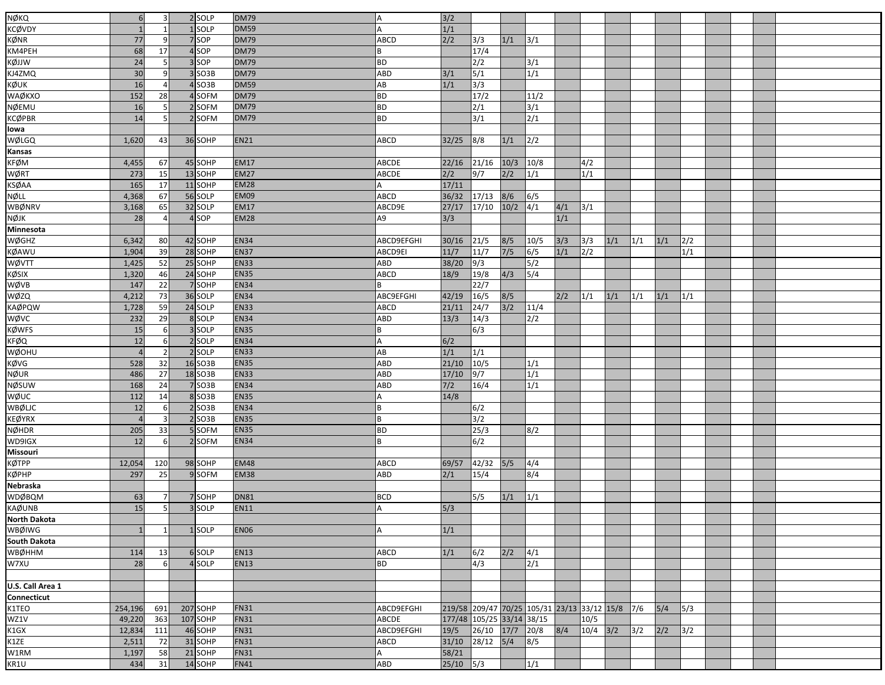| | | | | | | | | | | | | | | | | |
|---|---|---|---|---|---|---|---|---|---|---|---|---|---|---|---|---|
| NØKQ | 6 | 3 | 2 | SOLP | DM79 | A | 3/2 | | | | | | | | | |
| KCØVDY | 1 | 1 | 1 | SOLP | DM59 | A | 1/1 | | | | | | | | | |
| KØNR | 77 | 9 | 7 | SOP | DM79 | ABCD | 2/2 | 3/3 | 1/1 | 3/1 | | | | | | |
| KM4PEH | 68 | 17 | 4 | SOP | DM79 | B | | 17/4 | | | | | | | | |
| KØJJW | 24 | 5 | 3 | SOP | DM79 | BD | | 2/2 | | 3/1 | | | | | | |
| KJ4ZMQ | 30 | 9 | 3 | SO3B | DM79 | ABD | 3/1 | 5/1 | | 1/1 | | | | | | |
| KØUK | 16 | 4 | 4 | SO3B | DM59 | AB | 1/1 | 3/3 | | | | | | | | |
| WAØKXO | 152 | 28 | 4 | SOFM | DM79 | BD | | 17/2 | | 11/2 | | | | | | |
| NØEMU | 16 | 5 | 2 | SOFM | DM79 | BD | | 2/1 | | 3/1 | | | | | | |
| KCØPBR | 14 | 5 | 2 | SOFM | DM79 | BD | | 3/1 | | 2/1 | | | | | | |
| **Iowa** | | | | | | | | | | | | | | | | |
| WØLGQ | 1,620 | 43 | 36 | SOHP | EN21 | ABCD | 32/25 | 8/8 | 1/1 | 2/2 | | | | | | |
| **Kansas** | | | | | | | | | | | | | | | | |
| KFØM | 4,455 | 67 | 45 | SOHP | EM17 | ABCDE | 22/16 | 21/16 | 10/3 | 10/8 | | 4/2 | | | | |
| WØRT | 273 | 15 | 13 | SOHP | EM27 | ABCDE | 2/2 | 9/7 | 2/2 | 1/1 | | 1/1 | | | | |
| KSØAA | 165 | 17 | 11 | SOHP | EM28 | A | 17/11 | | | | | | | | | |
| NØLL | 4,368 | 67 | 56 | SOLP | EM09 | ABCD | 36/32 | 17/13 | 8/6 | 6/5 | | | | | | |
| WBØNRV | 3,168 | 65 | 32 | SOLP | EM17 | ABCD9E | 27/17 | 17/10 | 10/2 | 4/1 | 4/1 | 3/1 | | | | |
| NØJK | 28 | 4 | 4 | SOP | EM28 | A9 | 3/3 | | | | 1/1 | | | | | |
| **Minnesota** | | | | | | | | | | | | | | | | |
| WØGHZ | 6,342 | 80 | 42 | SOHP | EN34 | ABCD9EFGHI | 30/16 | 21/5 | 8/5 | 10/5 | 3/3 | 3/3 | 1/1 | 1/1 | 1/1 | 2/2 |
| KØAWU | 1,904 | 39 | 28 | SOHP | EN37 | ABCD9EI | 11/7 | 11/7 | 7/5 | 6/5 | 1/1 | 2/2 | | | | 1/1 |
| WØVTT | 1,425 | 52 | 25 | SOHP | EN33 | ABD | 38/20 | 9/3 | | 5/2 | | | | | | |
| KØSIX | 1,320 | 46 | 24 | SOHP | EN35 | ABCD | 18/9 | 19/8 | 4/3 | 5/4 | | | | | | |
| WØVB | 147 | 22 | 7 | SOHP | EN34 | B | | 22/7 | | | | | | | | |
| WØZQ | 4,212 | 73 | 36 | SOHP | EN34 | ABC9EFGHI | 42/19 | 16/5 | 8/5 | | 2/2 | 1/1 | 1/1 | 1/1 | 1/1 | 1/1 |
| KAØPQW | 1,728 | 59 | 24 | SOLP | EN33 | ABCD | 21/11 | 24/7 | 3/2 | 11/4 | | | | | | |
| WØVC | 232 | 29 | 8 | SOLP | EN34 | ABD | 13/3 | 14/3 | | 2/2 | | | | | | |
| KØWFS | 15 | 6 | 3 | SOLP | EN35 | B | | 6/3 | | | | | | | | |
| KFØQ | 12 | 6 | 2 | SOLP | EN34 | A | 6/2 | | | | | | | | | |
| WØOHU | 4 | 2 | 2 | SOLP | EN33 | AB | 1/1 | 1/1 | | | | | | | | |
| KØVG | 528 | 32 | 16 | SO3B | EN35 | ABD | 21/10 | 10/5 | | 1/1 | | | | | | |
| NØUR | 486 | 27 | 18 | SO3B | EN33 | ABD | 17/10 | 9/7 | | 1/1 | | | | | | |
| NØSUW | 168 | 24 | 7 | SO3B | EN34 | ABD | 7/2 | 16/4 | | 1/1 | | | | | | |
| WØUC | 112 | 14 | 8 | SO3B | EN35 | A | 14/8 | | | | | | | | | |
| WBØLJC | 12 | 6 | 2 | SO3B | EN34 | B | | 6/2 | | | | | | | | |
| KEØYRX | 4 | 3 | 2 | SO3B | EN35 | B | | 3/2 | | | | | | | | |
| NØHDR | 205 | 33 | 5 | SOFM | EN35 | BD | | 25/3 | | 8/2 | | | | | | |
| WD9IGX | 12 | 6 | 2 | SOFM | EN34 | B | | 6/2 | | | | | | | | |
| **Missouri** | | | | | | | | | | | | | | | | |
| KØTPP | 12,054 | 120 | 98 | SOHP | EM48 | ABCD | 69/57 | 42/32 | 5/5 | 4/4 | | | | | | |
| KØPHP | 297 | 25 | 9 | SOFM | EM38 | ABD | 2/1 | 15/4 | | 8/4 | | | | | | |
| **Nebraska** | | | | | | | | | | | | | | | | |
| WDØBQM | 63 | 7 | 7 | SOHP | DN81 | BCD | | 5/5 | 1/1 | 1/1 | | | | | | |
| KAØUNB | 15 | 5 | 3 | SOLP | EN11 | A | 5/3 | | | | | | | | | |
| **North Dakota** | | | | | | | | | | | | | | | | |
| WBØIWG | 1 | 1 | 1 | SOLP | EN06 | A | 1/1 | | | | | | | | | |
| **South Dakota** | | | | | | | | | | | | | | | | |
| WBØHHM | 114 | 13 | 6 | SOLP | EN13 | ABCD | 1/1 | 6/2 | 2/2 | 4/1 | | | | | | |
| W7XU | 28 | 6 | 4 | SOLP | EN13 | BD | | 4/3 | | 2/1 | | | | | | |
| | | | | | | | | | | | | | | | | |
| **U.S. Call Area 1** | | | | | | | | | | | | | | | | |
| **Connecticut** | | | | | | | | | | | | | | | | |
| K1TEO | 254,196 | 691 | 207 | SOHP | FN31 | ABCD9EFGHI | 219/58 | 209/47 | 70/25 | 105/31 | 23/13 | 33/12 | 15/8 | 7/6 | 5/4 | 5/3 |
| WZ1V | 49,220 | 363 | 107 | SOHP | FN31 | ABCDE | 177/48 | 105/25 | 33/14 | 38/15 | | 10/5 | | | | |
| K1GX | 12,834 | 111 | 46 | SOHP | FN31 | ABCD9EFGHI | 19/5 | 26/10 | 17/7 | 20/8 | 8/4 | 10/4 | 3/2 | 3/2 | 2/2 | 3/2 |
| K1ZE | 2,511 | 72 | 31 | SOHP | FN31 | ABCD | 31/10 | 28/12 | 5/4 | 8/5 | | | | | | |
| W1RM | 1,197 | 58 | 21 | SOHP | FN31 | A | 58/21 | | | | | | | | | |
| KR1U | 434 | 31 | 14 | SOHP | FN41 | ABD | 25/10 | 5/3 | | 1/1 | | | | | | |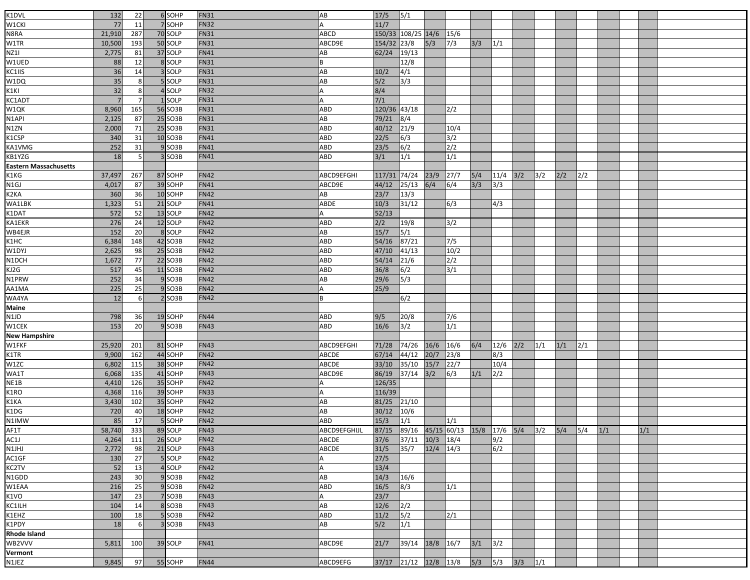| | | | | | | | | | | | | | | | | | | | | |
|---|---|---|---|---|---|---|---|---|---|---|---|---|---|---|---|---|---|---|---|---|
| K1DVL | 132 | 22 | 6 | SOHP | FN31 | AB | 17/5 | 5/1 | | | | | | | | | | | | |
| W1CKI | 77 | 11 | 7 | SOHP | FN32 | A | 11/7 | | | | | | | | | | | | | |
| N8RA | 21,910 | 287 | 70 | SOLP | FN31 | ABCD | 150/33 | 108/25 | 14/6 | 15/6 | | | | | | | | | | |
| W1TR | 10,500 | 193 | 50 | SOLP | FN31 | ABCD9E | 154/32 | 23/8 | 5/3 | 7/3 | 3/3 | 1/1 | | | | | | | | |
| NZ1I | 2,775 | 81 | 37 | SOLP | FN41 | AB | 62/24 | 19/13 | | | | | | | | | | | | |
| W1UED | 88 | 12 | 8 | SOLP | FN31 | B | | 12/8 | | | | | | | | | | | | |
| KC1IIS | 36 | 14 | 3 | SOLP | FN31 | AB | 10/2 | 4/1 | | | | | | | | | | | | |
| W1DQ | 35 | 8 | 5 | SOLP | FN31 | AB | 5/2 | 3/3 | | | | | | | | | | | | |
| K1KI | 32 | 8 | 4 | SOLP | FN32 | A | 8/4 | | | | | | | | | | | | | |
| KC1ADT | 7 | 7 | 1 | SOLP | FN31 | A | 7/1 | | | | | | | | | | | | | |
| W1QK | 8,960 | 165 | 56 | SO3B | FN31 | ABD | 120/36 | 43/18 | | 2/2 | | | | | | | | | | |
| N1API | 2,125 | 87 | 25 | SO3B | FN31 | AB | 79/21 | 8/4 | | | | | | | | | | | | |
| N1ZN | 2,000 | 71 | 25 | SO3B | FN31 | ABD | 40/12 | 21/9 | | 10/4 | | | | | | | | | | |
| K1CSP | 340 | 31 | 10 | SO3B | FN41 | ABD | 22/5 | 6/3 | | 3/2 | | | | | | | | | | |
| KA1VMG | 252 | 31 | 9 | SO3B | FN41 | ABD | 23/5 | 6/2 | | 2/2 | | | | | | | | | | |
| KB1YZG | 18 | 5 | 3 | SO3B | FN41 | ABD | 3/1 | 1/1 | | 1/1 | | | | | | | | | | |
| **Eastern Massachusetts** | | | | | | | | | | | | | | | | | | | | |
| K1KG | 37,497 | 267 | 87 | SOHP | FN42 | ABCD9EFGHI | 117/31 | 74/24 | 23/9 | 27/7 | 5/4 | 11/4 | 3/2 | 3/2 | 2/2 | 2/2 | | | | |
| N1GJ | 4,017 | 87 | 39 | SOHP | FN41 | ABCD9E | 44/12 | 25/13 | 6/4 | 6/4 | 3/3 | 3/3 | | | | | | | | |
| K2KA | 360 | 36 | 10 | SOHP | FN42 | AB | 23/7 | 13/3 | | | | | | | | | | | | |
| WA1LBK | 1,323 | 51 | 21 | SOLP | FN41 | ABDE | 10/3 | 31/12 | | 6/3 | | 4/3 | | | | | | | | |
| K1DAT | 572 | 52 | 13 | SOLP | FN42 | A | 52/13 | | | | | | | | | | | | | |
| KA1EKR | 276 | 24 | 12 | SOLP | FN42 | ABD | 2/2 | 19/8 | | 3/2 | | | | | | | | | | |
| WB4EJR | 152 | 20 | 8 | SOLP | FN42 | AB | 15/7 | 5/1 | | | | | | | | | | | | |
| K1HC | 6,384 | 148 | 42 | SO3B | FN42 | ABD | 54/16 | 87/21 | | 7/5 | | | | | | | | | | |
| W1DYJ | 2,625 | 98 | 25 | SO3B | FN42 | ABD | 47/10 | 41/13 | | 10/2 | | | | | | | | | | |
| N1DCH | 1,672 | 77 | 22 | SO3B | FN42 | ABD | 54/14 | 21/6 | | 2/2 | | | | | | | | | | |
| KJ2G | 517 | 45 | 11 | SO3B | FN42 | ABD | 36/8 | 6/2 | | 3/1 | | | | | | | | | | |
| N1PRW | 252 | 34 | 9 | SO3B | FN42 | AB | 29/6 | 5/3 | | | | | | | | | | | | |
| AA1MA | 225 | 25 | 9 | SO3B | FN42 | A | 25/9 | | | | | | | | | | | | | |
| WA4YA | 12 | 6 | 2 | SO3B | FN42 | B | | 6/2 | | | | | | | | | | | | |
| **Maine** | | | | | | | | | | | | | | | | | | | | |
| N1JD | 798 | 36 | 19 | SOHP | FN44 | ABD | 9/5 | 20/8 | | 7/6 | | | | | | | | | | |
| W1CEK | 153 | 20 | 9 | SO3B | FN43 | ABD | 16/6 | 3/2 | | 1/1 | | | | | | | | | | |
| **New Hampshire** | | | | | | | | | | | | | | | | | | | | |
| W1FKF | 25,920 | 201 | 81 | SOHP | FN43 | ABCD9EFGHI | 71/28 | 74/26 | 16/6 | 16/6 | 6/4 | 12/6 | 2/2 | 1/1 | 1/1 | 2/1 | | | | |
| K1TR | 9,900 | 162 | 44 | SOHP | FN42 | ABCDE | 67/14 | 44/12 | 20/7 | 23/8 | | 8/3 | | | | | | | | |
| W1ZC | 6,802 | 115 | 38 | SOHP | FN42 | ABCDE | 33/10 | 35/10 | 15/7 | 22/7 | | 10/4 | | | | | | | | |
| WA1T | 6,068 | 135 | 41 | SOHP | FN43 | ABCD9E | 86/19 | 37/14 | 3/2 | 6/3 | 1/1 | 2/2 | | | | | | | | |
| NE1B | 4,410 | 126 | 35 | SOHP | FN42 | A | 126/35 | | | | | | | | | | | | | |
| K1RO | 4,368 | 116 | 39 | SOHP | FN33 | A | 116/39 | | | | | | | | | | | | | |
| K1KA | 3,430 | 102 | 35 | SOHP | FN42 | AB | 81/25 | 21/10 | | | | | | | | | | | | |
| K1DG | 720 | 40 | 18 | SOHP | FN42 | AB | 30/12 | 10/6 | | | | | | | | | | | | |
| N1IMW | 85 | 17 | 5 | SOHP | FN42 | ABD | 15/3 | 1/1 | | 1/1 | | | | | | | | | | |
| AF1T | 58,740 | 333 | 89 | SOLP | FN43 | ABCD9EFGHIJL | 87/15 | 89/16 | 45/15 | 60/13 | 15/8 | 17/6 | 5/4 | 3/2 | 5/4 | 5/4 | 1/1 | | 1/1 | |
| AC1J | 4,264 | 111 | 26 | SOLP | FN42 | ABCDE | 37/6 | 37/11 | 10/3 | 18/4 | | 9/2 | | | | | | | | |
| N1JHJ | 2,772 | 98 | 21 | SOLP | FN43 | ABCDE | 31/5 | 35/7 | 12/4 | 14/3 | | 6/2 | | | | | | | | |
| AC1GF | 130 | 27 | 5 | SOLP | FN42 | A | 27/5 | | | | | | | | | | | | | |
| KC2TV | 52 | 13 | 4 | SOLP | FN42 | A | 13/4 | | | | | | | | | | | | | |
| N1GDD | 243 | 30 | 9 | SO3B | FN42 | AB | 14/3 | 16/6 | | | | | | | | | | | | |
| W1EAA | 216 | 25 | 9 | SO3B | FN42 | ABD | 16/5 | 8/3 | | 1/1 | | | | | | | | | | |
| K1VO | 147 | 23 | 7 | SO3B | FN43 | A | 23/7 | | | | | | | | | | | | | |
| KC1ILH | 104 | 14 | 8 | SO3B | FN43 | AB | 12/6 | 2/2 | | | | | | | | | | | | |
| K1EHZ | 100 | 18 | 5 | SO3B | FN42 | ABD | 11/2 | 5/2 | | 2/1 | | | | | | | | | | |
| K1PDY | 18 | 6 | 3 | SO3B | FN43 | AB | 5/2 | 1/1 | | | | | | | | | | | | |
| **Rhode Island** | | | | | | | | | | | | | | | | | | | | |
| WB2VVV | 5,811 | 100 | 39 | SOLP | FN41 | ABCD9E | 21/7 | 39/14 | 18/8 | 16/7 | 3/1 | 3/2 | | | | | | | | |
| **Vermont** | | | | | | | | | | | | | | | | | | | | |
| N1JEZ | 9,845 | 97 | 55 | SOHP | FN44 | ABCD9EFG | 37/17 | 21/12 | 12/8 | 13/8 | 5/3 | 5/3 | 3/3 | 1/1 | | | | | | |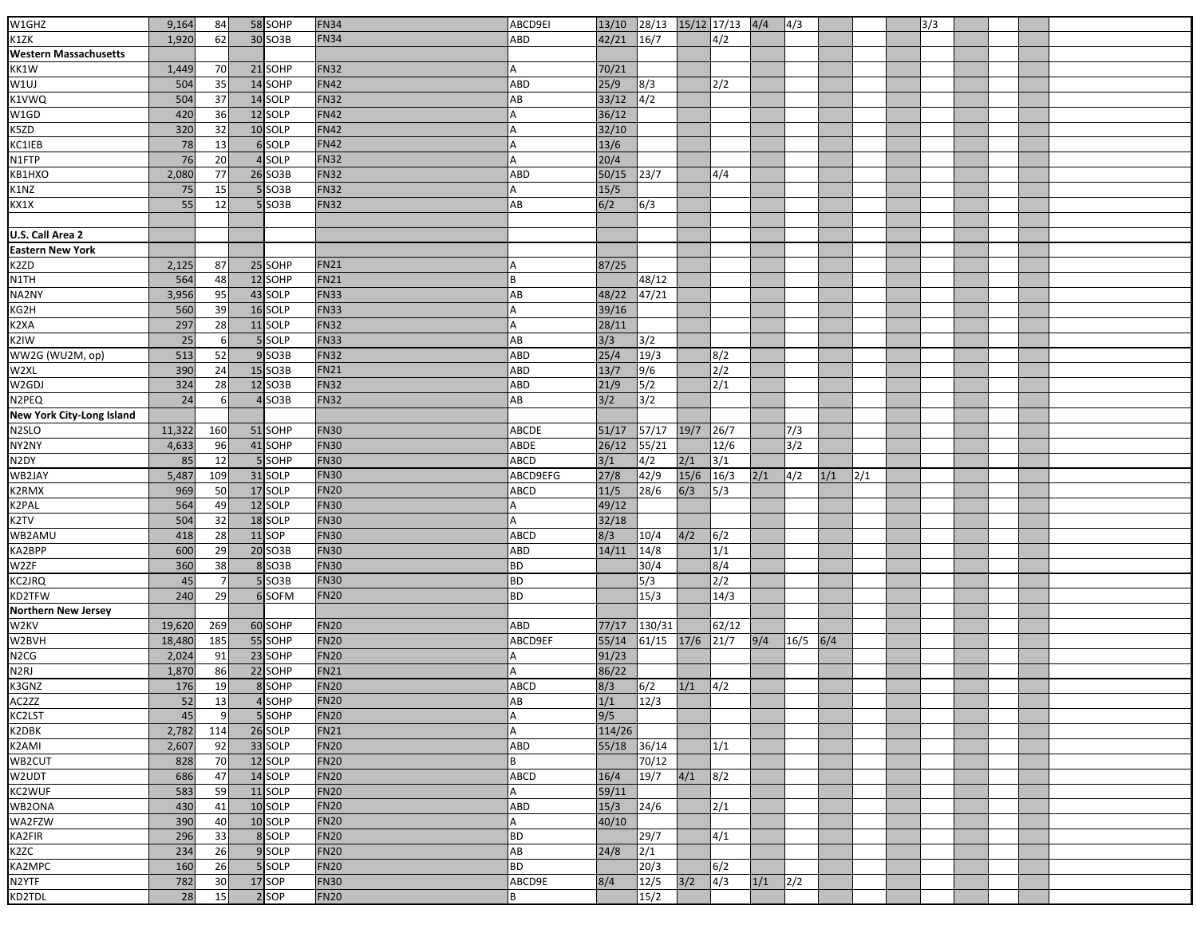| | | | | | | | | | | | | | | | | | | | | | |
|---|---|---|---|---|---|---|---|---|---|---|---|---|---|---|---|---|---|---|---|---|---|
| W1GHZ | 9,164 | 84 | 58 | SOHP | FN34 | | ABCD9EI | 13/10 | 28/13 | 15/12 | 17/13 | 4/4 | 4/3 | | | | 3/3 | | | | |
| K1ZK | 1,920 | 62 | 30 | SO3B | FN34 | | ABD | 42/21 | 16/7 | | 4/2 | | | | | | | | | | |
| **Western Massachusetts** | | | | | | | | | | | | | | | | | | | | | |
| KK1W | 1,449 | 70 | 21 | SOHP | FN32 | | A | 70/21 | | | | | | | | | | | | | |
| W1UJ | 504 | 35 | 14 | SOHP | FN42 | | ABD | 25/9 | 8/3 | | 2/2 | | | | | | | | | | |
| K1VWQ | 504 | 37 | 14 | SOLP | FN32 | | AB | 33/12 | 4/2 | | | | | | | | | | | | |
| W1GD | 420 | 36 | 12 | SOLP | FN42 | | A | 36/12 | | | | | | | | | | | | | |
| K5ZD | 320 | 32 | 10 | SOLP | FN42 | | A | 32/10 | | | | | | | | | | | | | |
| KC1IEB | 78 | 13 | 6 | SOLP | FN42 | | A | 13/6 | | | | | | | | | | | | | |
| N1FTP | 76 | 20 | 4 | SOLP | FN32 | | A | 20/4 | | | | | | | | | | | | | |
| KB1HXO | 2,080 | 77 | 26 | SO3B | FN32 | | ABD | 50/15 | 23/7 | | 4/4 | | | | | | | | | | |
| K1NZ | 75 | 15 | 5 | SO3B | FN32 | | A | 15/5 | | | | | | | | | | | | | |
| KX1X | 55 | 12 | 5 | SO3B | FN32 | | AB | 6/2 | 6/3 | | | | | | | | | | | | |
| | | | | | | | | | | | | | | | | | | | | | |
| **U.S. Call Area 2** | | | | | | | | | | | | | | | | | | | | | |
| **Eastern New York** | | | | | | | | | | | | | | | | | | | | | |
| K2ZD | 2,125 | 87 | 25 | SOHP | FN21 | | A | 87/25 | | | | | | | | | | | | | |
| N1TH | 564 | 48 | 12 | SOHP | FN21 | | B | | 48/12 | | | | | | | | | | | | |
| NA2NY | 3,956 | 95 | 43 | SOLP | FN33 | | AB | 48/22 | 47/21 | | | | | | | | | | | | |
| KG2H | 560 | 39 | 16 | SOLP | FN33 | | A | 39/16 | | | | | | | | | | | | | |
| K2XA | 297 | 28 | 11 | SOLP | FN32 | | A | 28/11 | | | | | | | | | | | | | |
| K2IW | 25 | 6 | 5 | SOLP | FN33 | | AB | 3/3 | 3/2 | | | | | | | | | | | | |
| WW2G (WU2M, op) | 513 | 52 | 9 | SO3B | FN32 | | ABD | 25/4 | 19/3 | | 8/2 | | | | | | | | | | |
| W2XL | 390 | 24 | 15 | SO3B | FN21 | | ABD | 13/7 | 9/6 | | 2/2 | | | | | | | | | | |
| W2GDJ | 324 | 28 | 12 | SO3B | FN32 | | ABD | 21/9 | 5/2 | | 2/1 | | | | | | | | | | |
| N2PEQ | 24 | 6 | 4 | SO3B | FN32 | | AB | 3/2 | 3/2 | | | | | | | | | | | | |
| **New York City-Long Island** | | | | | | | | | | | | | | | | | | | | | |
| N2SLO | 11,322 | 160 | 51 | SOHP | FN30 | | ABCDE | 51/17 | 57/17 | 19/7 | 26/7 | | 7/3 | | | | | | | | |
| NY2NY | 4,633 | 96 | 41 | SOHP | FN30 | | ABDE | 26/12 | 55/21 | | 12/6 | | 3/2 | | | | | | | | |
| N2DY | 85 | 12 | 5 | SOHP | FN30 | | ABCD | 3/1 | 4/2 | 2/1 | 3/1 | | | | | | | | | | |
| WB2JAY | 5,487 | 109 | 31 | SOLP | FN30 | | ABCD9EFG | 27/8 | 42/9 | 15/6 | 16/3 | 2/1 | 4/2 | 1/1 | 2/1 | | | | | | |
| K2RMX | 969 | 50 | 17 | SOLP | FN20 | | ABCD | 11/5 | 28/6 | 6/3 | 5/3 | | | | | | | | | | |
| K2PAL | 564 | 49 | 12 | SOLP | FN30 | | A | 49/12 | | | | | | | | | | | | | |
| K2TV | 504 | 32 | 18 | SOLP | FN30 | | A | 32/18 | | | | | | | | | | | | | |
| WB2AMU | 418 | 28 | 11 | SOP | FN30 | | ABCD | 8/3 | 10/4 | 4/2 | 6/2 | | | | | | | | | | |
| KA2BPP | 600 | 29 | 20 | SO3B | FN30 | | ABD | 14/11 | 14/8 | | 1/1 | | | | | | | | | | |
| W2ZF | 360 | 38 | 8 | SO3B | FN30 | | BD | | 30/4 | | 8/4 | | | | | | | | | | |
| KC2JRQ | 45 | 7 | 5 | SO3B | FN30 | | BD | | 5/3 | | 2/2 | | | | | | | | | | |
| KD2TFW | 240 | 29 | 6 | SOFM | FN20 | | BD | | 15/3 | | 14/3 | | | | | | | | | | |
| **Northern New Jersey** | | | | | | | | | | | | | | | | | | | | | |
| W2KV | 19,620 | 269 | 60 | SOHP | FN20 | | ABD | 77/17 | 130/31 | | 62/12 | | | | | | | | | | |
| W2BVH | 18,480 | 185 | 55 | SOHP | FN20 | | ABCD9EF | 55/14 | 61/15 | 17/6 | 21/7 | 9/4 | 16/5 | 6/4 | | | | | | | |
| N2CG | 2,024 | 91 | 23 | SOHP | FN20 | | A | 91/23 | | | | | | | | | | | | | |
| N2RJ | 1,870 | 86 | 22 | SOHP | FN21 | | A | 86/22 | | | | | | | | | | | | | |
| K3GNZ | 176 | 19 | 8 | SOHP | FN20 | | ABCD | 8/3 | 6/2 | 1/1 | 4/2 | | | | | | | | | | |
| AC2ZZ | 52 | 13 | 4 | SOHP | FN20 | | AB | 1/1 | 12/3 | | | | | | | | | | | | |
| KC2LST | 45 | 9 | 5 | SOHP | FN20 | | A | 9/5 | | | | | | | | | | | | | |
| K2DBK | 2,782 | 114 | 26 | SOLP | FN21 | | A | 114/26 | | | | | | | | | | | | | |
| K2AMI | 2,607 | 92 | 33 | SOLP | FN20 | | ABD | 55/18 | 36/14 | | 1/1 | | | | | | | | | | |
| WB2CUT | 828 | 70 | 12 | SOLP | FN20 | | B | | 70/12 | | | | | | | | | | | | |
| W2UDT | 686 | 47 | 14 | SOLP | FN20 | | ABCD | 16/4 | 19/7 | 4/1 | 8/2 | | | | | | | | | | |
| KC2WUF | 583 | 59 | 11 | SOLP | FN20 | | A | 59/11 | | | | | | | | | | | | | |
| WB2ONA | 430 | 41 | 10 | SOLP | FN20 | | ABD | 15/3 | 24/6 | | 2/1 | | | | | | | | | | |
| WA2FZW | 390 | 40 | 10 | SOLP | FN20 | | A | 40/10 | | | | | | | | | | | | | |
| KA2FIR | 296 | 33 | 8 | SOLP | FN20 | | BD | | 29/7 | | 4/1 | | | | | | | | | | |
| K2ZC | 234 | 26 | 9 | SOLP | FN20 | | AB | 24/8 | 2/1 | | | | | | | | | | | | |
| KA2MPC | 160 | 26 | 5 | SOLP | FN20 | | BD | | 20/3 | | 6/2 | | | | | | | | | | |
| N2YTF | 782 | 30 | 17 | SOP | FN30 | | ABCD9E | 8/4 | 12/5 | 3/2 | 4/3 | 1/1 | 2/2 | | | | | | | | |
| KD2TDL | 28 | 15 | 2 | SOP | FN20 | | B | | 15/2 | | | | | | | | | | | | |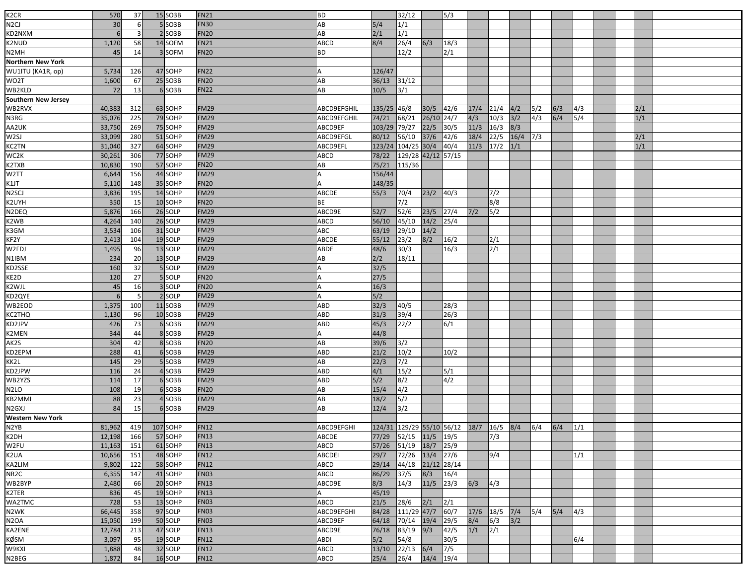| | | | | | | | | | | | | | | | | | | | | |
|---|---|---|---|---|---|---|---|---|---|---|---|---|---|---|---|---|---|---|---|---|
| K2CR | 570 | 37 | 15 | SO3B | FN21 | BD | | 32/12 | | 5/3 | | | | | | | | | | |
| N2CJ | 30 | 6 | 5 | SO3B | FN30 | AB | 5/4 | 1/1 | | | | | | | | | | | | |
| KD2NXM | 6 | 3 | 2 | SO3B | FN20 | AB | 2/1 | 1/1 | | | | | | | | | | | | |
| K2NUD | 1,120 | 58 | 14 | SOFM | FN21 | ABCD | 8/4 | 26/4 | 6/3 | 18/3 | | | | | | | | | | |
| N2MH | 45 | 14 | 3 | SOFM | FN20 | BD | | 12/2 | | 2/1 | | | | | | | | | | |
| **Northern New York** | | | | | | | | | | | | | | | | | | | | |
| WU1ITU (KA1R, op) | 5,734 | 126 | 47 | SOHP | FN22 | A | 126/47 | | | | | | | | | | | | | |
| WO2T | 1,600 | 67 | 25 | SO3B | FN20 | AB | 36/13 | 31/12 | | | | | | | | | | | | |
| WB2KLD | 72 | 13 | 6 | SO3B | FN22 | AB | 10/5 | 3/1 | | | | | | | | | | | | |
| **Southern New Jersey** | | | | | | | | | | | | | | | | | | | | |
| WB2RVX | 40,383 | 312 | 63 | SOHP | FM29 | ABCD9EFGHIL | 135/25 | 46/8 | 30/5 | 42/6 | 17/4 | 21/4 | 4/2 | 5/2 | 6/3 | 4/3 | | | 2/1 | |
| N3RG | 35,076 | 225 | 79 | SOHP | FM29 | ABCD9EFGHIL | 74/21 | 68/21 | 26/10 | 24/7 | 4/3 | 10/3 | 3/2 | 4/3 | 6/4 | 5/4 | | | 1/1 | |
| AA2UK | 33,750 | 269 | 75 | SOHP | FM29 | ABCD9EF | 103/29 | 79/27 | 22/5 | 30/5 | 11/3 | 16/3 | 8/3 | | | | | | | |
| W2SJ | 33,099 | 280 | 51 | SOHP | FM29 | ABCD9EFGL | 80/12 | 56/10 | 37/6 | 42/6 | 18/4 | 22/5 | 16/4 | 7/3 | | | | | 2/1 | |
| KC2TN | 31,040 | 327 | 64 | SOHP | FM29 | ABCD9EFL | 123/24 | 104/25 | 30/4 | 40/4 | 11/3 | 17/2 | 1/1 | | | | | | 1/1 | |
| WC2K | 30,261 | 306 | 77 | SOHP | FM29 | ABCD | 78/22 | 129/28 | 42/12 | 57/15 | | | | | | | | | | |
| K2TXB | 10,830 | 190 | 57 | SOHP | FN20 | AB | 75/21 | 115/36 | | | | | | | | | | | | |
| W2TT | 6,644 | 156 | 44 | SOHP | FM29 | A | 156/44 | | | | | | | | | | | | | |
| K1JT | 5,110 | 148 | 35 | SOHP | FN20 | A | 148/35 | | | | | | | | | | | | | |
| N2SCJ | 3,836 | 195 | 14 | SOHP | FM29 | ABCDE | 55/3 | 70/4 | 23/2 | 40/3 | | 7/2 | | | | | | | | |
| K2UYH | 350 | 15 | 10 | SOHP | FN20 | BE | | 7/2 | | | | 8/8 | | | | | | | | |
| N2DEQ | 5,876 | 166 | 26 | SOLP | FM29 | ABCD9E | 52/7 | 52/6 | 23/5 | 27/4 | 7/2 | 5/2 | | | | | | | | |
| K2WB | 4,264 | 140 | 26 | SOLP | FM29 | ABCD | 56/10 | 45/10 | 14/2 | 25/4 | | | | | | | | | | |
| K3GM | 3,534 | 106 | 31 | SOLP | FM29 | ABC | 63/19 | 29/10 | 14/2 | | | | | | | | | | | |
| KF2Y | 2,413 | 104 | 19 | SOLP | FM29 | ABCDE | 55/12 | 23/2 | 8/2 | 16/2 | | 2/1 | | | | | | | | |
| W2FDJ | 1,495 | 96 | 13 | SOLP | FM29 | ABDE | 48/6 | 30/3 | | 16/3 | | 2/1 | | | | | | | | |
| N1IBM | 234 | 20 | 13 | SOLP | FM29 | AB | 2/2 | 18/11 | | | | | | | | | | | | |
| KD2SSE | 160 | 32 | 5 | SOLP | FM29 | A | 32/5 | | | | | | | | | | | | | |
| KE2D | 120 | 27 | 5 | SOLP | FN20 | A | 27/5 | | | | | | | | | | | | | |
| K2WJL | 45 | 16 | 3 | SOLP | FN20 | A | 16/3 | | | | | | | | | | | | | |
| KD2QYE | 6 | 5 | 2 | SOLP | FM29 | A | 5/2 | | | | | | | | | | | | | |
| WB2EOD | 1,375 | 100 | 11 | SO3B | FM29 | ABD | 32/3 | 40/5 | | 28/3 | | | | | | | | | | |
| KC2THQ | 1,130 | 96 | 10 | SO3B | FM29 | ABD | 31/3 | 39/4 | | 26/3 | | | | | | | | | | |
| KD2JPV | 426 | 73 | 6 | SO3B | FM29 | ABD | 45/3 | 22/2 | | 6/1 | | | | | | | | | | |
| K2MEN | 344 | 44 | 8 | SO3B | FM29 | A | 44/8 | | | | | | | | | | | | | |
| AK2S | 304 | 42 | 8 | SO3B | FN20 | AB | 39/6 | 3/2 | | | | | | | | | | | | |
| KD2EPM | 288 | 41 | 6 | SO3B | FM29 | ABD | 21/2 | 10/2 | | 10/2 | | | | | | | | | | |
| KK2L | 145 | 29 | 5 | SO3B | FM29 | AB | 22/3 | 7/2 | | | | | | | | | | | | |
| KD2JPW | 116 | 24 | 4 | SO3B | FM29 | ABD | 4/1 | 15/2 | | 5/1 | | | | | | | | | | |
| WB2YZS | 114 | 17 | 6 | SO3B | FM29 | ABD | 5/2 | 8/2 | | 4/2 | | | | | | | | | | |
| N2LO | 108 | 19 | 6 | SO3B | FN20 | AB | 15/4 | 4/2 | | | | | | | | | | | | |
| KB2MMI | 88 | 23 | 4 | SO3B | FM29 | AB | 18/2 | 5/2 | | | | | | | | | | | | |
| N2GXJ | 84 | 15 | 6 | SO3B | FM29 | AB | 12/4 | 3/2 | | | | | | | | | | | | |
| **Western New York** | | | | | | | | | | | | | | | | | | | | |
| N2YB | 81,962 | 419 | 107 | SOHP | FN12 | ABCD9EFGHI | 124/31 | 129/29 | 55/10 | 56/12 | 18/7 | 16/5 | 8/4 | 6/4 | 6/4 | 1/1 | | | | |
| K2DH | 12,198 | 166 | 57 | SOHP | FN13 | ABCDE | 77/29 | 52/15 | 11/5 | 19/5 | | 7/3 | | | | | | | | |
| W2FU | 11,163 | 151 | 61 | SOHP | FN13 | ABCD | 57/26 | 51/19 | 18/7 | 25/9 | | | | | | | | | | |
| K2UA | 10,656 | 151 | 48 | SOHP | FN12 | ABCDEI | 29/7 | 72/26 | 13/4 | 27/6 | | 9/4 | | | | 1/1 | | | | |
| KA2LIM | 9,802 | 122 | 58 | SOHP | FN12 | ABCD | 29/14 | 44/18 | 21/12 | 28/14 | | | | | | | | | | |
| NR2C | 6,355 | 147 | 41 | SOHP | FN03 | ABCD | 86/29 | 37/5 | 8/3 | 16/4 | | | | | | | | | | |
| WB2BYP | 2,480 | 66 | 20 | SOHP | FN13 | ABCD9E | 8/3 | 14/3 | 11/5 | 23/3 | 6/3 | 4/3 | | | | | | | | |
| K2TER | 836 | 45 | 19 | SOHP | FN13 | A | 45/19 | | | | | | | | | | | | | |
| WA2TMC | 728 | 53 | 13 | SOHP | FN03 | ABCD | 21/5 | 28/6 | 2/1 | 2/1 | | | | | | | | | | |
| N2WK | 66,445 | 358 | 97 | SOLP | FN03 | ABCD9EFGHI | 84/28 | 111/29 | 47/7 | 60/7 | 17/6 | 18/5 | 7/4 | 5/4 | 5/4 | 4/3 | | | | |
| N2OA | 15,050 | 199 | 50 | SOLP | FN03 | ABCD9EF | 64/18 | 70/14 | 19/4 | 29/5 | 8/4 | 6/3 | 3/2 | | | | | | | |
| KA2ENE | 12,784 | 213 | 47 | SOLP | FN13 | ABCD9E | 76/18 | 83/19 | 9/3 | 42/5 | 1/1 | 2/1 | | | | | | | | |
| KØSM | 3,097 | 95 | 19 | SOLP | FN12 | ABDI | 5/2 | 54/8 | | 30/5 | | | | | | 6/4 | | | | |
| W9KXI | 1,888 | 48 | 32 | SOLP | FN12 | ABCD | 13/10 | 22/13 | 6/4 | 7/5 | | | | | | | | | | |
| N2BEG | 1,872 | 84 | 16 | SOLP | FN12 | ABCD | 25/4 | 26/4 | 14/4 | 19/4 | | | | | | | | | | |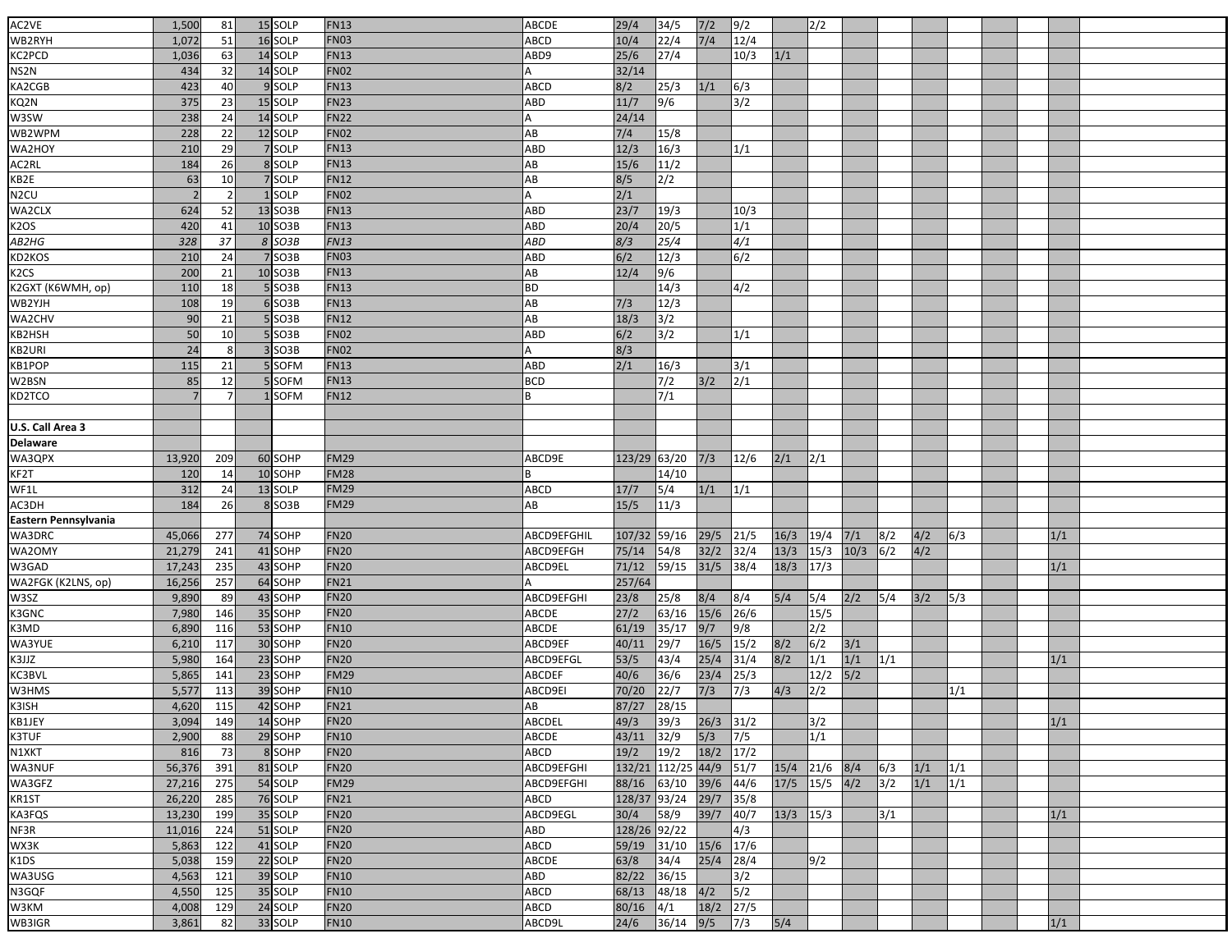| | | | | | | | | | | | | | | | | | | | | |
|---|---|---|---|---|---|---|---|---|---|---|---|---|---|---|---|---|---|---|---|---|
| AC2VE | 1,500 | 81 | 15 | SOLP | FN13 | ABCDE | 29/4 | 34/5 | 7/2 | 9/2 | | 2/2 | | | | | | | | |
| WB2RYH | 1,072 | 51 | 16 | SOLP | FN03 | ABCD | 10/4 | 22/4 | 7/4 | 12/4 | | | | | | | | | | |
| KC2PCD | 1,036 | 63 | 14 | SOLP | FN13 | ABD9 | 25/6 | 27/4 | | 10/3 | 1/1 | | | | | | | | | |
| NS2N | 434 | 32 | 14 | SOLP | FN02 | A | 32/14 | | | | | | | | | | | | | |
| KA2CGB | 423 | 40 | 9 | SOLP | FN13 | ABCD | 8/2 | 25/3 | 1/1 | 6/3 | | | | | | | | | | |
| KQ2N | 375 | 23 | 15 | SOLP | FN23 | ABD | 11/7 | 9/6 | | 3/2 | | | | | | | | | | |
| W3SW | 238 | 24 | 14 | SOLP | FN22 | A | 24/14 | | | | | | | | | | | | | |
| WB2WPM | 228 | 22 | 12 | SOLP | FN02 | AB | 7/4 | 15/8 | | | | | | | | | | | | |
| WA2HOY | 210 | 29 | 7 | SOLP | FN13 | ABD | 12/3 | 16/3 | | 1/1 | | | | | | | | | | |
| AC2RL | 184 | 26 | 8 | SOLP | FN13 | AB | 15/6 | 11/2 | | | | | | | | | | | | |
| KB2E | 63 | 10 | 7 | SOLP | FN12 | AB | 8/5 | 2/2 | | | | | | | | | | | | |
| N2CU | 2 | 2 | 1 | SOLP | FN02 | A | 2/1 | | | | | | | | | | | | | |
| WA2CLX | 624 | 52 | 13 | SO3B | FN13 | ABD | 23/7 | 19/3 | | 10/3 | | | | | | | | | | |
| K2OS | 420 | 41 | 10 | SO3B | FN13 | ABD | 20/4 | 20/5 | | 1/1 | | | | | | | | | | |
| *AB2HG* | *328* | *37* | *8* | *SO3B* | *FN13* | *ABD* | *8/3* | *25/4* | | *4/1* | | | | | | | | | | |
| KD2KOS | 210 | 24 | 7 | SO3B | FN03 | ABD | 6/2 | 12/3 | | 6/2 | | | | | | | | | | |
| K2CS | 200 | 21 | 10 | SO3B | FN13 | AB | 12/4 | 9/6 | | | | | | | | | | | | |
| K2GXT (K6WMH, op) | 110 | 18 | 5 | SO3B | FN13 | BD | | 14/3 | | 4/2 | | | | | | | | | | |
| WB2YJH | 108 | 19 | 6 | SO3B | FN13 | AB | 7/3 | 12/3 | | | | | | | | | | | | |
| WA2CHV | 90 | 21 | 5 | SO3B | FN12 | AB | 18/3 | 3/2 | | | | | | | | | | | | |
| KB2HSH | 50 | 10 | 5 | SO3B | FN02 | ABD | 6/2 | 3/2 | | 1/1 | | | | | | | | | | |
| KB2URI | 24 | 8 | 3 | SO3B | FN02 | A | 8/3 | | | | | | | | | | | | | |
| KB1POP | 115 | 21 | 5 | SOFM | FN13 | ABD | 2/1 | 16/3 | | 3/1 | | | | | | | | | | |
| W2BSN | 85 | 12 | 5 | SOFM | FN13 | BCD | | 7/2 | 3/2 | 2/1 | | | | | | | | | | |
| KD2TCO | 7 | 7 | 1 | SOFM | FN12 | B | | 7/1 | | | | | | | | | | | | |
| | | | | | | | | | | | | | | | | | | | | |
| **U.S. Call Area 3** | | | | | | | | | | | | | | | | | | | | |
| **Delaware** | | | | | | | | | | | | | | | | | | | | |
| WA3QPX | 13,920 | 209 | 60 | SOHP | FM29 | ABCD9E | 123/29 | 63/20 | 7/3 | 12/6 | 2/1 | 2/1 | | | | | | | | |
| KF2T | 120 | 14 | 10 | SOHP | FM28 | B | | 14/10 | | | | | | | | | | | | |
| WF1L | 312 | 24 | 13 | SOLP | FM29 | ABCD | 17/7 | 5/4 | 1/1 | 1/1 | | | | | | | | | | |
| AC3DH | 184 | 26 | 8 | SO3B | FM29 | AB | 15/5 | 11/3 | | | | | | | | | | | | |
| **Eastern Pennsylvania** | | | | | | | | | | | | | | | | | | | | |
| WA3DRC | 45,066 | 277 | 74 | SOHP | FN20 | ABCD9EFGHIL | 107/32 | 59/16 | 29/5 | 21/5 | 16/3 | 19/4 | 7/1 | 8/2 | 4/2 | 6/3 | | | 1/1 | |
| WA2OMY | 21,279 | 241 | 41 | SOHP | FN20 | ABCD9EFGH | 75/14 | 54/8 | 32/2 | 32/4 | 13/3 | 15/3 | 10/3 | 6/2 | 4/2 | | | | | |
| W3GAD | 17,243 | 235 | 43 | SOHP | FN20 | ABCD9EL | 71/12 | 59/15 | 31/5 | 38/4 | 18/3 | 17/3 | | | | | | | 1/1 | |
| WA2FGK (K2LNS, op) | 16,256 | 257 | 64 | SOHP | FN21 | A | 257/64 | | | | | | | | | | | | | |
| W3SZ | 9,890 | 89 | 43 | SOHP | FN20 | ABCD9EFGHI | 23/8 | 25/8 | 8/4 | 8/4 | 5/4 | 5/4 | 2/2 | 5/4 | 3/2 | 5/3 | | | | |
| K3GNC | 7,980 | 146 | 35 | SOHP | FN20 | ABCDE | 27/2 | 63/16 | 15/6 | 26/6 | | 15/5 | | | | | | | | |
| K3MD | 6,890 | 116 | 53 | SOHP | FN10 | ABCDE | 61/19 | 35/17 | 9/7 | 9/8 | | 2/2 | | | | | | | | |
| WA3YUE | 6,210 | 117 | 30 | SOHP | FN20 | ABCD9EF | 40/11 | 29/7 | 16/5 | 15/2 | 8/2 | 6/2 | 3/1 | | | | | | | |
| K3JJZ | 5,980 | 164 | 23 | SOHP | FN20 | ABCD9EFGL | 53/5 | 43/4 | 25/4 | 31/4 | 8/2 | 1/1 | 1/1 | 1/1 | | | | | 1/1 | |
| KC3BVL | 5,865 | 141 | 23 | SOHP | FM29 | ABCDEF | 40/6 | 36/6 | 23/4 | 25/3 | | 12/2 | 5/2 | | | | | | | |
| W3HMS | 5,577 | 113 | 39 | SOHP | FN10 | ABCD9EI | 70/20 | 22/7 | 7/3 | 7/3 | 4/3 | 2/2 | | | | 1/1 | | | | |
| K3ISH | 4,620 | 115 | 42 | SOHP | FN21 | AB | 87/27 | 28/15 | | | | | | | | | | | | |
| KB1JEY | 3,094 | 149 | 14 | SOHP | FN20 | ABCDEL | 49/3 | 39/3 | 26/3 | 31/2 | | 3/2 | | | | | | | 1/1 | |
| K3TUF | 2,900 | 88 | 29 | SOHP | FN10 | ABCDE | 43/11 | 32/9 | 5/3 | 7/5 | | 1/1 | | | | | | | | |
| N1XKT | 816 | 73 | 8 | SOHP | FN20 | ABCD | 19/2 | 19/2 | 18/2 | 17/2 | | | | | | | | | | |
| WA3NUF | 56,376 | 391 | 81 | SOLP | FN20 | ABCD9EFGHI | 132/21 | 112/25 | 44/9 | 51/7 | 15/4 | 21/6 | 8/4 | 6/3 | 1/1 | 1/1 | | | | |
| WA3GFZ | 27,216 | 275 | 54 | SOLP | FM29 | ABCD9EFGHI | 88/16 | 63/10 | 39/6 | 44/6 | 17/5 | 15/5 | 4/2 | 3/2 | 1/1 | 1/1 | | | | |
| KR1ST | 26,220 | 285 | 76 | SOLP | FN21 | ABCD | 128/37 | 93/24 | 29/7 | 35/8 | | | | | | | | | | |
| KA3FQS | 13,230 | 199 | 35 | SOLP | FN20 | ABCD9EGL | 30/4 | 58/9 | 39/7 | 40/7 | 13/3 | 15/3 | | 3/1 | | | | | 1/1 | |
| NF3R | 11,016 | 224 | 51 | SOLP | FN20 | ABD | 128/26 | 92/22 | | 4/3 | | | | | | | | | | |
| WX3K | 5,863 | 122 | 41 | SOLP | FN20 | ABCD | 59/19 | 31/10 | 15/6 | 17/6 | | | | | | | | | | |
| K1DS | 5,038 | 159 | 22 | SOLP | FN20 | ABCDE | 63/8 | 34/4 | 25/4 | 28/4 | | 9/2 | | | | | | | | |
| WA3USG | 4,563 | 121 | 39 | SOLP | FN10 | ABD | 82/22 | 36/15 | | 3/2 | | | | | | | | | | |
| N3GQF | 4,550 | 125 | 35 | SOLP | FN10 | ABCD | 68/13 | 48/18 | 4/2 | 5/2 | | | | | | | | | | |
| W3KM | 4,008 | 129 | 24 | SOLP | FN20 | ABCD | 80/16 | 4/1 | 18/2 | 27/5 | | | | | | | | | | |
| WB3IGR | 3,861 | 82 | 33 | SOLP | FN10 | ABCD9L | 24/6 | 36/14 | 9/5 | 7/3 | 5/4 | | | | | | | | 1/1 | |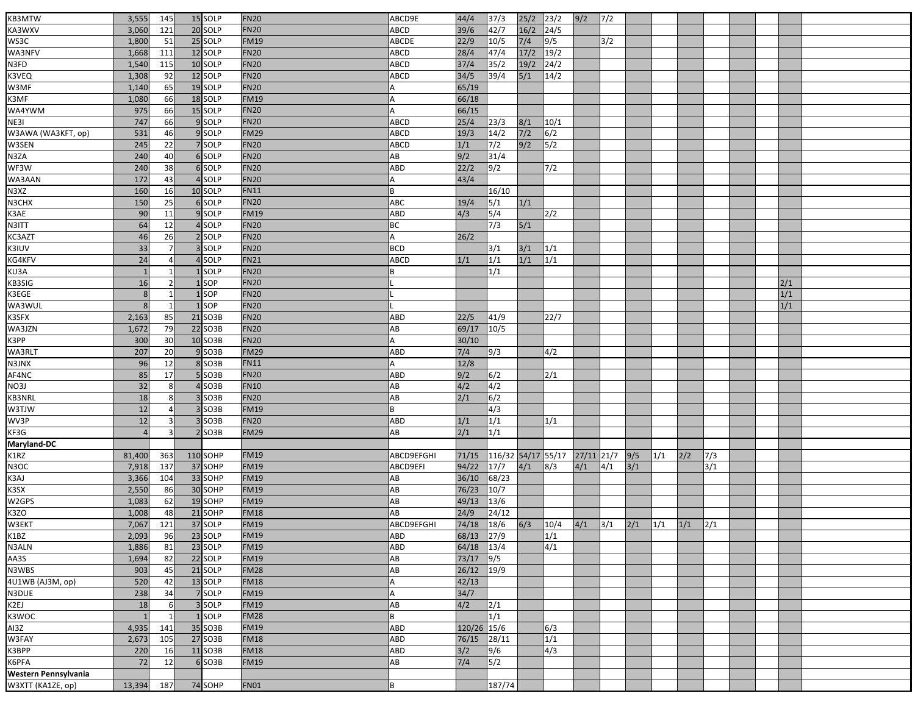| | | | | | | | | | | | | | | | | | | | | |
|---|---|---|---|---|---|---|---|---|---|---|---|---|---|---|---|---|---|---|---|---|
| KB3MTW | 3,555 | 145 | 15 | SOLP | FN20 | ABCD9E | 44/4 | 37/3 | 25/2 | 23/2 | 9/2 | 7/2 | | | | | | | | |
| KA3WXV | 3,060 | 121 | 20 | SOLP | FN20 | ABCD | 39/6 | 42/7 | 16/2 | 24/5 | | | | | | | | | | |
| WS3C | 1,800 | 51 | 25 | SOLP | FM19 | ABCDE | 22/9 | 10/5 | 7/4 | 9/5 | | 3/2 | | | | | | | | |
| WA3NFV | 1,668 | 111 | 12 | SOLP | FN20 | ABCD | 28/4 | 47/4 | 17/2 | 19/2 | | | | | | | | | | |
| N3FD | 1,540 | 115 | 10 | SOLP | FN20 | ABCD | 37/4 | 35/2 | 19/2 | 24/2 | | | | | | | | | | |
| K3VEQ | 1,308 | 92 | 12 | SOLP | FN20 | ABCD | 34/5 | 39/4 | 5/1 | 14/2 | | | | | | | | | | |
| W3MF | 1,140 | 65 | 19 | SOLP | FN20 | A | 65/19 | | | | | | | | | | | | | |
| K3MF | 1,080 | 66 | 18 | SOLP | FM19 | A | 66/18 | | | | | | | | | | | | | |
| WA4YWM | 975 | 66 | 15 | SOLP | FN20 | A | 66/15 | | | | | | | | | | | | | |
| NE3I | 747 | 66 | 9 | SOLP | FN20 | ABCD | 25/4 | 23/3 | 8/1 | 10/1 | | | | | | | | | | |
| W3AWA (WA3KFT, op) | 531 | 46 | 9 | SOLP | FM29 | ABCD | 19/3 | 14/2 | 7/2 | 6/2 | | | | | | | | | | |
| W3SEN | 245 | 22 | 7 | SOLP | FN20 | ABCD | 1/1 | 7/2 | 9/2 | 5/2 | | | | | | | | | | |
| N3ZA | 240 | 40 | 6 | SOLP | FN20 | AB | 9/2 | 31/4 | | | | | | | | | | | | |
| WF3W | 240 | 38 | 6 | SOLP | FN20 | ABD | 22/2 | 9/2 | | 7/2 | | | | | | | | | | |
| WA3AAN | 172 | 43 | 4 | SOLP | FN20 | A | 43/4 | | | | | | | | | | | | | |
| N3XZ | 160 | 16 | 10 | SOLP | FN11 | B | | 16/10 | | | | | | | | | | | | |
| N3CHX | 150 | 25 | 6 | SOLP | FN20 | ABC | 19/4 | 5/1 | 1/1 | | | | | | | | | | | |
| K3AE | 90 | 11 | 9 | SOLP | FM19 | ABD | 4/3 | 5/4 | | 2/2 | | | | | | | | | | |
| N3ITT | 64 | 12 | 4 | SOLP | FN20 | BC | | 7/3 | 5/1 | | | | | | | | | | | |
| KC3AZT | 46 | 26 | 2 | SOLP | FN20 | A | 26/2 | | | | | | | | | | | | | |
| K3IUV | 33 | 7 | 3 | SOLP | FN20 | BCD | | 3/1 | 3/1 | 1/1 | | | | | | | | | | |
| KG4KFV | 24 | 4 | 4 | SOLP | FN21 | ABCD | 1/1 | 1/1 | 1/1 | 1/1 | | | | | | | | | | |
| KU3A | 1 | 1 | 1 | SOLP | FN20 | B | | 1/1 | | | | | | | | | | | | |
| KB3SIG | 16 | 2 | 1 | SOP | FN20 | L | | | | | | | | | | | | | 2/1 | |
| K3EGE | 8 | 1 | 1 | SOP | FN20 | L | | | | | | | | | | | | | 1/1 | |
| WA3WUL | 8 | 1 | 1 | SOP | FN20 | L | | | | | | | | | | | | | 1/1 | |
| K3SFX | 2,163 | 85 | 21 | SO3B | FN20 | ABD | 22/5 | 41/9 | | 22/7 | | | | | | | | | | |
| WA3JZN | 1,672 | 79 | 22 | SO3B | FN20 | AB | 69/17 | 10/5 | | | | | | | | | | | | |
| K3PP | 300 | 30 | 10 | SO3B | FN20 | A | 30/10 | | | | | | | | | | | | | |
| WA3RLT | 207 | 20 | 9 | SO3B | FM29 | ABD | 7/4 | 9/3 | | 4/2 | | | | | | | | | | |
| N3JNX | 96 | 12 | 8 | SO3B | FN11 | A | 12/8 | | | | | | | | | | | | | |
| AF4NC | 85 | 17 | 5 | SO3B | FN20 | ABD | 9/2 | 6/2 | | 2/1 | | | | | | | | | | |
| NO3J | 32 | 8 | 4 | SO3B | FN10 | AB | 4/2 | 4/2 | | | | | | | | | | | | |
| KB3NRL | 18 | 8 | 3 | SO3B | FN20 | AB | 2/1 | 6/2 | | | | | | | | | | | | |
| W3TJW | 12 | 4 | 3 | SO3B | FM19 | B | | 4/3 | | | | | | | | | | | | |
| WV3P | 12 | 3 | 3 | SO3B | FN20 | ABD | 1/1 | 1/1 | | 1/1 | | | | | | | | | | |
| KF3G | 4 | 3 | 2 | SO3B | FM29 | AB | 2/1 | 1/1 | | | | | | | | | | | | |
| **Maryland-DC** | | | | | | | | | | | | | | | | | | | | |
| K1RZ | 81,400 | 363 | 110 | SOHP | FM19 | ABCD9EFGHI | 71/15 | 116/32 | 54/17 | 55/17 | 27/11 | 21/7 | 9/5 | 1/1 | 2/2 | 7/3 | | | | |
| N3OC | 7,918 | 137 | 37 | SOHP | FM19 | ABCD9EFI | 94/22 | 17/7 | 4/1 | 8/3 | 4/1 | 4/1 | 3/1 | | | 3/1 | | | | |
| K3AJ | 3,366 | 104 | 33 | SOHP | FM19 | AB | 36/10 | 68/23 | | | | | | | | | | | | |
| K3SX | 2,550 | 86 | 30 | SOHP | FM19 | AB | 76/23 | 10/7 | | | | | | | | | | | | |
| W2GPS | 1,083 | 62 | 19 | SOHP | FM19 | AB | 49/13 | 13/6 | | | | | | | | | | | | |
| K3ZO | 1,008 | 48 | 21 | SOHP | FM18 | AB | 24/9 | 24/12 | | | | | | | | | | | | |
| W3EKT | 7,067 | 121 | 37 | SOLP | FM19 | ABCD9EFGHI | 74/18 | 18/6 | 6/3 | 10/4 | 4/1 | 3/1 | 2/1 | 1/1 | 1/1 | 2/1 | | | | |
| K1BZ | 2,093 | 96 | 23 | SOLP | FM19 | ABD | 68/13 | 27/9 | | 1/1 | | | | | | | | | | |
| N3ALN | 1,886 | 81 | 23 | SOLP | FM19 | ABD | 64/18 | 13/4 | | 4/1 | | | | | | | | | | |
| AA3S | 1,694 | 82 | 22 | SOLP | FM19 | AB | 73/17 | 9/5 | | | | | | | | | | | | |
| N3WBS | 903 | 45 | 21 | SOLP | FM28 | AB | 26/12 | 19/9 | | | | | | | | | | | | |
| 4U1WB (AJ3M, op) | 520 | 42 | 13 | SOLP | FM18 | A | 42/13 | | | | | | | | | | | | | |
| N3DUE | 238 | 34 | 7 | SOLP | FM19 | A | 34/7 | | | | | | | | | | | | | |
| K2EJ | 18 | 6 | 3 | SOLP | FM19 | AB | 4/2 | 2/1 | | | | | | | | | | | | |
| K3WOC | 1 | 1 | 1 | SOLP | FM28 | B | | 1/1 | | | | | | | | | | | | |
| AI3Z | 4,935 | 141 | 35 | SO3B | FM19 | ABD | 120/26 | 15/6 | | 6/3 | | | | | | | | | | |
| W3FAY | 2,673 | 105 | 27 | SO3B | FM18 | ABD | 76/15 | 28/11 | | 1/1 | | | | | | | | | | |
| K3BPP | 220 | 16 | 11 | SO3B | FM18 | ABD | 3/2 | 9/6 | | 4/3 | | | | | | | | | | |
| K6PFA | 72 | 12 | 6 | SO3B | FM19 | AB | 7/4 | 5/2 | | | | | | | | | | | | |
| **Western Pennsylvania** | | | | | | | | | | | | | | | | | | | | |
| W3XTT (KA1ZE, op) | 13,394 | 187 | 74 | SOHP | FN01 | B | | 187/74 | | | | | | | | | | | | |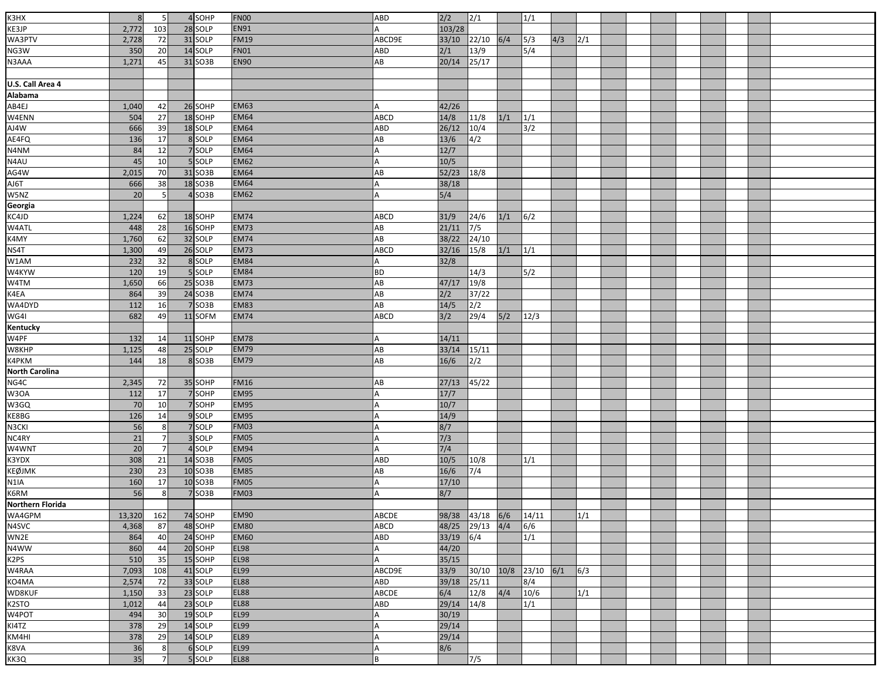| | | | | | | | | | | | | |
|---|---|---|---|---|---|---|---|---|---|---|---|---|
| K3HX | 8 | 5 | 4 | SOHP | FN00 | ABD | 2/2 | 2/1 | | 1/1 | | |
| KE3JP | 2,772 | 103 | 28 | SOLP | EN91 | A | 103/28 | | | | | |
| WA3PTV | 2,728 | 72 | 31 | SOLP | FM19 | ABCD9E | 33/10 | 22/10 | 6/4 | 5/3 | 4/3 | 2/1 |
| NG3W | 350 | 20 | 14 | SOLP | FN01 | ABD | 2/1 | 13/9 | | 5/4 | | |
| N3AAA | 1,271 | 45 | 31 | SO3B | EN90 | AB | 20/14 | 25/17 | | | | |
| | | | | | | | | | | | | |
| **U.S. Call Area 4** | | | | | | | | | | | | |
| **Alabama** | | | | | | | | | | | | |
| AB4EJ | 1,040 | 42 | 26 | SOHP | EM63 | A | 42/26 | | | | | |
| W4ENN | 504 | 27 | 18 | SOHP | EM64 | ABCD | 14/8 | 11/8 | 1/1 | 1/1 | | |
| AJ4W | 666 | 39 | 18 | SOLP | EM64 | ABD | 26/12 | 10/4 | | 3/2 | | |
| AE4FQ | 136 | 17 | 8 | SOLP | EM64 | AB | 13/6 | 4/2 | | | | |
| N4NM | 84 | 12 | 7 | SOLP | EM64 | A | 12/7 | | | | | |
| N4AU | 45 | 10 | 5 | SOLP | EM62 | A | 10/5 | | | | | |
| AG4W | 2,015 | 70 | 31 | SO3B | EM64 | AB | 52/23 | 18/8 | | | | |
| AJ6T | 666 | 38 | 18 | SO3B | EM64 | A | 38/18 | | | | | |
| W5NZ | 20 | 5 | 4 | SO3B | EM62 | A | 5/4 | | | | | |
| **Georgia** | | | | | | | | | | | | |
| KC4JD | 1,224 | 62 | 18 | SOHP | EM74 | ABCD | 31/9 | 24/6 | 1/1 | 6/2 | | |
| W4ATL | 448 | 28 | 16 | SOHP | EM73 | AB | 21/11 | 7/5 | | | | |
| K4MY | 1,760 | 62 | 32 | SOLP | EM74 | AB | 38/22 | 24/10 | | | | |
| NS4T | 1,300 | 49 | 26 | SOLP | EM73 | ABCD | 32/16 | 15/8 | 1/1 | 1/1 | | |
| W1AM | 232 | 32 | 8 | SOLP | EM84 | A | 32/8 | | | | | |
| W4KYW | 120 | 19 | 5 | SOLP | EM84 | BD | | 14/3 | | 5/2 | | |
| W4TM | 1,650 | 66 | 25 | SO3B | EM73 | AB | 47/17 | 19/8 | | | | |
| K4EA | 864 | 39 | 24 | SO3B | EM74 | AB | 2/2 | 37/22 | | | | |
| WA4DYD | 112 | 16 | 7 | SO3B | EM83 | AB | 14/5 | 2/2 | | | | |
| WG4I | 682 | 49 | 11 | SOFM | EM74 | ABCD | 3/2 | 29/4 | 5/2 | 12/3 | | |
| **Kentucky** | | | | | | | | | | | | |
| W4PF | 132 | 14 | 11 | SOHP | EM78 | A | 14/11 | | | | | |
| W8KHP | 1,125 | 48 | 25 | SOLP | EM79 | AB | 33/14 | 15/11 | | | | |
| K4PKM | 144 | 18 | 8 | SO3B | EM79 | AB | 16/6 | 2/2 | | | | |
| **North Carolina** | | | | | | | | | | | | |
| NG4C | 2,345 | 72 | 35 | SOHP | FM16 | AB | 27/13 | 45/22 | | | | |
| W3OA | 112 | 17 | 7 | SOHP | EM95 | A | 17/7 | | | | | |
| W3GQ | 70 | 10 | 7 | SOHP | EM95 | A | 10/7 | | | | | |
| KE8BG | 126 | 14 | 9 | SOLP | EM95 | A | 14/9 | | | | | |
| N3CKI | 56 | 8 | 7 | SOLP | FM03 | A | 8/7 | | | | | |
| NC4RY | 21 | 7 | 3 | SOLP | FM05 | A | 7/3 | | | | | |
| W4WNT | 20 | 7 | 4 | SOLP | EM94 | A | 7/4 | | | | | |
| K3YDX | 308 | 21 | 14 | SO3B | FM05 | ABD | 10/5 | 10/8 | | 1/1 | | |
| KEØJMK | 230 | 23 | 10 | SO3B | EM85 | AB | 16/6 | 7/4 | | | | |
| N1IA | 160 | 17 | 10 | SO3B | FM05 | A | 17/10 | | | | | |
| K6RM | 56 | 8 | 7 | SO3B | FM03 | A | 8/7 | | | | | |
| **Northern Florida** | | | | | | | | | | | | |
| WA4GPM | 13,320 | 162 | 74 | SOHP | EM90 | ABCDE | 98/38 | 43/18 | 6/6 | 14/11 | | 1/1 |
| N4SVC | 4,368 | 87 | 48 | SOHP | EM80 | ABCD | 48/25 | 29/13 | 4/4 | 6/6 | | |
| WN2E | 864 | 40 | 24 | SOHP | EM60 | ABD | 33/19 | 6/4 | | 1/1 | | |
| N4WW | 860 | 44 | 20 | SOHP | EL98 | A | 44/20 | | | | | |
| K2PS | 510 | 35 | 15 | SOHP | EL98 | A | 35/15 | | | | | |
| W4RAA | 7,093 | 108 | 41 | SOLP | EL99 | ABCD9E | 33/9 | 30/10 | 10/8 | 23/10 | 6/1 | 6/3 |
| KO4MA | 2,574 | 72 | 33 | SOLP | EL88 | ABD | 39/18 | 25/11 | | 8/4 | | |
| WD8KUF | 1,150 | 33 | 23 | SOLP | EL88 | ABCDE | 6/4 | 12/8 | 4/4 | 10/6 | | 1/1 |
| K2STO | 1,012 | 44 | 23 | SOLP | EL88 | ABD | 29/14 | 14/8 | | 1/1 | | |
| W4POT | 494 | 30 | 19 | SOLP | EL99 | A | 30/19 | | | | | |
| KI4TZ | 378 | 29 | 14 | SOLP | EL99 | A | 29/14 | | | | | |
| KM4HI | 378 | 29 | 14 | SOLP | EL89 | A | 29/14 | | | | | |
| K8VA | 36 | 8 | 6 | SOLP | EL99 | A | 8/6 | | | | | |
| KK3Q | 35 | 7 | 5 | SOLP | EL88 | B | | 7/5 | | | | |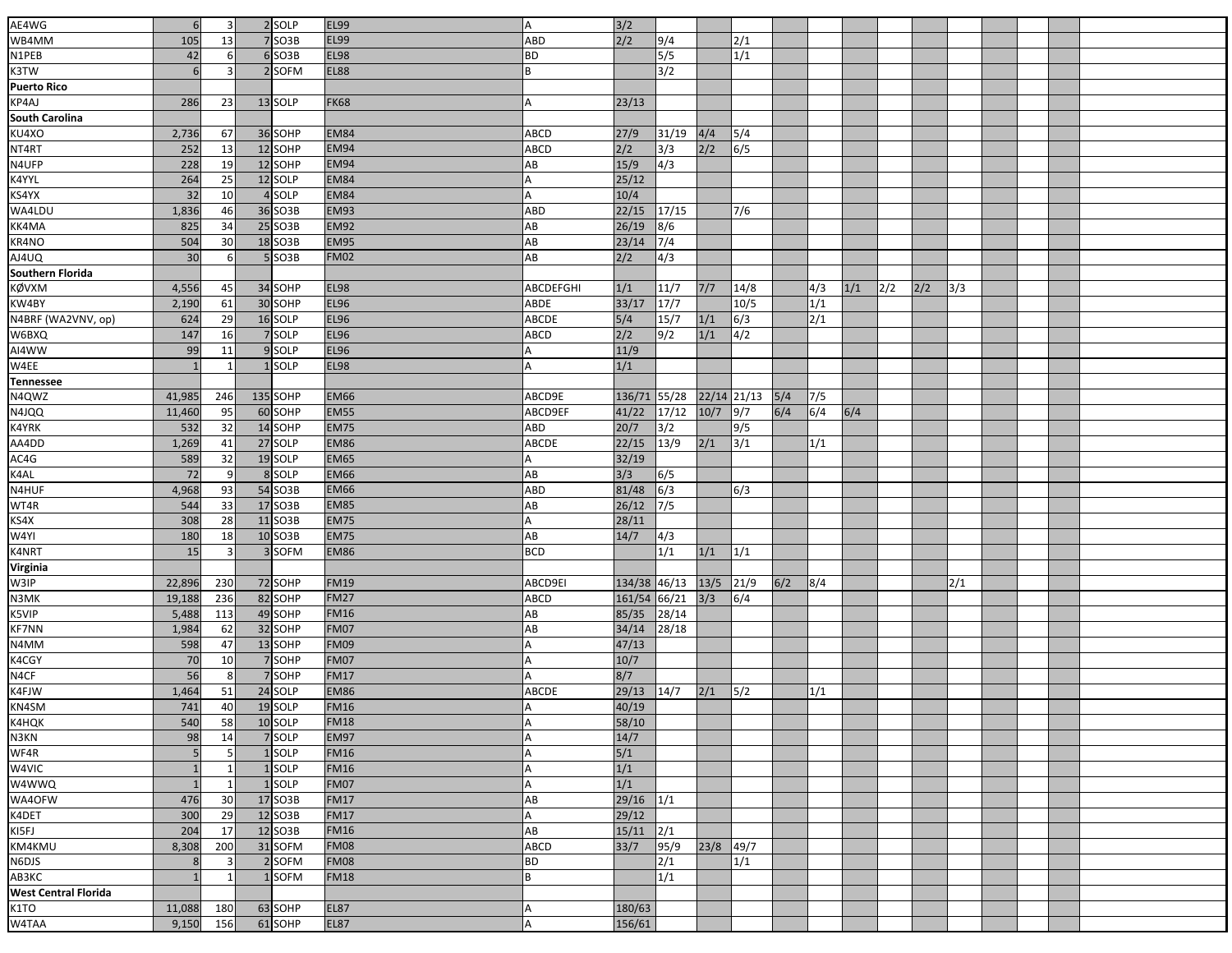| | | | | | | | | | | | | | | | | | | | | |
|---|---|---|---|---|---|---|---|---|---|---|---|---|---|---|---|---|---|---|---|---|
| AE4WG | 6 | 3 | 2 | SOLP | EL99 | A | 3/2 | | | | | | | | | | | | | |
| WB4MM | 105 | 13 | 7 | SO3B | EL99 | ABD | 2/2 | 9/4 | | 2/1 | | | | | | | | | | |
| N1PEB | 42 | 6 | 6 | SO3B | EL98 | BD | | 5/5 | | 1/1 | | | | | | | | | | |
| K3TW | 6 | 3 | 2 | SOFM | EL88 | B | | 3/2 | | | | | | | | | | | | |
| **Puerto Rico** | | | | | | | | | | | | | | | | | | | | |
| KP4AJ | 286 | 23 | 13 | SOLP | FK68 | A | 23/13 | | | | | | | | | | | | | |
| **South Carolina** | | | | | | | | | | | | | | | | | | | | |
| KU4XO | 2,736 | 67 | 36 | SOHP | EM84 | ABCD | 27/9 | 31/19 | 4/4 | 5/4 | | | | | | | | | | |
| NT4RT | 252 | 13 | 12 | SOHP | EM94 | ABCD | 2/2 | 3/3 | 2/2 | 6/5 | | | | | | | | | | |
| N4UFP | 228 | 19 | 12 | SOHP | EM94 | AB | 15/9 | 4/3 | | | | | | | | | | | | |
| K4YYL | 264 | 25 | 12 | SOLP | EM84 | A | 25/12 | | | | | | | | | | | | | |
| KS4YX | 32 | 10 | 4 | SOLP | EM84 | A | 10/4 | | | | | | | | | | | | | |
| WA4LDU | 1,836 | 46 | 36 | SO3B | EM93 | ABD | 22/15 | 17/15 | | 7/6 | | | | | | | | | | |
| KK4MA | 825 | 34 | 25 | SO3B | EM92 | AB | 26/19 | 8/6 | | | | | | | | | | | | |
| KR4NO | 504 | 30 | 18 | SO3B | EM95 | AB | 23/14 | 7/4 | | | | | | | | | | | | |
| AJ4UQ | 30 | 6 | 5 | SO3B | FM02 | AB | 2/2 | 4/3 | | | | | | | | | | | | |
| **Southern Florida** | | | | | | | | | | | | | | | | | | | | |
| KØVXM | 4,556 | 45 | 34 | SOHP | EL98 | ABCDEFGHI | 1/1 | 11/7 | 7/7 | 14/8 | | 4/3 | 1/1 | 2/2 | 2/2 | 3/3 | | | | |
| KW4BY | 2,190 | 61 | 30 | SOHP | EL96 | ABDE | 33/17 | 17/7 | | 10/5 | | 1/1 | | | | | | | | |
| N4BRF (WA2VNV, op) | 624 | 29 | 16 | SOLP | EL96 | ABCDE | 5/4 | 15/7 | 1/1 | 6/3 | | 2/1 | | | | | | | | |
| W6BXQ | 147 | 16 | 7 | SOLP | EL96 | ABCD | 2/2 | 9/2 | 1/1 | 4/2 | | | | | | | | | | |
| AI4WW | 99 | 11 | 9 | SOLP | EL96 | A | 11/9 | | | | | | | | | | | | | |
| W4EE | 1 | 1 | 1 | SOLP | EL98 | A | 1/1 | | | | | | | | | | | | | |
| **Tennessee** | | | | | | | | | | | | | | | | | | | | |
| N4QWZ | 41,985 | 246 | 135 | SOHP | EM66 | ABCD9E | 136/71 | 55/28 | 22/14 | 21/13 | 5/4 | 7/5 | | | | | | | | |
| N4JQQ | 11,460 | 95 | 60 | SOHP | EM55 | ABCD9EF | 41/22 | 17/12 | 10/7 | 9/7 | 6/4 | 6/4 | 6/4 | | | | | | | |
| K4YRK | 532 | 32 | 14 | SOHP | EM75 | ABD | 20/7 | 3/2 | | 9/5 | | | | | | | | | | |
| AA4DD | 1,269 | 41 | 27 | SOLP | EM86 | ABCDE | 22/15 | 13/9 | 2/1 | 3/1 | | 1/1 | | | | | | | | |
| AC4G | 589 | 32 | 19 | SOLP | EM65 | A | 32/19 | | | | | | | | | | | | | |
| K4AL | 72 | 9 | 8 | SOLP | EM66 | AB | 3/3 | 6/5 | | | | | | | | | | | | |
| N4HUF | 4,968 | 93 | 54 | SO3B | EM66 | ABD | 81/48 | 6/3 | | 6/3 | | | | | | | | | | |
| WT4R | 544 | 33 | 17 | SO3B | EM85 | AB | 26/12 | 7/5 | | | | | | | | | | | | |
| KS4X | 308 | 28 | 11 | SO3B | EM75 | A | 28/11 | | | | | | | | | | | | | |
| W4YI | 180 | 18 | 10 | SO3B | EM75 | AB | 14/7 | 4/3 | | | | | | | | | | | | |
| K4NRT | 15 | 3 | 3 | SOFM | EM86 | BCD | | 1/1 | 1/1 | 1/1 | | | | | | | | | | |
| **Virginia** | | | | | | | | | | | | | | | | | | | | |
| W3IP | 22,896 | 230 | 72 | SOHP | FM19 | ABCD9EI | 134/38 | 46/13 | 13/5 | 21/9 | 6/2 | 8/4 | | | | 2/1 | | | | |
| N3MK | 19,188 | 236 | 82 | SOHP | FM27 | ABCD | 161/54 | 66/21 | 3/3 | 6/4 | | | | | | | | | | |
| K5VIP | 5,488 | 113 | 49 | SOHP | FM16 | AB | 85/35 | 28/14 | | | | | | | | | | | | |
| KF7NN | 1,984 | 62 | 32 | SOHP | FM07 | AB | 34/14 | 28/18 | | | | | | | | | | | | |
| N4MM | 598 | 47 | 13 | SOHP | FM09 | A | 47/13 | | | | | | | | | | | | | |
| K4CGY | 70 | 10 | 7 | SOHP | FM07 | A | 10/7 | | | | | | | | | | | | | |
| N4CF | 56 | 8 | 7 | SOHP | FM17 | A | 8/7 | | | | | | | | | | | | | |
| K4FJW | 1,464 | 51 | 24 | SOLP | EM86 | ABCDE | 29/13 | 14/7 | 2/1 | 5/2 | | 1/1 | | | | | | | | |
| KN4SM | 741 | 40 | 19 | SOLP | FM16 | A | 40/19 | | | | | | | | | | | | | |
| K4HQK | 540 | 58 | 10 | SOLP | FM18 | A | 58/10 | | | | | | | | | | | | | |
| N3KN | 98 | 14 | 7 | SOLP | EM97 | A | 14/7 | | | | | | | | | | | | | |
| WF4R | 5 | 5 | 1 | SOLP | FM16 | A | 5/1 | | | | | | | | | | | | | |
| W4VIC | 1 | 1 | 1 | SOLP | FM16 | A | 1/1 | | | | | | | | | | | | | |
| W4WWQ | 1 | 1 | 1 | SOLP | FM07 | A | 1/1 | | | | | | | | | | | | | |
| WA4OFW | 476 | 30 | 17 | SO3B | FM17 | AB | 29/16 | 1/1 | | | | | | | | | | | | |
| K4DET | 300 | 29 | 12 | SO3B | FM17 | A | 29/12 | | | | | | | | | | | | | |
| KI5FJ | 204 | 17 | 12 | SO3B | FM16 | AB | 15/11 | 2/1 | | | | | | | | | | | | |
| KM4KMU | 8,308 | 200 | 31 | SOFM | FM08 | ABCD | 33/7 | 95/9 | 23/8 | 49/7 | | | | | | | | | | |
| N6DJS | 8 | 3 | 2 | SOFM | FM08 | BD | | 2/1 | | 1/1 | | | | | | | | | | |
| AB3KC | 1 | 1 | 1 | SOFM | FM18 | B | | 1/1 | | | | | | | | | | | | |
| **West Central Florida** | | | | | | | | | | | | | | | | | | | | |
| K1TO | 11,088 | 180 | 63 | SOHP | EL87 | A | 180/63 | | | | | | | | | | | | | |
| W4TAA | 9,150 | 156 | 61 | SOHP | EL87 | A | 156/61 | | | | | | | | | | | | | |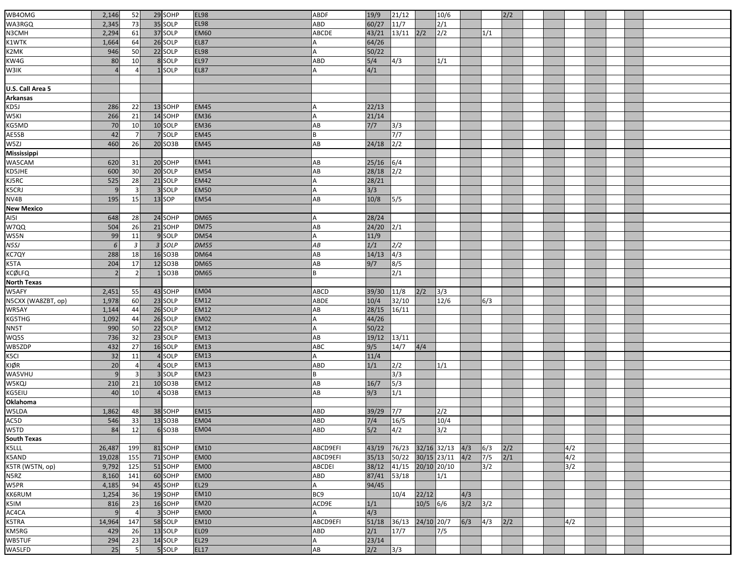| | | | | | | | | | | | | | | | | | | | | |
|---|---|---|---|---|---|---|---|---|---|---|---|---|---|---|---|---|---|---|---|---|
| WB4OMG | 2,146 | 52 | 29 | SOHP | EL98 | ABDF | 19/9 | 21/12 | | 10/6 | | | 2/2 | | | | | | | |
| WA3RGQ | 2,345 | 73 | 35 | SOLP | EL98 | ABD | 60/27 | 11/7 | | 2/1 | | | | | | | | | | |
| N3CMH | 2,294 | 61 | 37 | SOLP | EM60 | ABCDE | 43/21 | 13/11 | 2/2 | 2/2 | | 1/1 | | | | | | | | |
| K1WTK | 1,664 | 64 | 26 | SOLP | EL87 | A | 64/26 | | | | | | | | | | | | | |
| K2MK | 946 | 50 | 22 | SOLP | EL98 | A | 50/22 | | | | | | | | | | | | | |
| KW4G | 80 | 10 | 8 | SOLP | EL97 | ABD | 5/4 | 4/3 | | 1/1 | | | | | | | | | | |
| W3IK | 4 | 4 | 1 | SOLP | EL87 | A | 4/1 | | | | | | | | | | | | | |
| | | | | | | | | | | | | | | | | | | | | |
| **U.S. Call Area 5** | | | | | | | | | | | | | | | | | | | | |
| **Arkansas** | | | | | | | | | | | | | | | | | | | | |
| KD5J | 286 | 22 | 13 | SOHP | EM45 | A | 22/13 | | | | | | | | | | | | | |
| W5KI | 266 | 21 | 14 | SOHP | EM36 | A | 21/14 | | | | | | | | | | | | | |
| KG5MD | 70 | 10 | 10 | SOLP | EM36 | AB | 7/7 | 3/3 | | | | | | | | | | | | |
| AE5SB | 42 | 7 | 7 | SOLP | EM45 | B | | 7/7 | | | | | | | | | | | | |
| W5ZJ | 460 | 26 | 20 | SO3B | EM45 | AB | 24/18 | 2/2 | | | | | | | | | | | | |
| **Mississippi** | | | | | | | | | | | | | | | | | | | | |
| WA5CAM | 620 | 31 | 20 | SOHP | EM41 | AB | 25/16 | 6/4 | | | | | | | | | | | | |
| KD5JHE | 600 | 30 | 20 | SOLP | EM54 | AB | 28/18 | 2/2 | | | | | | | | | | | | |
| KJ5RC | 525 | 28 | 21 | SOLP | EM42 | A | 28/21 | | | | | | | | | | | | | |
| K5CRJ | 9 | 3 | 3 | SOLP | EM50 | A | 3/3 | | | | | | | | | | | | | |
| NV4B | 195 | 15 | 13 | SOP | EM54 | AB | 10/8 | 5/5 | | | | | | | | | | | | |
| **New Mexico** | | | | | | | | | | | | | | | | | | | | |
| AI5I | 648 | 28 | 24 | SOHP | DM65 | A | 28/24 | | | | | | | | | | | | | |
| W7QQ | 504 | 26 | 21 | SOHP | DM75 | AB | 24/20 | 2/1 | | | | | | | | | | | | |
| WS5N | 99 | 11 | 9 | SOLP | DM54 | A | 11/9 | | | | | | | | | | | | | |
| *N5SJ* | *6* | *3* | *3* | *SOLP* | *DM55* | *AB* | *1/1* | *2/2* | | | | | | | | | | | | |
| KC7QY | 288 | 18 | 16 | SO3B | DM64 | AB | 14/13 | 4/3 | | | | | | | | | | | | |
| K5TA | 204 | 17 | 12 | SO3B | DM65 | AB | 9/7 | 8/5 | | | | | | | | | | | | |
| KCØLFQ | 2 | 2 | 1 | SO3B | DM65 | B | | 2/1 | | | | | | | | | | | | |
| **North Texas** | | | | | | | | | | | | | | | | | | | | |
| W5AFY | 2,451 | 55 | 43 | SOHP | EM04 | ABCD | 39/30 | 11/8 | 2/2 | 3/3 | | | | | | | | | | |
| N5CXX (WA8ZBT, op) | 1,978 | 60 | 23 | SOLP | EM12 | ABDE | 10/4 | 32/10 | | 12/6 | | 6/3 | | | | | | | | |
| WR5AY | 1,144 | 44 | 26 | SOLP | EM12 | AB | 28/15 | 16/11 | | | | | | | | | | | | |
| KG5THG | 1,092 | 44 | 26 | SOLP | EM02 | A | 44/26 | | | | | | | | | | | | | |
| NN5T | 990 | 50 | 22 | SOLP | EM12 | A | 50/22 | | | | | | | | | | | | | |
| WQ5S | 736 | 32 | 23 | SOLP | EM13 | AB | 19/12 | 13/11 | | | | | | | | | | | | |
| WB5ZDP | 432 | 27 | 16 | SOLP | EM13 | ABC | 9/5 | 14/7 | 4/4 | | | | | | | | | | | |
| K5CI | 32 | 11 | 4 | SOLP | EM13 | A | 11/4 | | | | | | | | | | | | | |
| KIØR | 20 | 4 | 4 | SOLP | EM13 | ABD | 1/1 | 2/2 | | 1/1 | | | | | | | | | | |
| WA5VHU | 9 | 3 | 3 | SOLP | EM23 | B | | 3/3 | | | | | | | | | | | | |
| W5KQJ | 210 | 21 | 10 | SO3B | EM12 | AB | 16/7 | 5/3 | | | | | | | | | | | | |
| KG5EIU | 40 | 10 | 4 | SO3B | EM13 | AB | 9/3 | 1/1 | | | | | | | | | | | | |
| **Oklahoma** | | | | | | | | | | | | | | | | | | | | |
| W5LDA | 1,862 | 48 | 38 | SOHP | EM15 | ABD | 39/29 | 7/7 | | 2/2 | | | | | | | | | | |
| AC5D | 546 | 33 | 13 | SO3B | EM04 | ABD | 7/4 | 16/5 | | 10/4 | | | | | | | | | | |
| W5TD | 84 | 12 | 6 | SO3B | EM04 | ABD | 5/2 | 4/2 | | 3/2 | | | | | | | | | | |
| **South Texas** | | | | | | | | | | | | | | | | | | | | |
| K5LLL | 26,487 | 199 | 81 | SOHP | EM10 | ABCD9EFI | 43/19 | 76/23 | 32/16 | 32/13 | 4/3 | 6/3 | 2/2 | | | 4/2 | | | | |
| K5AND | 19,028 | 155 | 71 | SOHP | EM00 | ABCD9EFI | 35/13 | 50/22 | 30/15 | 23/11 | 4/2 | 7/5 | 2/1 | | | 4/2 | | | | |
| K5TR (W5TN, op) | 9,792 | 125 | 51 | SOHP | EM00 | ABCDEI | 38/12 | 41/15 | 20/10 | 20/10 | | 3/2 | | | | 3/2 | | | | |
| N5RZ | 8,160 | 141 | 60 | SOHP | EM00 | ABD | 87/41 | 53/18 | | 1/1 | | | | | | | | | | |
| W5PR | 4,185 | 94 | 45 | SOHP | EL29 | A | 94/45 | | | | | | | | | | | | | |
| KK6RUM | 1,254 | 36 | 19 | SOHP | EM10 | BC9 | | 10/4 | 22/12 | | 4/3 | | | | | | | | | |
| K5IM | 816 | 23 | 16 | SOHP | EM20 | ACD9E | 1/1 | | 10/5 | 6/6 | 3/2 | 3/2 | | | | | | | | |
| AC4CA | 9 | 4 | 3 | SOHP | EM00 | A | 4/3 | | | | | | | | | | | | | |
| K5TRA | 14,964 | 147 | 58 | SOLP | EM10 | ABCD9EFI | 51/18 | 36/13 | 24/10 | 20/7 | 6/3 | 4/3 | 2/2 | | | 4/2 | | | | |
| KM5RG | 429 | 26 | 13 | SOLP | EL09 | ABD | 2/1 | 17/7 | | 7/5 | | | | | | | | | | |
| WB5TUF | 294 | 23 | 14 | SOLP | EL29 | A | 23/14 | | | | | | | | | | | | | |
| WA5LFD | 25 | 5 | 5 | SOLP | EL17 | AB | 2/2 | 3/3 | | | | | | | | | | | | |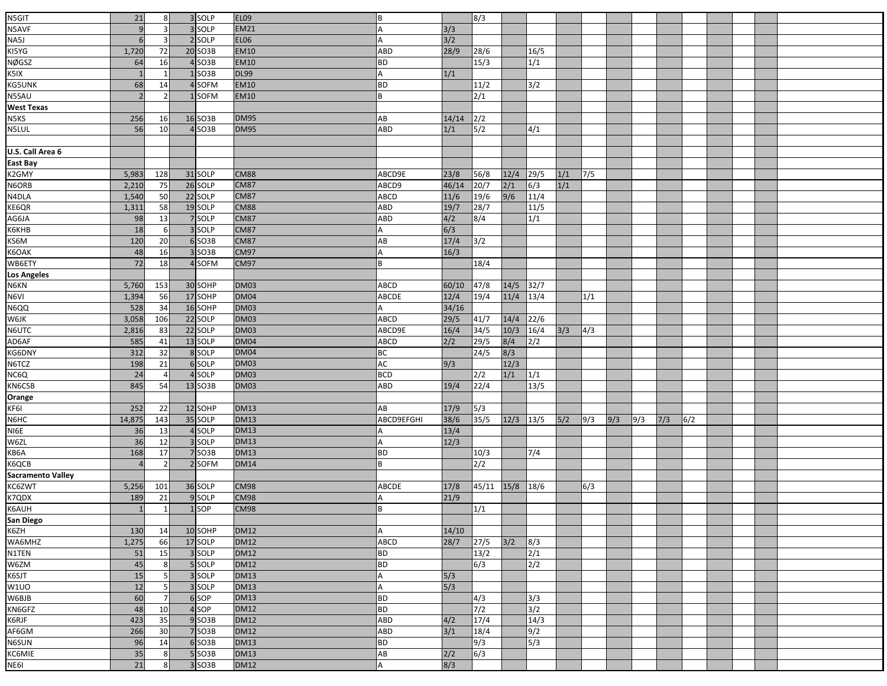| | | | | | | | | | | | | | | | | | | | | |
|---|---|---|---|---|---|---|---|---|---|---|---|---|---|---|---|---|---|---|---|---|
| N5GIT | 21 | 8 | 3 | SOLP | EL09 | B | | 8/3 | | | | | | | | | | | | |
| N5AVF | 9 | 3 | 3 | SOLP | EM21 | A | 3/3 | | | | | | | | | | | | | |
| NA5J | 6 | 3 | 2 | SOLP | EL06 | A | 3/2 | | | | | | | | | | | | | |
| KI5YG | 1,720 | 72 | 20 | SO3B | EM10 | ABD | 28/9 | 28/6 | | 16/5 | | | | | | | | | | |
| NØGSZ | 64 | 16 | 4 | SO3B | EM10 | BD | | 15/3 | | 1/1 | | | | | | | | | | |
| K5IX | 1 | 1 | 1 | SO3B | DL99 | A | 1/1 | | | | | | | | | | | | | |
| KG5UNK | 68 | 14 | 4 | SOFM | EM10 | BD | | 11/2 | | 3/2 | | | | | | | | | | |
| N5SAU | 2 | 2 | 1 | SOFM | EM10 | B | | 2/1 | | | | | | | | | | | | |
| **West Texas** | | | | | | | | | | | | | | | | | | | | |
| N5KS | 256 | 16 | 16 | SO3B | DM95 | AB | 14/14 | 2/2 | | | | | | | | | | | | |
| N5LUL | 56 | 10 | 4 | SO3B | DM95 | ABD | 1/1 | 5/2 | | 4/1 | | | | | | | | | | |
| | | | | | | | | | | | | | | | | | | | | |
| **U.S. Call Area 6** | | | | | | | | | | | | | | | | | | | | |
| **East Bay** | | | | | | | | | | | | | | | | | | | | |
| K2GMY | 5,983 | 128 | 31 | SOLP | CM88 | ABCD9E | 23/8 | 56/8 | 12/4 | 29/5 | 1/1 | 7/5 | | | | | | | | |
| N6ORB | 2,210 | 75 | 26 | SOLP | CM87 | ABCD9 | 46/14 | 20/7 | 2/1 | 6/3 | 1/1 | | | | | | | | | |
| N4DLA | 1,540 | 50 | 22 | SOLP | CM87 | ABCD | 11/6 | 19/6 | 9/6 | 11/4 | | | | | | | | | | |
| KE6QR | 1,311 | 58 | 19 | SOLP | CM88 | ABD | 19/7 | 28/7 | | 11/5 | | | | | | | | | | |
| AG6JA | 98 | 13 | 7 | SOLP | CM87 | ABD | 4/2 | 8/4 | | 1/1 | | | | | | | | | | |
| K6KHB | 18 | 6 | 3 | SOLP | CM87 | A | 6/3 | | | | | | | | | | | | | |
| KS6M | 120 | 20 | 6 | SO3B | CM87 | AB | 17/4 | 3/2 | | | | | | | | | | | | |
| K6OAK | 48 | 16 | 3 | SO3B | CM97 | A | 16/3 | | | | | | | | | | | | | |
| WB6ETY | 72 | 18 | 4 | SOFM | CM97 | B | | 18/4 | | | | | | | | | | | | |
| **Los Angeles** | | | | | | | | | | | | | | | | | | | | |
| N6KN | 5,760 | 153 | 30 | SOHP | DM03 | ABCD | 60/10 | 47/8 | 14/5 | 32/7 | | | | | | | | | | |
| N6VI | 1,394 | 56 | 17 | SOHP | DM04 | ABCDE | 12/4 | 19/4 | 11/4 | 13/4 | | 1/1 | | | | | | | | |
| N6QQ | 528 | 34 | 16 | SOHP | DM03 | A | 34/16 | | | | | | | | | | | | | |
| W6JK | 3,058 | 106 | 22 | SOLP | DM03 | ABCD | 29/5 | 41/7 | 14/4 | 22/6 | | | | | | | | | | |
| N6UTC | 2,816 | 83 | 22 | SOLP | DM03 | ABCD9E | 16/4 | 34/5 | 10/3 | 16/4 | 3/3 | 4/3 | | | | | | | | |
| AD6AF | 585 | 41 | 13 | SOLP | DM04 | ABCD | 2/2 | 29/5 | 8/4 | 2/2 | | | | | | | | | | |
| KG6DNY | 312 | 32 | 8 | SOLP | DM04 | BC | | 24/5 | 8/3 | | | | | | | | | | | |
| N6TCZ | 198 | 21 | 6 | SOLP | DM03 | AC | 9/3 | | 12/3 | | | | | | | | | | | |
| NC6Q | 24 | 4 | 4 | SOLP | DM03 | BCD | | 2/2 | 1/1 | 1/1 | | | | | | | | | | |
| KN6CSB | 845 | 54 | 13 | SO3B | DM03 | ABD | 19/4 | 22/4 | | 13/5 | | | | | | | | | | |
| **Orange** | | | | | | | | | | | | | | | | | | | | |
| KF6I | 252 | 22 | 12 | SOHP | DM13 | AB | 17/9 | 5/3 | | | | | | | | | | | | |
| N6HC | 14,875 | 143 | 35 | SOLP | DM13 | ABCD9EFGHI | 38/6 | 35/5 | 12/3 | 13/5 | 5/2 | 9/3 | 9/3 | 9/3 | 7/3 | 6/2 | | | | |
| NI6E | 36 | 13 | 4 | SOLP | DM13 | A | 13/4 | | | | | | | | | | | | | |
| W6ZL | 36 | 12 | 3 | SOLP | DM13 | A | 12/3 | | | | | | | | | | | | | |
| KB6A | 168 | 17 | 7 | SO3B | DM13 | BD | | 10/3 | | 7/4 | | | | | | | | | | |
| K6QCB | 4 | 2 | 2 | SOFM | DM14 | B | | 2/2 | | | | | | | | | | | | |
| **Sacramento Valley** | | | | | | | | | | | | | | | | | | | | |
| KC6ZWT | 5,256 | 101 | 36 | SOLP | CM98 | ABCDE | 17/8 | 45/11 | 15/8 | 18/6 | | 6/3 | | | | | | | | |
| K7QDX | 189 | 21 | 9 | SOLP | CM98 | A | 21/9 | | | | | | | | | | | | | |
| K6AUH | 1 | 1 | 1 | SOP | CM98 | B | | 1/1 | | | | | | | | | | | | |
| **San Diego** | | | | | | | | | | | | | | | | | | | | |
| K6ZH | 130 | 14 | 10 | SOHP | DM12 | A | 14/10 | | | | | | | | | | | | | |
| WA6MHZ | 1,275 | 66 | 17 | SOLP | DM12 | ABCD | 28/7 | 27/5 | 3/2 | 8/3 | | | | | | | | | | |
| N1TEN | 51 | 15 | 3 | SOLP | DM12 | BD | | 13/2 | | 2/1 | | | | | | | | | | |
| W6ZM | 45 | 8 | 5 | SOLP | DM12 | BD | | 6/3 | | 2/2 | | | | | | | | | | |
| K6SJT | 15 | 5 | 3 | SOLP | DM13 | A | 5/3 | | | | | | | | | | | | | |
| W1UO | 12 | 5 | 3 | SOLP | DM13 | A | 5/3 | | | | | | | | | | | | | |
| W6BJB | 60 | 7 | 6 | SOP | DM13 | BD | | 4/3 | | 3/3 | | | | | | | | | | |
| KN6GFZ | 48 | 10 | 4 | SOP | DM12 | BD | | 7/2 | | 3/2 | | | | | | | | | | |
| K6RJF | 423 | 35 | 9 | SO3B | DM12 | ABD | 4/2 | 17/4 | | 14/3 | | | | | | | | | | |
| AF6GM | 266 | 30 | 7 | SO3B | DM12 | ABD | 3/1 | 18/4 | | 9/2 | | | | | | | | | | |
| N6SUN | 96 | 14 | 6 | SO3B | DM13 | BD | | 9/3 | | 5/3 | | | | | | | | | | |
| KC6MIE | 35 | 8 | 5 | SO3B | DM13 | AB | 2/2 | 6/3 | | | | | | | | | | | | |
| NE6I | 21 | 8 | 3 | SO3B | DM12 | A | 8/3 | | | | | | | | | | | | | |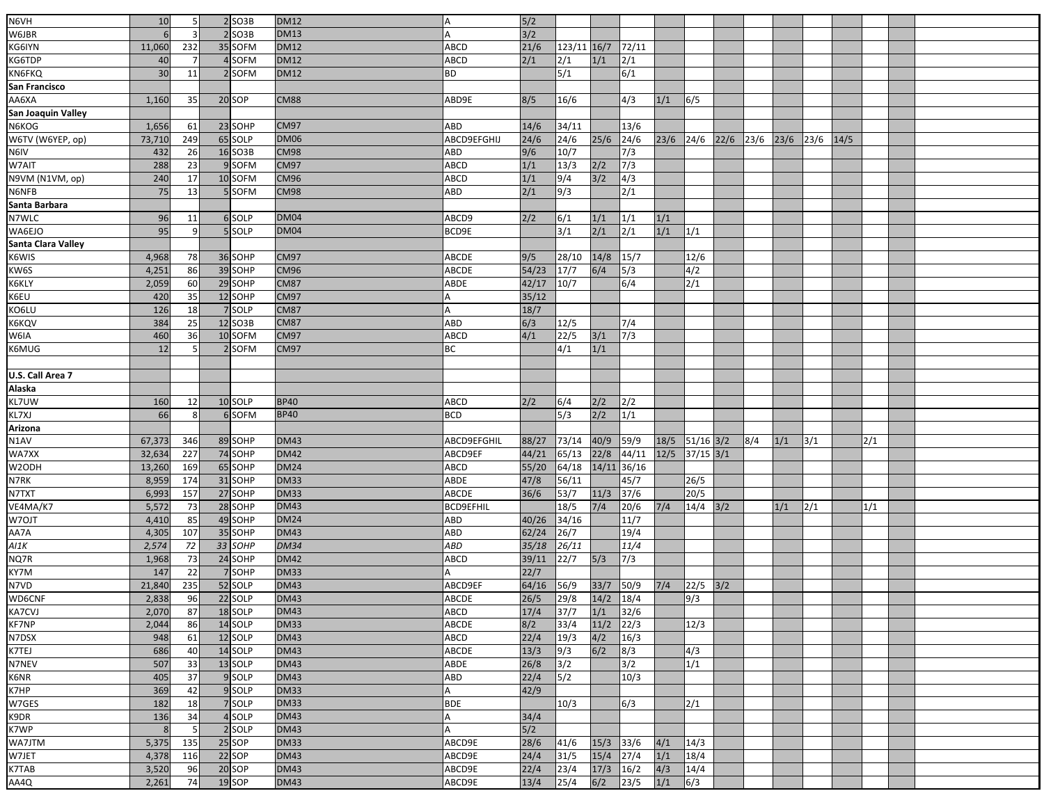| | | | | | | | | | | | | | | | | | | | | |
|---|---|---|---|---|---|---|---|---|---|---|---|---|---|---|---|---|---|---|---|---|
| N6VH | 10 | 5 | 2 | SO3B | DM12 | A | 5/2 | | | | | | | | | | | | | |
| W6JBR | 6 | 3 | 2 | SO3B | DM13 | A | 3/2 | | | | | | | | | | | | | |
| KG6IYN | 11,060 | 232 | 35 | SOFM | DM12 | ABCD | 21/6 | 123/11 | 16/7 | 72/11 | | | | | | | | | | |
| KG6TDP | 40 | 7 | 4 | SOFM | DM12 | ABCD | 2/1 | 2/1 | 1/1 | 2/1 | | | | | | | | | | |
| KN6FKQ | 30 | 11 | 2 | SOFM | DM12 | BD | | 5/1 | | 6/1 | | | | | | | | | | |
| **San Francisco** | | | | | | | | | | | | | | | | | | | | |
| AA6XA | 1,160 | 35 | 20 | SOP | CM88 | ABD9E | 8/5 | 16/6 | | 4/3 | 1/1 | 6/5 | | | | | | | | |
| **San Joaquin Valley** | | | | | | | | | | | | | | | | | | | | |
| N6KOG | 1,656 | 61 | 23 | SOHP | CM97 | ABD | 14/6 | 34/11 | | 13/6 | | | | | | | | | | |
| W6TV (W6YEP, op) | 73,710 | 249 | 65 | SOLP | DM06 | ABCD9EFGHIJ | 24/6 | 24/6 | 25/6 | 24/6 | 23/6 | 24/6 | 22/6 | 23/6 | 23/6 | 23/6 | 14/5 | | | |
| N6IV | 432 | 26 | 16 | SO3B | CM98 | ABD | 9/6 | 10/7 | | 7/3 | | | | | | | | | | |
| W7AIT | 288 | 23 | 9 | SOFM | CM97 | ABCD | 1/1 | 13/3 | 2/2 | 7/3 | | | | | | | | | | |
| N9VM (N1VM, op) | 240 | 17 | 10 | SOFM | CM96 | ABCD | 1/1 | 9/4 | 3/2 | 4/3 | | | | | | | | | | |
| N6NFB | 75 | 13 | 5 | SOFM | CM98 | ABD | 2/1 | 9/3 | | 2/1 | | | | | | | | | | |
| **Santa Barbara** | | | | | | | | | | | | | | | | | | | | |
| N7WLC | 96 | 11 | 6 | SOLP | DM04 | ABCD9 | 2/2 | 6/1 | 1/1 | 1/1 | 1/1 | | | | | | | | | |
| WA6EJO | 95 | 9 | 5 | SOLP | DM04 | BCD9E | | 3/1 | 2/1 | 2/1 | 1/1 | 1/1 | | | | | | | | |
| **Santa Clara Valley** | | | | | | | | | | | | | | | | | | | | |
| K6WIS | 4,968 | 78 | 36 | SOHP | CM97 | ABCDE | 9/5 | 28/10 | 14/8 | 15/7 | | 12/6 | | | | | | | | |
| KW6S | 4,251 | 86 | 39 | SOHP | CM96 | ABCDE | 54/23 | 17/7 | 6/4 | 5/3 | | 4/2 | | | | | | | | |
| K6KLY | 2,059 | 60 | 29 | SOHP | CM87 | ABDE | 42/17 | 10/7 | | 6/4 | | 2/1 | | | | | | | | |
| K6EU | 420 | 35 | 12 | SOHP | CM97 | A | 35/12 | | | | | | | | | | | | | |
| KO6LU | 126 | 18 | 7 | SOLP | CM87 | A | 18/7 | | | | | | | | | | | | | |
| K6KQV | 384 | 25 | 12 | SO3B | CM87 | ABD | 6/3 | 12/5 | | 7/4 | | | | | | | | | | |
| W6IA | 460 | 36 | 10 | SOFM | CM97 | ABCD | 4/1 | 22/5 | 3/1 | 7/3 | | | | | | | | | | |
| K6MUG | 12 | 5 | 2 | SOFM | CM97 | BC | | 4/1 | 1/1 | | | | | | | | | | | |
| | | | | | | | | | | | | | | | | | | | | |
| **U.S. Call Area 7** | | | | | | | | | | | | | | | | | | | | |
| **Alaska** | | | | | | | | | | | | | | | | | | | | |
| KL7UW | 160 | 12 | 10 | SOLP | BP40 | ABCD | 2/2 | 6/4 | 2/2 | 2/2 | | | | | | | | | | |
| KL7XJ | 66 | 8 | 6 | SOFM | BP40 | BCD | | 5/3 | 2/2 | 1/1 | | | | | | | | | | |
| **Arizona** | | | | | | | | | | | | | | | | | | | | |
| N1AV | 67,373 | 346 | 89 | SOHP | DM43 | ABCD9EFGHIL | 88/27 | 73/14 | 40/9 | 59/9 | 18/5 | 51/16 | 3/2 | 8/4 | 1/1 | 3/1 | | 2/1 | | |
| WA7XX | 32,634 | 227 | 74 | SOHP | DM42 | ABCD9EF | 44/21 | 65/13 | 22/8 | 44/11 | 12/5 | 37/15 | 3/1 | | | | | | | |
| W2ODH | 13,260 | 169 | 65 | SOHP | DM24 | ABCD | 55/20 | 64/18 | 14/11 | 36/16 | | | | | | | | | | |
| N7RK | 8,959 | 174 | 31 | SOHP | DM33 | ABDE | 47/8 | 56/11 | | 45/7 | | 26/5 | | | | | | | | |
| N7TXT | 6,993 | 157 | 27 | SOHP | DM33 | ABCDE | 36/6 | 53/7 | 11/3 | 37/6 | | 20/5 | | | | | | | | |
| VE4MA/K7 | 5,572 | 73 | 28 | SOHP | DM43 | BCD9EFHIL | | 18/5 | 7/4 | 20/6 | 7/4 | 14/4 | 3/2 | | 1/1 | 2/1 | | 1/1 | | |
| W7OJT | 4,410 | 85 | 49 | SOHP | DM24 | ABD | 40/26 | 34/16 | | 11/7 | | | | | | | | | | |
| AA7A | 4,305 | 107 | 35 | SOHP | DM43 | ABD | 62/24 | 26/7 | | 19/4 | | | | | | | | | | |
| *AI1K* | *2,574* | *72* | *33* | *SOHP* | *DM34* | *ABD* | *35/18* | *26/11* | | *11/4* | | | | | | | | | | |
| NQ7R | 1,968 | 73 | 24 | SOHP | DM42 | ABCD | 39/11 | 22/7 | 5/3 | 7/3 | | | | | | | | | | |
| KY7M | 147 | 22 | 7 | SOHP | DM33 | A | 22/7 | | | | | | | | | | | | | |
| N7VD | 21,840 | 235 | 52 | SOLP | DM43 | ABCD9EF | 64/16 | 56/9 | 33/7 | 50/9 | 7/4 | 22/5 | 3/2 | | | | | | | |
| WD6CNF | 2,838 | 96 | 22 | SOLP | DM43 | ABCDE | 26/5 | 29/8 | 14/2 | 18/4 | | 9/3 | | | | | | | | |
| KA7CVJ | 2,070 | 87 | 18 | SOLP | DM43 | ABCD | 17/4 | 37/7 | 1/1 | 32/6 | | | | | | | | | | |
| KF7NP | 2,044 | 86 | 14 | SOLP | DM33 | ABCDE | 8/2 | 33/4 | 11/2 | 22/3 | | 12/3 | | | | | | | | |
| N7DSX | 948 | 61 | 12 | SOLP | DM43 | ABCD | 22/4 | 19/3 | 4/2 | 16/3 | | | | | | | | | | |
| K7TEJ | 686 | 40 | 14 | SOLP | DM43 | ABCDE | 13/3 | 9/3 | 6/2 | 8/3 | | 4/3 | | | | | | | | |
| N7NEV | 507 | 33 | 13 | SOLP | DM43 | ABDE | 26/8 | 3/2 | | 3/2 | | 1/1 | | | | | | | | |
| K6NR | 405 | 37 | 9 | SOLP | DM43 | ABD | 22/4 | 5/2 | | 10/3 | | | | | | | | | | |
| K7HP | 369 | 42 | 9 | SOLP | DM33 | A | 42/9 | | | | | | | | | | | | | |
| W7GES | 182 | 18 | 7 | SOLP | DM33 | BDE | | 10/3 | | 6/3 | | 2/1 | | | | | | | | |
| K9DR | 136 | 34 | 4 | SOLP | DM43 | A | 34/4 | | | | | | | | | | | | | |
| K7WP | 8 | 5 | 2 | SOLP | DM43 | A | 5/2 | | | | | | | | | | | | | |
| WA7JTM | 5,375 | 135 | 25 | SOP | DM33 | ABCD9E | 28/6 | 41/6 | 15/3 | 33/6 | 4/1 | 14/3 | | | | | | | | |
| W7JET | 4,378 | 116 | 22 | SOP | DM43 | ABCD9E | 24/4 | 31/5 | 15/4 | 27/4 | 1/1 | 18/4 | | | | | | | | |
| K7TAB | 3,520 | 96 | 20 | SOP | DM43 | ABCD9E | 22/4 | 23/4 | 17/3 | 16/2 | 4/3 | 14/4 | | | | | | | | |
| AA4Q | 2,261 | 74 | 19 | SOP | DM43 | ABCD9E | 13/4 | 25/4 | 6/2 | 23/5 | 1/1 | 6/3 | | | | | | | | |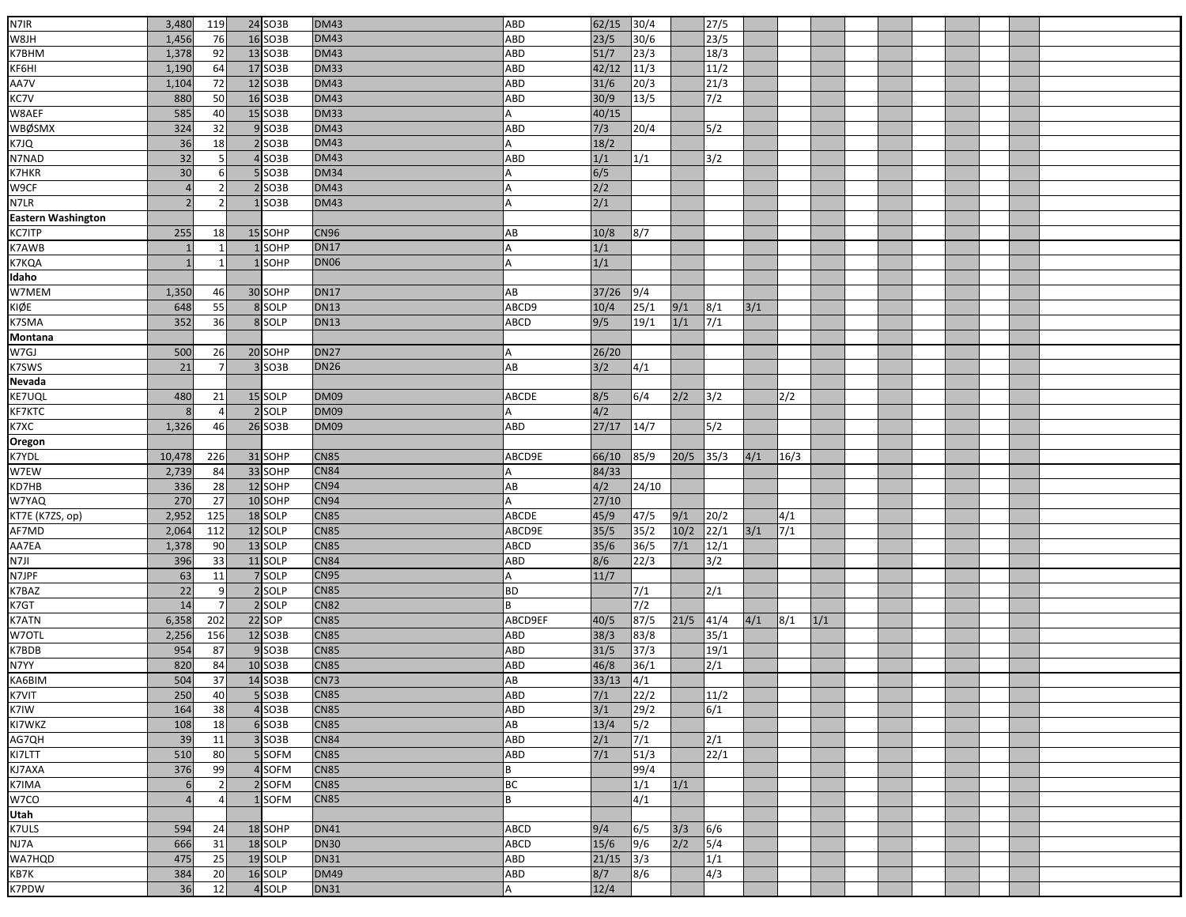| | | | | | | | | | | | | | |
|---|---|---|---|---|---|---|---|---|---|---|---|---|---|
| N7IR | 3,480 | 119 | 24 | SO3B | DM43 | ABD | 62/15 | 30/4 | | 27/5 | | | |
| W8JH | 1,456 | 76 | 16 | SO3B | DM43 | ABD | 23/5 | 30/6 | | 23/5 | | | |
| K7BHM | 1,378 | 92 | 13 | SO3B | DM43 | ABD | 51/7 | 23/3 | | 18/3 | | | |
| KF6HI | 1,190 | 64 | 17 | SO3B | DM33 | ABD | 42/12 | 11/3 | | 11/2 | | | |
| AA7V | 1,104 | 72 | 12 | SO3B | DM43 | ABD | 31/6 | 20/3 | | 21/3 | | | |
| KC7V | 880 | 50 | 16 | SO3B | DM43 | ABD | 30/9 | 13/5 | | 7/2 | | | |
| W8AEF | 585 | 40 | 15 | SO3B | DM33 | A | 40/15 | | | | | | |
| WBØSMX | 324 | 32 | 9 | SO3B | DM43 | ABD | 7/3 | 20/4 | | 5/2 | | | |
| K7JQ | 36 | 18 | 2 | SO3B | DM43 | A | 18/2 | | | | | | |
| N7NAD | 32 | 5 | 4 | SO3B | DM43 | ABD | 1/1 | 1/1 | | 3/2 | | | |
| K7HKR | 30 | 6 | 5 | SO3B | DM34 | A | 6/5 | | | | | | |
| W9CF | 4 | 2 | 2 | SO3B | DM43 | A | 2/2 | | | | | | |
| N7LR | 2 | 2 | 1 | SO3B | DM43 | A | 2/1 | | | | | | |
| **Eastern Washington** | | | | | | | | | | | | | |
| KC7ITP | 255 | 18 | 15 | SOHP | CN96 | AB | 10/8 | 8/7 | | | | | |
| K7AWB | 1 | 1 | 1 | SOHP | DN17 | A | 1/1 | | | | | | |
| K7KQA | 1 | 1 | 1 | SOHP | DN06 | A | 1/1 | | | | | | |
| **Idaho** | | | | | | | | | | | | | |
| W7MEM | 1,350 | 46 | 30 | SOHP | DN17 | AB | 37/26 | 9/4 | | | | | |
| KIØE | 648 | 55 | 8 | SOLP | DN13 | ABCD9 | 10/4 | 25/1 | 9/1 | 8/1 | 3/1 | | |
| K7SMA | 352 | 36 | 8 | SOLP | DN13 | ABCD | 9/5 | 19/1 | 1/1 | 7/1 | | | |
| **Montana** | | | | | | | | | | | | | |
| W7GJ | 500 | 26 | 20 | SOHP | DN27 | A | 26/20 | | | | | | |
| K7SWS | 21 | 7 | 3 | SO3B | DN26 | AB | 3/2 | 4/1 | | | | | |
| **Nevada** | | | | | | | | | | | | | |
| KE7UQL | 480 | 21 | 15 | SOLP | DM09 | ABCDE | 8/5 | 6/4 | 2/2 | 3/2 | | 2/2 | |
| KF7KTC | 8 | 4 | 2 | SOLP | DM09 | A | 4/2 | | | | | | |
| K7XC | 1,326 | 46 | 26 | SO3B | DM09 | ABD | 27/17 | 14/7 | | 5/2 | | | |
| **Oregon** | | | | | | | | | | | | | |
| K7YDL | 10,478 | 226 | 31 | SOHP | CN85 | ABCD9E | 66/10 | 85/9 | 20/5 | 35/3 | 4/1 | 16/3 | |
| W7EW | 2,739 | 84 | 33 | SOHP | CN84 | A | 84/33 | | | | | | |
| KD7HB | 336 | 28 | 12 | SOHP | CN94 | AB | 4/2 | 24/10 | | | | | |
| W7YAQ | 270 | 27 | 10 | SOHP | CN94 | A | 27/10 | | | | | | |
| KT7E (K7ZS, op) | 2,952 | 125 | 18 | SOLP | CN85 | ABCDE | 45/9 | 47/5 | 9/1 | 20/2 | | 4/1 | |
| AF7MD | 2,064 | 112 | 12 | SOLP | CN85 | ABCD9E | 35/5 | 35/2 | 10/2 | 22/1 | 3/1 | 7/1 | |
| AA7EA | 1,378 | 90 | 13 | SOLP | CN85 | ABCD | 35/6 | 36/5 | 7/1 | 12/1 | | | |
| N7JI | 396 | 33 | 11 | SOLP | CN84 | ABD | 8/6 | 22/3 | | 3/2 | | | |
| N7JPF | 63 | 11 | 7 | SOLP | CN95 | A | 11/7 | | | | | | |
| K7BAZ | 22 | 9 | 2 | SOLP | CN85 | BD | | 7/1 | | 2/1 | | | |
| K7GT | 14 | 7 | 2 | SOLP | CN82 | B | | 7/2 | | | | | |
| K7ATN | 6,358 | 202 | 22 | SOP | CN85 | ABCD9EF | 40/5 | 87/5 | 21/5 | 41/4 | 4/1 | 8/1 | 1/1 |
| W7OTL | 2,256 | 156 | 12 | SO3B | CN85 | ABD | 38/3 | 83/8 | | 35/1 | | | |
| K7BDB | 954 | 87 | 9 | SO3B | CN85 | ABD | 31/5 | 37/3 | | 19/1 | | | |
| N7YY | 820 | 84 | 10 | SO3B | CN85 | ABD | 46/8 | 36/1 | | 2/1 | | | |
| KA6BIM | 504 | 37 | 14 | SO3B | CN73 | AB | 33/13 | 4/1 | | | | | |
| K7VIT | 250 | 40 | 5 | SO3B | CN85 | ABD | 7/1 | 22/2 | | 11/2 | | | |
| K7IW | 164 | 38 | 4 | SO3B | CN85 | ABD | 3/1 | 29/2 | | 6/1 | | | |
| KI7WKZ | 108 | 18 | 6 | SO3B | CN85 | AB | 13/4 | 5/2 | | | | | |
| AG7QH | 39 | 11 | 3 | SO3B | CN84 | ABD | 2/1 | 7/1 | | 2/1 | | | |
| KI7LTT | 510 | 80 | 5 | SOFM | CN85 | ABD | 7/1 | 51/3 | | 22/1 | | | |
| KJ7AXA | 376 | 99 | 4 | SOFM | CN85 | B | | 99/4 | | | | | |
| K7IMA | 6 | 2 | 2 | SOFM | CN85 | BC | | 1/1 | 1/1 | | | | |
| W7CO | 4 | 4 | 1 | SOFM | CN85 | B | | 4/1 | | | | | |
| **Utah** | | | | | | | | | | | | | |
| K7ULS | 594 | 24 | 18 | SOHP | DN41 | ABCD | 9/4 | 6/5 | 3/3 | 6/6 | | | |
| NJ7A | 666 | 31 | 18 | SOLP | DN30 | ABCD | 15/6 | 9/6 | 2/2 | 5/4 | | | |
| WA7HQD | 475 | 25 | 19 | SOLP | DN31 | ABD | 21/15 | 3/3 | | 1/1 | | | |
| KB7K | 384 | 20 | 16 | SOLP | DM49 | ABD | 8/7 | 8/6 | | 4/3 | | | |
| K7PDW | 36 | 12 | 4 | SOLP | DN31 | A | 12/4 | | | | | | |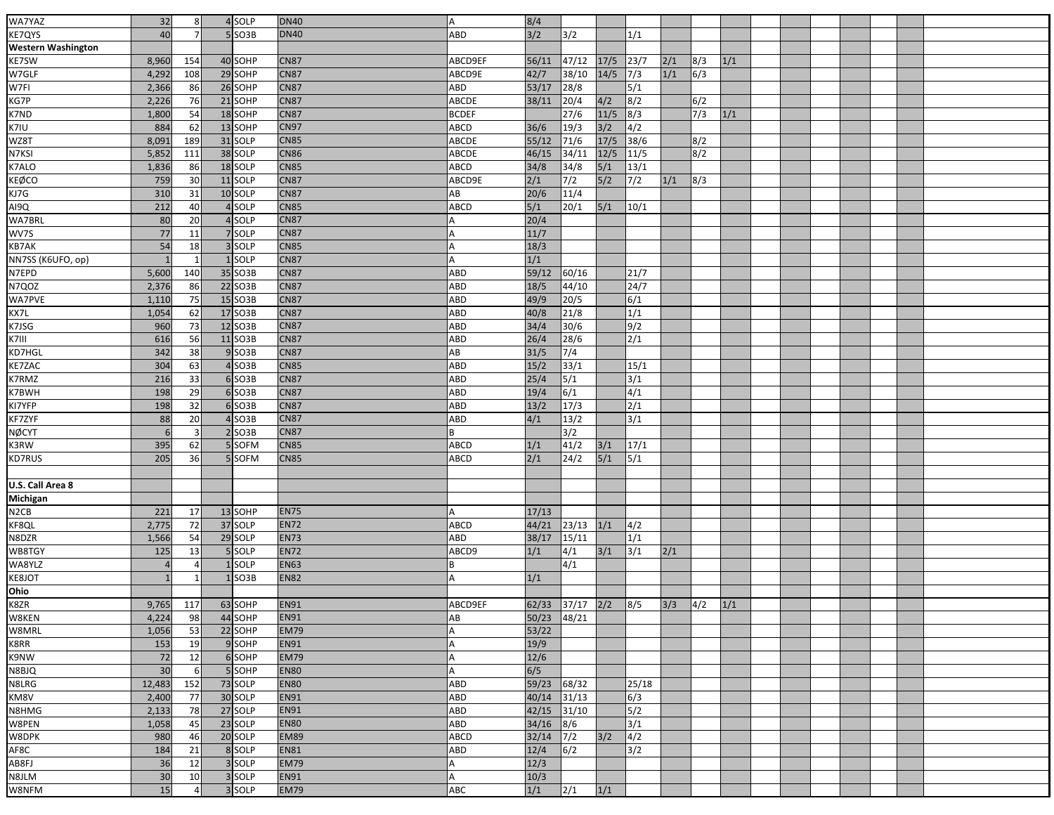| | | | | | | | | | | | | | | | | | | | | | |
|---|---|---|---|---|---|---|---|---|---|---|---|---|---|---|---|---|---|---|---|---|---|
| WA7YAZ | 32 | 8 | 4 | SOLP | DN40 | A | 8/4 | | | | | | | | | | | | | | |
| KE7QYS | 40 | 7 | 5 | SO3B | DN40 | ABD | 3/2 | 3/2 | | 1/1 | | | | | | | | | | | |
| **Western Washington** | | | | | | | | | | | | | | | | | | | | | |
| KE7SW | 8,960 | 154 | 40 | SOHP | CN87 | ABCD9EF | 56/11 | 47/12 | 17/5 | 23/7 | 2/1 | 8/3 | 1/1 | | | | | | | | |
| W7GLF | 4,292 | 108 | 29 | SOHP | CN87 | ABCD9E | 42/7 | 38/10 | 14/5 | 7/3 | 1/1 | 6/3 | | | | | | | | | |
| W7FI | 2,366 | 86 | 26 | SOHP | CN87 | ABD | 53/17 | 28/8 | | 5/1 | | | | | | | | | | | |
| KG7P | 2,226 | 76 | 21 | SOHP | CN87 | ABCDE | 38/11 | 20/4 | 4/2 | 8/2 | | 6/2 | | | | | | | | | |
| K7ND | 1,800 | 54 | 18 | SOHP | CN87 | BCDEF | | 27/6 | 11/5 | 8/3 | | 7/3 | 1/1 | | | | | | | | |
| K7IU | 884 | 62 | 13 | SOHP | CN97 | ABCD | 36/6 | 19/3 | 3/2 | 4/2 | | | | | | | | | | | |
| WZ8T | 8,091 | 189 | 31 | SOLP | CN85 | ABCDE | 55/12 | 71/6 | 17/5 | 38/6 | | 8/2 | | | | | | | | | |
| N7KSI | 5,852 | 111 | 38 | SOLP | CN86 | ABCDE | 46/15 | 34/11 | 12/5 | 11/5 | | 8/2 | | | | | | | | | |
| K7ALO | 1,836 | 86 | 18 | SOLP | CN85 | ABCD | 34/8 | 34/8 | 5/1 | 13/1 | | | | | | | | | | | |
| KEØCO | 759 | 30 | 11 | SOLP | CN87 | ABCD9E | 2/1 | 7/2 | 5/2 | 7/2 | 1/1 | 8/3 | | | | | | | | | |
| KJ7G | 310 | 31 | 10 | SOLP | CN87 | AB | 20/6 | 11/4 | | | | | | | | | | | | | |
| AI9Q | 212 | 40 | 4 | SOLP | CN85 | ABCD | 5/1 | 20/1 | 5/1 | 10/1 | | | | | | | | | | | |
| WA7BRL | 80 | 20 | 4 | SOLP | CN87 | A | 20/4 | | | | | | | | | | | | | | |
| WV7S | 77 | 11 | 7 | SOLP | CN87 | A | 11/7 | | | | | | | | | | | | | | |
| KB7AK | 54 | 18 | 3 | SOLP | CN85 | A | 18/3 | | | | | | | | | | | | | | |
| NN7SS (K6UFO, op) | 1 | 1 | 1 | SOLP | CN87 | A | 1/1 | | | | | | | | | | | | | | |
| N7EPD | 5,600 | 140 | 35 | SO3B | CN87 | ABD | 59/12 | 60/16 | | 21/7 | | | | | | | | | | | |
| N7QOZ | 2,376 | 86 | 22 | SO3B | CN87 | ABD | 18/5 | 44/10 | | 24/7 | | | | | | | | | | | |
| WA7PVE | 1,110 | 75 | 15 | SO3B | CN87 | ABD | 49/9 | 20/5 | | 6/1 | | | | | | | | | | | |
| KX7L | 1,054 | 62 | 17 | SO3B | CN87 | ABD | 40/8 | 21/8 | | 1/1 | | | | | | | | | | | |
| K7JSG | 960 | 73 | 12 | SO3B | CN87 | ABD | 34/4 | 30/6 | | 9/2 | | | | | | | | | | | |
| K7III | 616 | 56 | 11 | SO3B | CN87 | ABD | 26/4 | 28/6 | | 2/1 | | | | | | | | | | | |
| KD7HGL | 342 | 38 | 9 | SO3B | CN87 | AB | 31/5 | 7/4 | | | | | | | | | | | | | |
| KE7ZAC | 304 | 63 | 4 | SO3B | CN85 | ABD | 15/2 | 33/1 | | 15/1 | | | | | | | | | | | |
| K7RMZ | 216 | 33 | 6 | SO3B | CN87 | ABD | 25/4 | 5/1 | | 3/1 | | | | | | | | | | | |
| K7BWH | 198 | 29 | 6 | SO3B | CN87 | ABD | 19/4 | 6/1 | | 4/1 | | | | | | | | | | | |
| KI7YFP | 198 | 32 | 6 | SO3B | CN87 | ABD | 13/2 | 17/3 | | 2/1 | | | | | | | | | | | |
| KF7ZYF | 88 | 20 | 4 | SO3B | CN87 | ABD | 4/1 | 13/2 | | 3/1 | | | | | | | | | | | |
| NØCYT | 6 | 3 | 2 | SO3B | CN87 | B | | 3/2 | | | | | | | | | | | | | |
| K3RW | 395 | 62 | 5 | SOFM | CN85 | ABCD | 1/1 | 41/2 | 3/1 | 17/1 | | | | | | | | | | | |
| KD7RUS | 205 | 36 | 5 | SOFM | CN85 | ABCD | 2/1 | 24/2 | 5/1 | 5/1 | | | | | | | | | | | |
| | | | | | | | | | | | | | | | | | | | | | |
| **U.S. Call Area 8** | | | | | | | | | | | | | | | | | | | | | |
| **Michigan** | | | | | | | | | | | | | | | | | | | | | |
| N2CB | 221 | 17 | 13 | SOHP | EN75 | A | 17/13 | | | | | | | | | | | | | | |
| KF8QL | 2,775 | 72 | 37 | SOLP | EN72 | ABCD | 44/21 | 23/13 | 1/1 | 4/2 | | | | | | | | | | | |
| N8DZR | 1,566 | 54 | 29 | SOLP | EN73 | ABD | 38/17 | 15/11 | | 1/1 | | | | | | | | | | | |
| WB8TGY | 125 | 13 | 5 | SOLP | EN72 | ABCD9 | 1/1 | 4/1 | 3/1 | 3/1 | 2/1 | | | | | | | | | | |
| WA8YLZ | 4 | 4 | 1 | SOLP | EN63 | B | | 4/1 | | | | | | | | | | | | | |
| KE8JOT | 1 | 1 | 1 | SO3B | EN82 | A | 1/1 | | | | | | | | | | | | | | |
| **Ohio** | | | | | | | | | | | | | | | | | | | | | |
| K8ZR | 9,765 | 117 | 63 | SOHP | EN91 | ABCD9EF | 62/33 | 37/17 | 2/2 | 8/5 | 3/3 | 4/2 | 1/1 | | | | | | | | |
| W8KEN | 4,224 | 98 | 44 | SOHP | EN91 | AB | 50/23 | 48/21 | | | | | | | | | | | | | |
| W8MRL | 1,056 | 53 | 22 | SOHP | EM79 | A | 53/22 | | | | | | | | | | | | | | |
| K8RR | 153 | 19 | 9 | SOHP | EN91 | A | 19/9 | | | | | | | | | | | | | | |
| K9NW | 72 | 12 | 6 | SOHP | EM79 | A | 12/6 | | | | | | | | | | | | | | |
| N8BJQ | 30 | 6 | 5 | SOHP | EN80 | A | 6/5 | | | | | | | | | | | | | | |
| N8LRG | 12,483 | 152 | 73 | SOLP | EN80 | ABD | 59/23 | 68/32 | | 25/18 | | | | | | | | | | | |
| KM8V | 2,400 | 77 | 30 | SOLP | EN91 | ABD | 40/14 | 31/13 | | 6/3 | | | | | | | | | | | |
| N8HMG | 2,133 | 78 | 27 | SOLP | EN91 | ABD | 42/15 | 31/10 | | 5/2 | | | | | | | | | | | |
| W8PEN | 1,058 | 45 | 23 | SOLP | EN80 | ABD | 34/16 | 8/6 | | 3/1 | | | | | | | | | | | |
| W8DPK | 980 | 46 | 20 | SOLP | EM89 | ABCD | 32/14 | 7/2 | 3/2 | 4/2 | | | | | | | | | | | |
| AF8C | 184 | 21 | 8 | SOLP | EN81 | ABD | 12/4 | 6/2 | | 3/2 | | | | | | | | | | | |
| AB8FJ | 36 | 12 | 3 | SOLP | EM79 | A | 12/3 | | | | | | | | | | | | | | |
| N8JLM | 30 | 10 | 3 | SOLP | EN91 | A | 10/3 | | | | | | | | | | | | | | |
| W8NFM | 15 | 4 | 3 | SOLP | EM79 | ABC | 1/1 | 2/1 | 1/1 | | | | | | | | | | | | |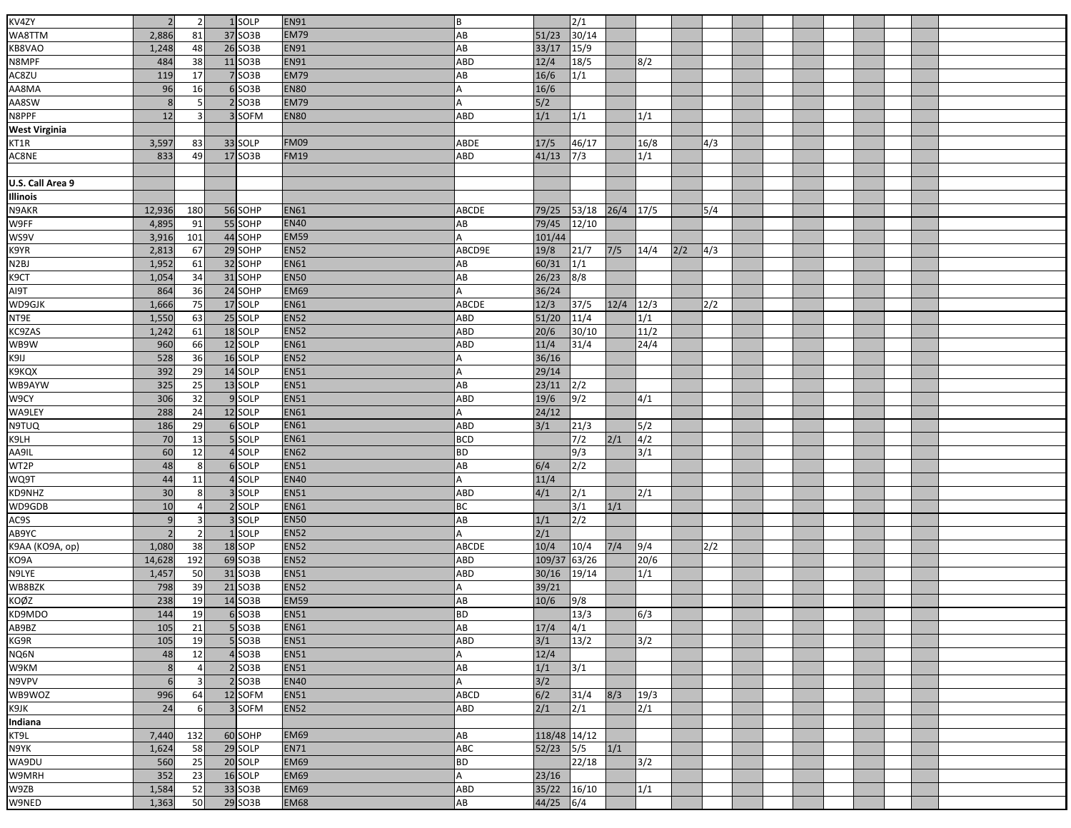| | | | | | | | | | | | |
|---|---|---|---|---|---|---|---|---|---|---|---|
| KV4ZY | 2 | 2 | 1 | SOLP | EN91 | B | | 2/1 | | | | |
| WA8TTM | 2,886 | 81 | 37 | SO3B | EM79 | AB | 51/23 | 30/14 | | | | |
| KB8VAO | 1,248 | 48 | 26 | SO3B | EN91 | AB | 33/17 | 15/9 | | | | |
| N8MPF | 484 | 38 | 11 | SO3B | EN91 | ABD | 12/4 | 18/5 | | 8/2 | | |
| AC8ZU | 119 | 17 | 7 | SO3B | EM79 | AB | 16/6 | 1/1 | | | | |
| AA8MA | 96 | 16 | 6 | SO3B | EN80 | A | 16/6 | | | | | |
| AA8SW | 8 | 5 | 2 | SO3B | EM79 | A | 5/2 | | | | | |
| N8PPF | 12 | 3 | 3 | SOFM | EN80 | ABD | 1/1 | 1/1 | | 1/1 | | |
| **West Virginia** | | | | | | | | | | | | |
| KT1R | 3,597 | 83 | 33 | SOLP | FM09 | ABDE | 17/5 | 46/17 | | 16/8 | | 4/3 |
| AC8NE | 833 | 49 | 17 | SO3B | FM19 | ABD | 41/13 | 7/3 | | 1/1 | | |
| | | | | | | | | | | | | |
| **U.S. Call Area 9** | | | | | | | | | | | | |
| **Illinois** | | | | | | | | | | | | |
| N9AKR | 12,936 | 180 | 56 | SOHP | EN61 | ABCDE | 79/25 | 53/18 | 26/4 | 17/5 | | 5/4 |
| W9FF | 4,895 | 91 | 55 | SOHP | EN40 | AB | 79/45 | 12/10 | | | | |
| WS9V | 3,916 | 101 | 44 | SOHP | EM59 | A | 101/44 | | | | | |
| K9YR | 2,813 | 67 | 29 | SOHP | EN52 | ABCD9E | 19/8 | 21/7 | 7/5 | 14/4 | 2/2 | 4/3 |
| N2BJ | 1,952 | 61 | 32 | SOHP | EN61 | AB | 60/31 | 1/1 | | | | |
| K9CT | 1,054 | 34 | 31 | SOHP | EN50 | AB | 26/23 | 8/8 | | | | |
| AI9T | 864 | 36 | 24 | SOHP | EM69 | A | 36/24 | | | | | |
| WD9GJK | 1,666 | 75 | 17 | SOLP | EN61 | ABCDE | 12/3 | 37/5 | 12/4 | 12/3 | | 2/2 |
| NT9E | 1,550 | 63 | 25 | SOLP | EN52 | ABD | 51/20 | 11/4 | | 1/1 | | |
| KC9ZAS | 1,242 | 61 | 18 | SOLP | EN52 | ABD | 20/6 | 30/10 | | 11/2 | | |
| WB9W | 960 | 66 | 12 | SOLP | EN61 | ABD | 11/4 | 31/4 | | 24/4 | | |
| K9IJ | 528 | 36 | 16 | SOLP | EN52 | A | 36/16 | | | | | |
| K9KQX | 392 | 29 | 14 | SOLP | EN51 | A | 29/14 | | | | | |
| WB9AYW | 325 | 25 | 13 | SOLP | EN51 | AB | 23/11 | 2/2 | | | | |
| W9CY | 306 | 32 | 9 | SOLP | EN51 | ABD | 19/6 | 9/2 | | 4/1 | | |
| WA9LEY | 288 | 24 | 12 | SOLP | EN61 | A | 24/12 | | | | | |
| N9TUQ | 186 | 29 | 6 | SOLP | EN61 | ABD | 3/1 | 21/3 | | 5/2 | | |
| K9LH | 70 | 13 | 5 | SOLP | EN61 | BCD | | 7/2 | 2/1 | 4/2 | | |
| AA9IL | 60 | 12 | 4 | SOLP | EN62 | BD | | 9/3 | | 3/1 | | |
| WT2P | 48 | 8 | 6 | SOLP | EN51 | AB | 6/4 | 2/2 | | | | |
| WQ9T | 44 | 11 | 4 | SOLP | EN40 | A | 11/4 | | | | | |
| KD9NHZ | 30 | 8 | 3 | SOLP | EN51 | ABD | 4/1 | 2/1 | | 2/1 | | |
| WD9GDB | 10 | 4 | 2 | SOLP | EN61 | BC | | 3/1 | 1/1 | | | |
| AC9S | 9 | 3 | 3 | SOLP | EN50 | AB | 1/1 | 2/2 | | | | |
| AB9YC | 2 | 2 | 1 | SOLP | EN52 | A | 2/1 | | | | | |
| K9AA (KO9A, op) | 1,080 | 38 | 18 | SOP | EN52 | ABCDE | 10/4 | 10/4 | 7/4 | 9/4 | | 2/2 |
| KO9A | 14,628 | 192 | 69 | SO3B | EN52 | ABD | 109/37 | 63/26 | | 20/6 | | |
| N9LYE | 1,457 | 50 | 31 | SO3B | EN51 | ABD | 30/16 | 19/14 | | 1/1 | | |
| WB8BZK | 798 | 39 | 21 | SO3B | EN52 | A | 39/21 | | | | | |
| KOØZ | 238 | 19 | 14 | SO3B | EM59 | AB | 10/6 | 9/8 | | | | |
| KD9MDO | 144 | 19 | 6 | SO3B | EN51 | BD | | 13/3 | | 6/3 | | |
| AB9BZ | 105 | 21 | 5 | SO3B | EN61 | AB | 17/4 | 4/1 | | | | |
| KG9R | 105 | 19 | 5 | SO3B | EN51 | ABD | 3/1 | 13/2 | | 3/2 | | |
| NQ6N | 48 | 12 | 4 | SO3B | EN51 | A | 12/4 | | | | | |
| W9KM | 8 | 4 | 2 | SO3B | EN51 | AB | 1/1 | 3/1 | | | | |
| N9VPV | 6 | 3 | 2 | SO3B | EN40 | A | 3/2 | | | | | |
| WB9WOZ | 996 | 64 | 12 | SOFM | EN51 | ABCD | 6/2 | 31/4 | 8/3 | 19/3 | | |
| K9JK | 24 | 6 | 3 | SOFM | EN52 | ABD | 2/1 | 2/1 | | 2/1 | | |
| **Indiana** | | | | | | | | | | | | |
| KT9L | 7,440 | 132 | 60 | SOHP | EM69 | AB | 118/48 | 14/12 | | | | |
| N9YK | 1,624 | 58 | 29 | SOLP | EN71 | ABC | 52/23 | 5/5 | 1/1 | | | |
| WA9DU | 560 | 25 | 20 | SOLP | EM69 | BD | | 22/18 | | 3/2 | | |
| W9MRH | 352 | 23 | 16 | SOLP | EM69 | A | 23/16 | | | | | |
| W9ZB | 1,584 | 52 | 33 | SO3B | EM69 | ABD | 35/22 | 16/10 | | 1/1 | | |
| W9NED | 1,363 | 50 | 29 | SO3B | EM68 | AB | 44/25 | 6/4 | | | | |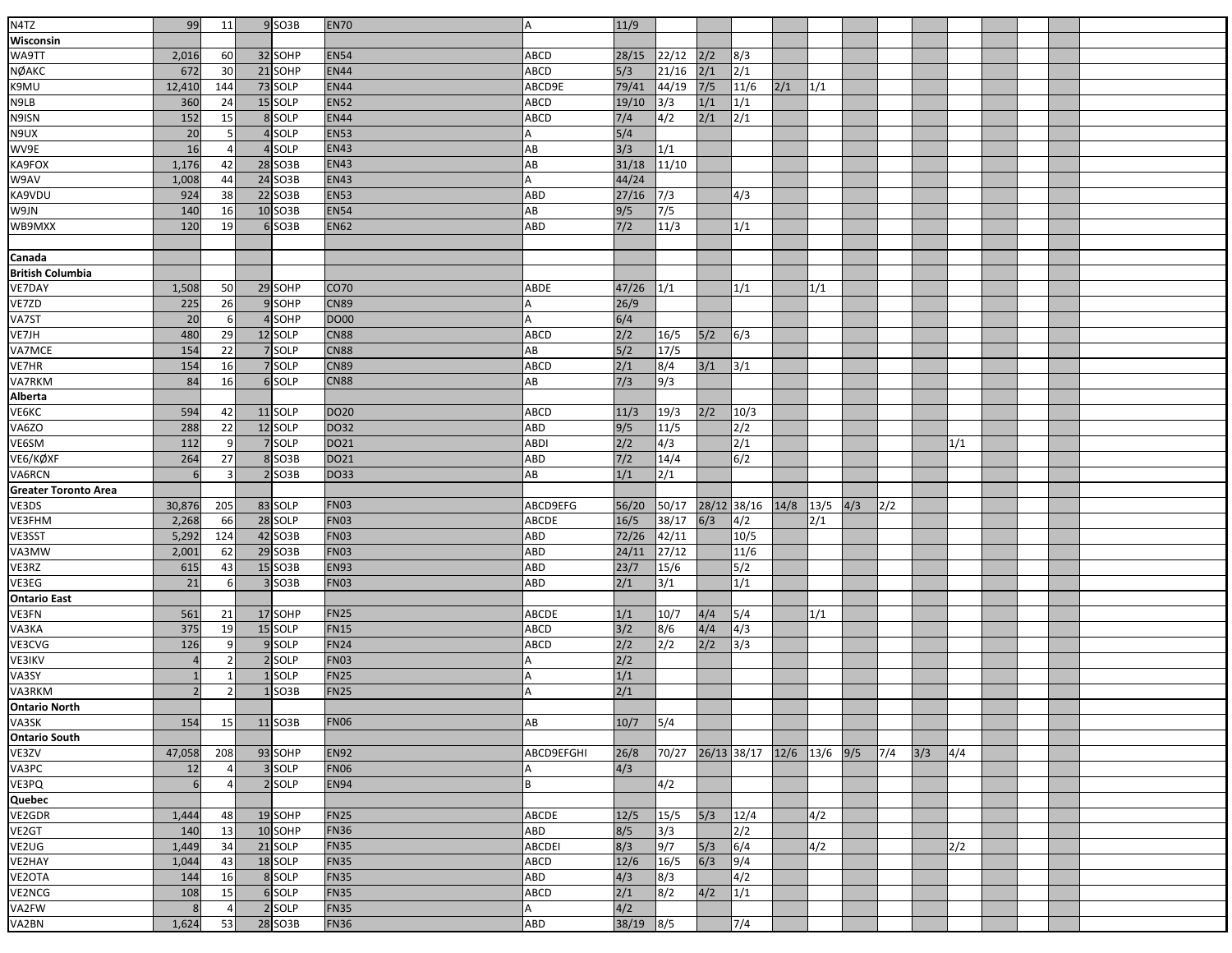| | | | | | | | | | | | | | | | | | | | | |
|---|---|---|---|---|---|---|---|---|---|---|---|---|---|---|---|---|---|---|---|---|
| N4TZ | 99 | 11 | 9 | SO3B | EN70 | A | 11/9 | | | | | | | | | | | | | |
| **Wisconsin** | | | | | | | | | | | | | | | | | | | | |
| WA9TT | 2,016 | 60 | 32 | SOHP | EN54 | ABCD | 28/15 | 22/12 | 2/2 | 8/3 | | | | | | | | | | |
| NØAKC | 672 | 30 | 21 | SOHP | EN44 | ABCD | 5/3 | 21/16 | 2/1 | 2/1 | | | | | | | | | | |
| K9MU | 12,410 | 144 | 73 | SOLP | EN44 | ABCD9E | 79/41 | 44/19 | 7/5 | 11/6 | 2/1 | 1/1 | | | | | | | | |
| N9LB | 360 | 24 | 15 | SOLP | EN52 | ABCD | 19/10 | 3/3 | 1/1 | 1/1 | | | | | | | | | | |
| N9ISN | 152 | 15 | 8 | SOLP | EN44 | ABCD | 7/4 | 4/2 | 2/1 | 2/1 | | | | | | | | | | |
| N9UX | 20 | 5 | 4 | SOLP | EN53 | A | 5/4 | | | | | | | | | | | | | |
| WV9E | 16 | 4 | 4 | SOLP | EN43 | AB | 3/3 | 1/1 | | | | | | | | | | | | |
| KA9FOX | 1,176 | 42 | 28 | SO3B | EN43 | AB | 31/18 | 11/10 | | | | | | | | | | | | |
| W9AV | 1,008 | 44 | 24 | SO3B | EN43 | A | 44/24 | | | | | | | | | | | | | |
| KA9VDU | 924 | 38 | 22 | SO3B | EN53 | ABD | 27/16 | 7/3 | | 4/3 | | | | | | | | | | |
| W9JN | 140 | 16 | 10 | SO3B | EN54 | AB | 9/5 | 7/5 | | | | | | | | | | | | |
| WB9MXX | 120 | 19 | 6 | SO3B | EN62 | ABD | 7/2 | 11/3 | | 1/1 | | | | | | | | | | |
| | | | | | | | | | | | | | | | | | | | | |
| **Canada** | | | | | | | | | | | | | | | | | | | | |
| **British Columbia** | | | | | | | | | | | | | | | | | | | | |
| VE7DAY | 1,508 | 50 | 29 | SOHP | CO70 | ABDE | 47/26 | 1/1 | | 1/1 | | 1/1 | | | | | | | | |
| VE7ZD | 225 | 26 | 9 | SOHP | CN89 | A | 26/9 | | | | | | | | | | | | | |
| VA7ST | 20 | 6 | 4 | SOHP | DO00 | A | 6/4 | | | | | | | | | | | | | |
| VE7JH | 480 | 29 | 12 | SOLP | CN88 | ABCD | 2/2 | 16/5 | 5/2 | 6/3 | | | | | | | | | | |
| VA7MCE | 154 | 22 | 7 | SOLP | CN88 | AB | 5/2 | 17/5 | | | | | | | | | | | | |
| VE7HR | 154 | 16 | 7 | SOLP | CN89 | ABCD | 2/1 | 8/4 | 3/1 | 3/1 | | | | | | | | | | |
| VA7RKM | 84 | 16 | 6 | SOLP | CN88 | AB | 7/3 | 9/3 | | | | | | | | | | | | |
| **Alberta** | | | | | | | | | | | | | | | | | | | | |
| VE6KC | 594 | 42 | 11 | SOLP | DO20 | ABCD | 11/3 | 19/3 | 2/2 | 10/3 | | | | | | | | | | |
| VA6ZO | 288 | 22 | 12 | SOLP | DO32 | ABD | 9/5 | 11/5 | | 2/2 | | | | | | | | | | |
| VE6SM | 112 | 9 | 7 | SOLP | DO21 | ABDI | 2/2 | 4/3 | | 2/1 | | | | | | 1/1 | | | | |
| VE6/KØXF | 264 | 27 | 8 | SO3B | DO21 | ABD | 7/2 | 14/4 | | 6/2 | | | | | | | | | | |
| VA6RCN | 6 | 3 | 2 | SO3B | DO33 | AB | 1/1 | 2/1 | | | | | | | | | | | | |
| **Greater Toronto Area** | | | | | | | | | | | | | | | | | | | | |
| VE3DS | 30,876 | 205 | 83 | SOLP | FN03 | ABCD9EFG | 56/20 | 50/17 | 28/12 | 38/16 | 14/8 | 13/5 | 4/3 | 2/2 | | | | | | |
| VE3FHM | 2,268 | 66 | 28 | SOLP | FN03 | ABCDE | 16/5 | 38/17 | 6/3 | 4/2 | | 2/1 | | | | | | | | |
| VE3SST | 5,292 | 124 | 42 | SO3B | FN03 | ABD | 72/26 | 42/11 | | 10/5 | | | | | | | | | | |
| VA3MW | 2,001 | 62 | 29 | SO3B | FN03 | ABD | 24/11 | 27/12 | | 11/6 | | | | | | | | | | |
| VE3RZ | 615 | 43 | 15 | SO3B | EN93 | ABD | 23/7 | 15/6 | | 5/2 | | | | | | | | | | |
| VE3EG | 21 | 6 | 3 | SO3B | FN03 | ABD | 2/1 | 3/1 | | 1/1 | | | | | | | | | | |
| **Ontario East** | | | | | | | | | | | | | | | | | | | | |
| VE3FN | 561 | 21 | 17 | SOHP | FN25 | ABCDE | 1/1 | 10/7 | 4/4 | 5/4 | | 1/1 | | | | | | | | |
| VA3KA | 375 | 19 | 15 | SOLP | FN15 | ABCD | 3/2 | 8/6 | 4/4 | 4/3 | | | | | | | | | | |
| VE3CVG | 126 | 9 | 9 | SOLP | FN24 | ABCD | 2/2 | 2/2 | 2/2 | 3/3 | | | | | | | | | | |
| VE3IKV | 4 | 2 | 2 | SOLP | FN03 | A | 2/2 | | | | | | | | | | | | | |
| VA3SY | 1 | 1 | 1 | SOLP | FN25 | A | 1/1 | | | | | | | | | | | | | |
| VA3RKM | 2 | 2 | 1 | SO3B | FN25 | A | 2/1 | | | | | | | | | | | | | |
| **Ontario North** | | | | | | | | | | | | | | | | | | | | |
| VA3SK | 154 | 15 | 11 | SO3B | FN06 | AB | 10/7 | 5/4 | | | | | | | | | | | | |
| **Ontario South** | | | | | | | | | | | | | | | | | | | | |
| VE3ZV | 47,058 | 208 | 93 | SOHP | EN92 | ABCD9EFGHI | 26/8 | 70/27 | 26/13 | 38/17 | 12/6 | 13/6 | 9/5 | 7/4 | 3/3 | 4/4 | | | | |
| VA3PC | 12 | 4 | 3 | SOLP | FN06 | A | 4/3 | | | | | | | | | | | | | |
| VE3PQ | 6 | 4 | 2 | SOLP | EN94 | B | | 4/2 | | | | | | | | | | | | |
| **Quebec** | | | | | | | | | | | | | | | | | | | | |
| VE2GDR | 1,444 | 48 | 19 | SOHP | FN25 | ABCDE | 12/5 | 15/5 | 5/3 | 12/4 | | 4/2 | | | | | | | | |
| VE2GT | 140 | 13 | 10 | SOHP | FN36 | ABD | 8/5 | 3/3 | | 2/2 | | | | | | | | | | |
| VE2UG | 1,449 | 34 | 21 | SOLP | FN35 | ABCDEI | 8/3 | 9/7 | 5/3 | 6/4 | | 4/2 | | | | 2/2 | | | | |
| VE2HAY | 1,044 | 43 | 18 | SOLP | FN35 | ABCD | 12/6 | 16/5 | 6/3 | 9/4 | | | | | | | | | | |
| VE2OTA | 144 | 16 | 8 | SOLP | FN35 | ABD | 4/3 | 8/3 | | 4/2 | | | | | | | | | | |
| VE2NCG | 108 | 15 | 6 | SOLP | FN35 | ABCD | 2/1 | 8/2 | 4/2 | 1/1 | | | | | | | | | | |
| VA2FW | 8 | 4 | 2 | SOLP | FN35 | A | 4/2 | | | | | | | | | | | | | |
| VA2BN | 1,624 | 53 | 28 | SO3B | FN36 | ABD | 38/19 | 8/5 | | 7/4 | | | | | | | | | | |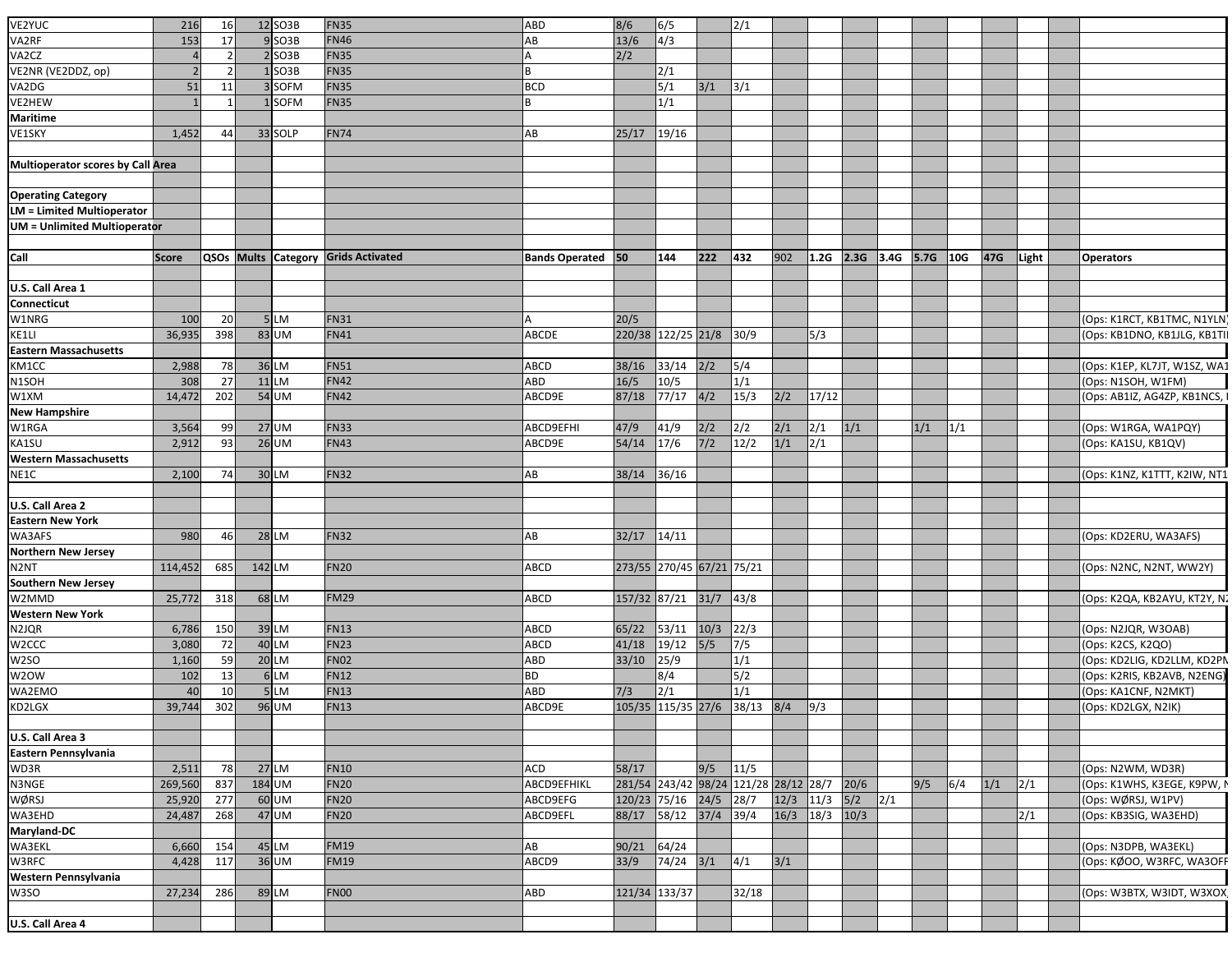| | | | | | | | | | | | | | | | | | | | | |
|---|---|---|---|---|---|---|---|---|---|---|---|---|---|---|---|---|---|---|---|---|
| VE2YUC | 216 | 16 | 12 | SO3B | FN35 | ABD | 8/6 | 6/5 | | 2/1 | | | | | | | | | | |
| VA2RF | 153 | 17 | 9 | SO3B | FN46 | AB | 13/6 | 4/3 | | | | | | | | | | | | |
| VA2CZ | 4 | 2 | 2 | SO3B | FN35 | A | 2/2 | | | | | | | | | | | | | |
| VE2NR (VE2DDZ, op) | 2 | 2 | 1 | SO3B | FN35 | B | | 2/1 | | | | | | | | | | | | |
| VA2DG | 51 | 11 | 3 | SOFM | FN35 | BCD | | 5/1 | 3/1 | 3/1 | | | | | | | | | | |
| VE2HEW | 1 | 1 | 1 | SOFM | FN35 | B | | 1/1 | | | | | | | | | | | | |
| **Maritime** | | | | | | | | | | | | | | | | | | | | |
| VE1SKY | 1,452 | 44 | 33 | SOLP | FN74 | AB | 25/17 | 19/16 | | | | | | | | | | | | |

**Multioperator scores by Call Area**

**Operating Category**
**LM = Limited Multioperator**
**UM = Unlimited Multioperator**

| Call | Score | QSOs | Mults | Category | Grids Activated | Bands Operated | 50 | 144 | 222 | 432 | 902 | 1.2G | 2.3G | 3.4G | 5.7G | 10G | 47G | Light | | Operators |
|---|---|---|---|---|---|---|---|---|---|---|---|---|---|---|---|---|---|---|---|---|
| **U.S. Call Area 1** | | | | | | | | | | | | | | | | | | | | |
| **Connecticut** | | | | | | | | | | | | | | | | | | | | |
| W1NRG | 100 | 20 | 5 | LM | FN31 | A | 20/5 | | | | | | | | | | | | | (Ops: K1RCT, KB1TMC, N1YLN) |
| KE1LI | 36,935 | 398 | 83 | UM | FN41 | ABCDE | 220/38 | 122/25 | 21/8 | 30/9 | | 5/3 | | | | | | | | (Ops: KB1DNO, KB1JLG, KB1TI |
| **Eastern Massachusetts** | | | | | | | | | | | | | | | | | | | | |
| KM1CC | 2,988 | 78 | 36 | LM | FN51 | ABCD | 38/16 | 33/14 | 2/2 | 5/4 | | | | | | | | | | (Ops: K1EP, KL7JT, W1SZ, WA1 |
| N1SOH | 308 | 27 | 11 | LM | FN42 | ABD | 16/5 | 10/5 | | 1/1 | | | | | | | | | | (Ops: N1SOH, W1FM) |
| W1XM | 14,472 | 202 | 54 | UM | FN42 | ABCD9E | 87/18 | 77/17 | 4/2 | 15/3 | 2/2 | 17/12 | | | | | | | | (Ops: AB1IZ, AG4ZP, KB1NCS, |
| **New Hampshire** | | | | | | | | | | | | | | | | | | | | |
| W1RGA | 3,564 | 99 | 27 | UM | FN33 | ABCD9EFHI | 47/9 | 41/9 | 2/2 | 2/2 | 2/1 | 2/1 | 1/1 | | 1/1 | 1/1 | | | | (Ops: W1RGA, WA1PQY) |
| KA1SU | 2,912 | 93 | 26 | UM | FN43 | ABCD9E | 54/14 | 17/6 | 7/2 | 12/2 | 1/1 | 2/1 | | | | | | | | (Ops: KA1SU, KB1QV) |
| **Western Massachusetts** | | | | | | | | | | | | | | | | | | | | |
| NE1C | 2,100 | 74 | 30 | LM | FN32 | AB | 38/14 | 36/16 | | | | | | | | | | | | (Ops: K1NZ, K1TTT, K2IW, NT1 |
| **U.S. Call Area 2** | | | | | | | | | | | | | | | | | | | | |
| **Eastern New York** | | | | | | | | | | | | | | | | | | | | |
| WA3AFS | 980 | 46 | 28 | LM | FN32 | AB | 32/17 | 14/11 | | | | | | | | | | | | (Ops: KD2ERU, WA3AFS) |
| **Northern New Jersey** | | | | | | | | | | | | | | | | | | | | |
| N2NT | 114,452 | 685 | 142 | LM | FN20 | ABCD | 273/55 | 270/45 | 67/21 | 75/21 | | | | | | | | | | (Ops: N2NC, N2NT, WW2Y) |
| **Southern New Jersey** | | | | | | | | | | | | | | | | | | | | |
| W2MMD | 25,772 | 318 | 68 | LM | FM29 | ABCD | 157/32 | 87/21 | 31/7 | 43/8 | | | | | | | | | | (Ops: K2QA, KB2AYU, KT2Y, N |
| **Western New York** | | | | | | | | | | | | | | | | | | | | |
| N2JQR | 6,786 | 150 | 39 | LM | FN13 | ABCD | 65/22 | 53/11 | 10/3 | 22/3 | | | | | | | | | | (Ops: N2JQR, W3OAB) |
| W2CCC | 3,080 | 72 | 40 | LM | FN23 | ABCD | 41/18 | 19/12 | 5/5 | 7/5 | | | | | | | | | | (Ops: K2CS, K2QO) |
| W2SO | 1,160 | 59 | 20 | LM | FN02 | ABD | 33/10 | 25/9 | | 1/1 | | | | | | | | | | (Ops: KD2LIG, KD2LLM, KD2PN |
| W2OW | 102 | 13 | 6 | LM | FN12 | BD | | 8/4 | | 5/2 | | | | | | | | | | (Ops: K2RIS, KB2AVB, N2ENG) |
| WA2EMO | 40 | 10 | 5 | LM | FN13 | ABD | 7/3 | 2/1 | | 1/1 | | | | | | | | | | (Ops: KA1CNF, N2MKT) |
| KD2LGX | 39,744 | 302 | 96 | UM | FN13 | ABCD9E | 105/35 | 115/35 | 27/6 | 38/13 | 8/4 | 9/3 | | | | | | | | (Ops: KD2LGX, N2IK) |
| **U.S. Call Area 3** | | | | | | | | | | | | | | | | | | | | |
| **Eastern Pennsylvania** | | | | | | | | | | | | | | | | | | | | |
| WD3R | 2,511 | 78 | 27 | LM | FN10 | ACD | 58/17 | | 9/5 | 11/5 | | | | | | | | | | (Ops: N2WM, WD3R) |
| N3NGE | 269,560 | 837 | 184 | UM | FN20 | ABCD9EFHIKL | 281/54 | 243/42 | 98/24 | 121/28 | 28/12 | 28/7 | 20/6 | | 9/5 | 6/4 | 1/1 | 2/1 | | (Ops: K1WHS, K3EGE, K9PW, N |
| WØRSJ | 25,920 | 277 | 60 | UM | FN20 | ABCD9EFG | 120/23 | 75/16 | 24/5 | 28/7 | 12/3 | 11/3 | 5/2 | 2/1 | | | | | | (Ops: WØRSJ, W1PV) |
| WA3EHD | 24,487 | 268 | 47 | UM | FN20 | ABCD9EFL | 88/17 | 58/12 | 37/4 | 39/4 | 16/3 | 18/3 | 10/3 | | | | | 2/1 | | (Ops: KB3SIG, WA3EHD) |
| **Maryland-DC** | | | | | | | | | | | | | | | | | | | | |
| WA3EKL | 6,660 | 154 | 45 | LM | FM19 | AB | 90/21 | 64/24 | | | | | | | | | | | | (Ops: N3DPB, WA3EKL) |
| W3RFC | 4,428 | 117 | 36 | UM | FM19 | ABCD9 | 33/9 | 74/24 | 3/1 | 4/1 | 3/1 | | | | | | | | | (Ops: KØOO, W3RFC, WA3OFF |
| **Western Pennsylvania** | | | | | | | | | | | | | | | | | | | | |
| W3SO | 27,234 | 286 | 89 | LM | FN00 | ABD | 121/34 | 133/37 | | 32/18 | | | | | | | | | | (Ops: W3BTX, W3IDT, W3XOX, |
| **U.S. Call Area 4** | | | | | | | | | | | | | | | | | | | | |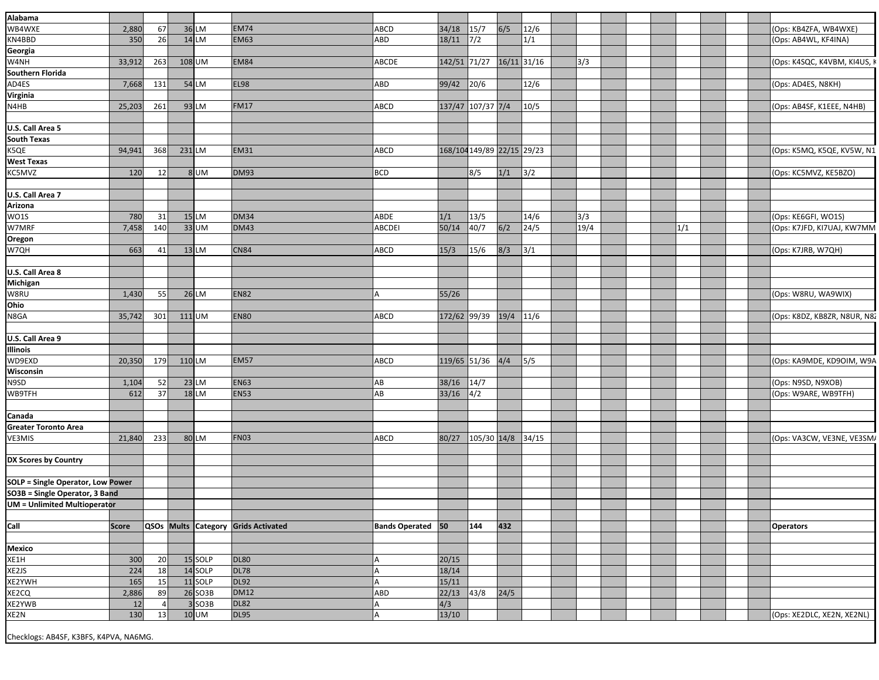| Call | Score | QSOs | Mults | Category | Grids Activated | Bands Operated | 50 | 144 | 432 | | | | | | | | | | | Operators |
|---|---|---|---|---|---|---|---|---|---|---|---|---|---|---|---|---|---|---|---|---|
| **Alabama** | | | | | | | | | | | | | | | | | | | | |
| WB4WXE | 2,880 | 67 | 36 | LM | EM74 | ABCD | 34/18 | 15/7 | 6/5 | 12/6 | | | | | | | | | | (Ops: KB4ZFA, WB4WXE) |
| KN4BBD | 350 | 26 | 14 | LM | EM63 | ABD | 18/11 | 7/2 | | 1/1 | | | | | | | | | | (Ops: AB4WL, KF4INA) |
| **Georgia** | | | | | | | | | | | | | | | | | | | | |
| W4NH | 33,912 | 263 | 108 | UM | EM84 | ABCDE | 142/51 | 71/27 | 16/11 | 31/16 | | 3/3 | | | | | | | | (Ops: K4SQC, K4VBM, KI4US, K |
| **Southern Florida** | | | | | | | | | | | | | | | | | | | | |
| AD4ES | 7,668 | 131 | 54 | LM | EL98 | ABD | 99/42 | 20/6 | | 12/6 | | | | | | | | | | (Ops: AD4ES, N8KH) |
| **Virginia** | | | | | | | | | | | | | | | | | | | | |
| N4HB | 25,203 | 261 | 93 | LM | FM17 | ABCD | 137/47 | 107/37 | 7/4 | 10/5 | | | | | | | | | | (Ops: AB4SF, K1EEE, N4HB) |
| | | | | | | | | | | | | | | | | | | | | |
| **U.S. Call Area 5** | | | | | | | | | | | | | | | | | | | | |
| **South Texas** | | | | | | | | | | | | | | | | | | | | |
| K5QE | 94,941 | 368 | 231 | LM | EM31 | ABCD | 168/104 | 149/89 | 22/15 | 29/23 | | | | | | | | | | (Ops: K5MQ, K5QE, KV5W, N1 |
| **West Texas** | | | | | | | | | | | | | | | | | | | | |
| KC5MVZ | 120 | 12 | 8 | UM | DM93 | BCD | | 8/5 | 1/1 | 3/2 | | | | | | | | | | (Ops: KC5MVZ, KE5BZO) |
| | | | | | | | | | | | | | | | | | | | | |
| **U.S. Call Area 7** | | | | | | | | | | | | | | | | | | | | |
| **Arizona** | | | | | | | | | | | | | | | | | | | | |
| WO1S | 780 | 31 | 15 | LM | DM34 | ABDE | 1/1 | 13/5 | | 14/6 | | 3/3 | | | | | | | | (Ops: KE6GFI, WO1S) |
| W7MRF | 7,458 | 140 | 33 | UM | DM43 | ABCDEI | 50/14 | 40/7 | 6/2 | 24/5 | | 19/4 | | | | 1/1 | | | | (Ops: K7JFD, KI7UAJ, KW7MM |
| **Oregon** | | | | | | | | | | | | | | | | | | | | |
| W7QH | 663 | 41 | 13 | LM | CN84 | ABCD | 15/3 | 15/6 | 8/3 | 3/1 | | | | | | | | | | (Ops: K7JRB, W7QH) |
| | | | | | | | | | | | | | | | | | | | | |
| **U.S. Call Area 8** | | | | | | | | | | | | | | | | | | | | |
| **Michigan** | | | | | | | | | | | | | | | | | | | | |
| W8RU | 1,430 | 55 | 26 | LM | EN82 | A | 55/26 | | | | | | | | | | | | | (Ops: W8RU, WA9WIX) |
| **Ohio** | | | | | | | | | | | | | | | | | | | | |
| N8GA | 35,742 | 301 | 111 | UM | EN80 | ABCD | 172/62 | 99/39 | 19/4 | 11/6 | | | | | | | | | | (Ops: K8DZ, KB8ZR, N8UR, N8Z |
| | | | | | | | | | | | | | | | | | | | | |
| **U.S. Call Area 9** | | | | | | | | | | | | | | | | | | | | |
| **Illinois** | | | | | | | | | | | | | | | | | | | | |
| WD9EXD | 20,350 | 179 | 110 | LM | EM57 | ABCD | 119/65 | 51/36 | 4/4 | 5/5 | | | | | | | | | | (Ops: KA9MDE, KD9OIM, W9A |
| **Wisconsin** | | | | | | | | | | | | | | | | | | | | |
| N9SD | 1,104 | 52 | 23 | LM | EN63 | AB | 38/16 | 14/7 | | | | | | | | | | | | (Ops: N9SD, N9XOB) |
| WB9TFH | 612 | 37 | 18 | LM | EN53 | AB | 33/16 | 4/2 | | | | | | | | | | | | (Ops: W9ARE, WB9TFH) |
| | | | | | | | | | | | | | | | | | | | | |
| **Canada** | | | | | | | | | | | | | | | | | | | | |
| **Greater Toronto Area** | | | | | | | | | | | | | | | | | | | | |
| VE3MIS | 21,840 | 233 | 80 | LM | FN03 | ABCD | 80/27 | 105/30 | 14/8 | 34/15 | | | | | | | | | | (Ops: VA3CW, VE3NE, VE3SM/ |
| | | | | | | | | | | | | | | | | | | | | |
| **DX Scores by Country** | | | | | | | | | | | | | | | | | | | | |
| | | | | | | | | | | | | | | | | | | | | |
| **SOLP = Single Operator, Low Power** | | | | | | | | | | | | | | | | | | | | |
| **SO3B = Single Operator, 3 Band** | | | | | | | | | | | | | | | | | | | | |
| **UM = Unlimited Multioperator** | | | | | | | | | | | | | | | | | | | | |
| | | | | | | | | | | | | | | | | | | | | |
| **Call** | **Score** | **QSOs** | **Mults** | **Category** | **Grids Activated** | **Bands Operated** | **50** | **144** | **432** | | | | | | | | | | | **Operators** |
| | | | | | | | | | | | | | | | | | | | | |
| **Mexico** | | | | | | | | | | | | | | | | | | | | |
| XE1H | 300 | 20 | 15 | SOLP | DL80 | A | 20/15 | | | | | | | | | | | | | |
| XE2JS | 224 | 18 | 14 | SOLP | DL78 | A | 18/14 | | | | | | | | | | | | | |
| XE2YWH | 165 | 15 | 11 | SOLP | DL92 | A | 15/11 | | | | | | | | | | | | | |
| XE2CQ | 2,886 | 89 | 26 | SO3B | DM12 | ABD | 22/13 | 43/8 | 24/5 | | | | | | | | | | | |
| XE2YWB | 12 | 4 | 3 | SO3B | DL82 | A | 4/3 | | | | | | | | | | | | | |
| XE2N | 130 | 13 | 10 | UM | DL95 | A | 13/10 | | | | | | | | | | | | | (Ops: XE2DLC, XE2N, XE2NL) |

Checklogs: AB4SF, K3BFS, K4PVA, NA6MG.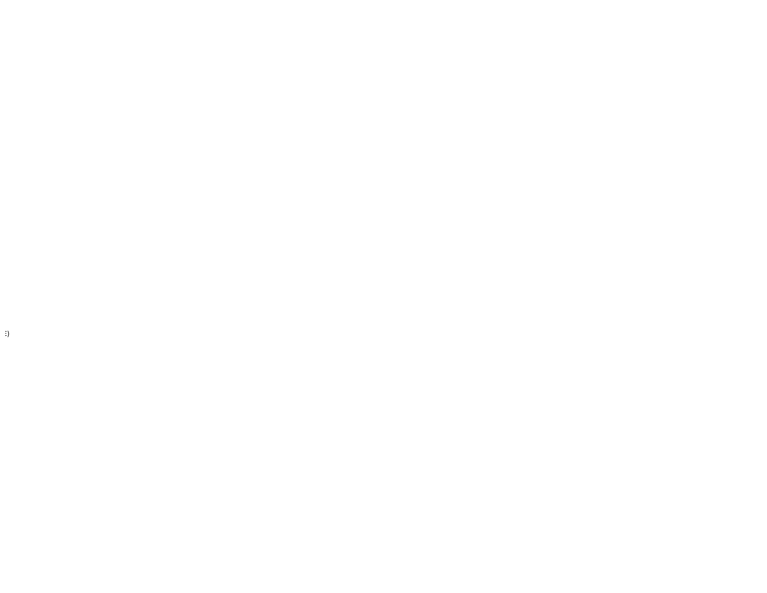E)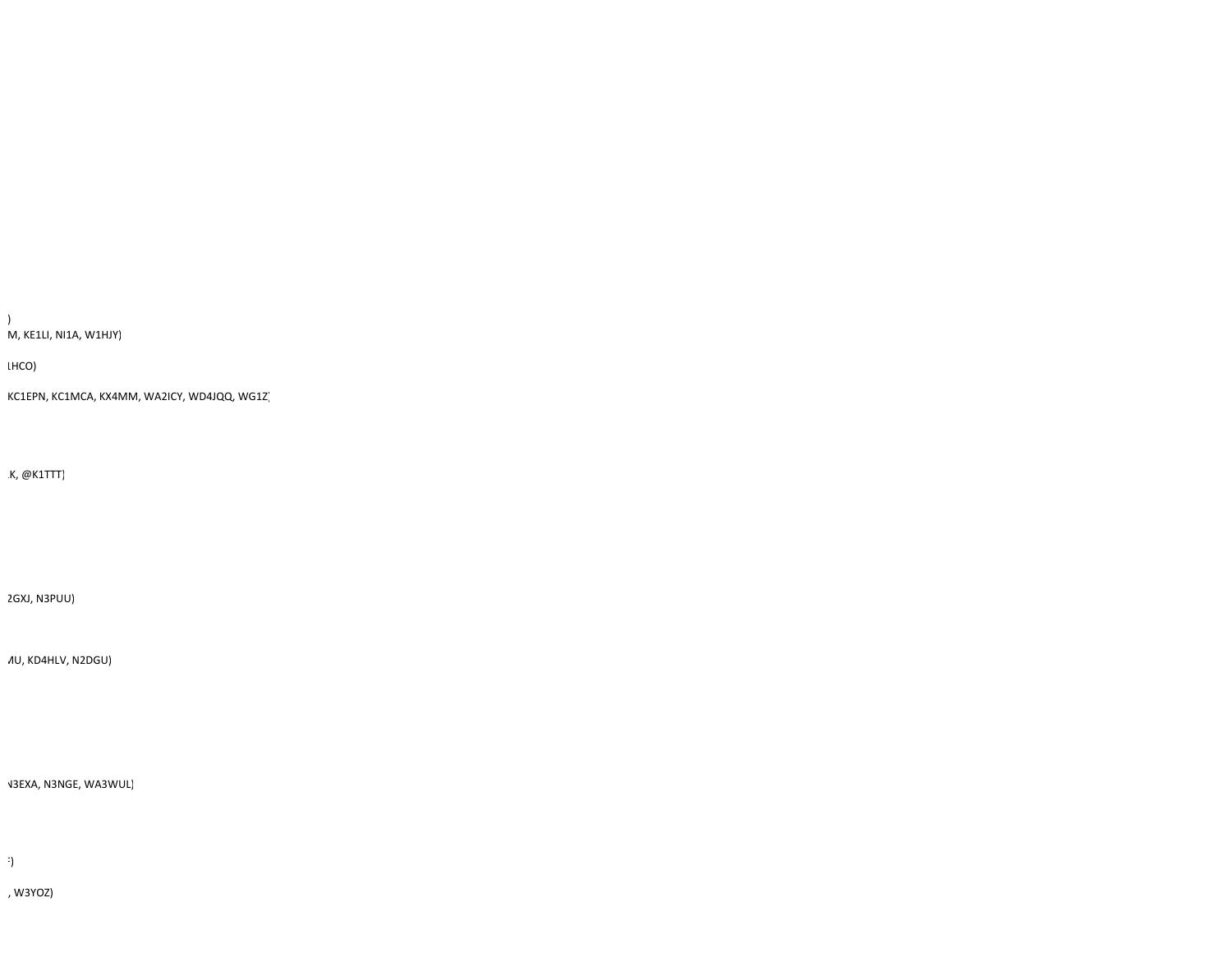)

M, KE1LI, NI1A, W1HJY)

LHCO)

KC1EPN, KC1MCA, KX4MM, WA2ICY, WD4JQQ, WG1Z)

.K, @K1TTT)

2GXJ, N3PUU)

MU, KD4HLV, N2DGU)

N3EXA, N3NGE, WA3WUL)

:)

, W3YOZ)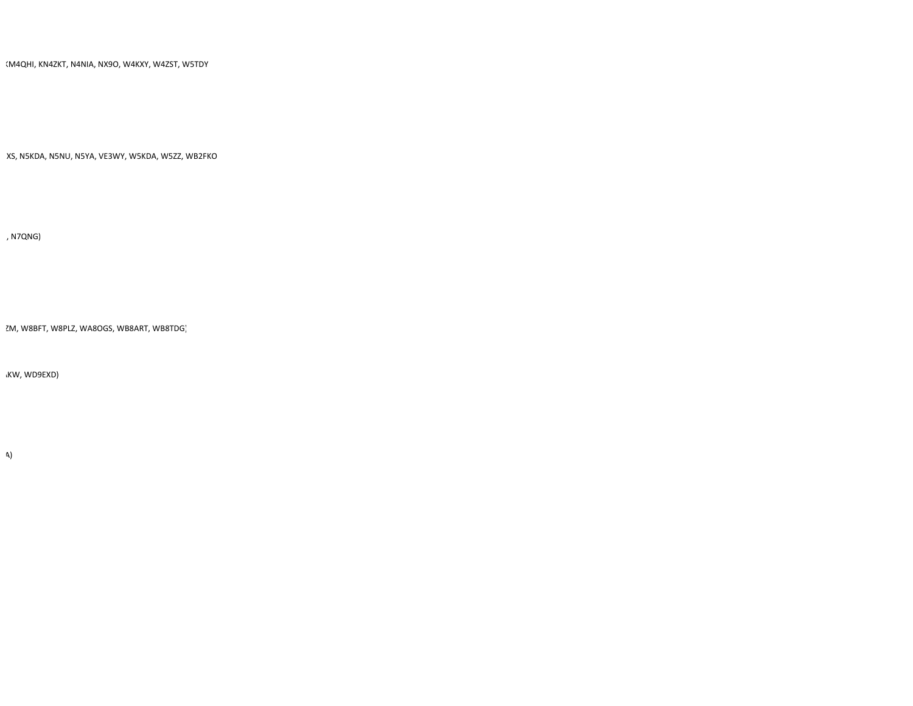KM4QHI, KN4ZKT, N4NIA, NX9O, W4KXY, W4ZST, W5TDY

XS, N5KDA, N5NU, N5YA, VE3WY, W5KDA, W5ZZ, WB2FKO

, N7QNG)

ZM, W8BFT, W8PLZ, WA8OGS, WB8ART, WB8TDG)

KW, WD9EXD)

A)